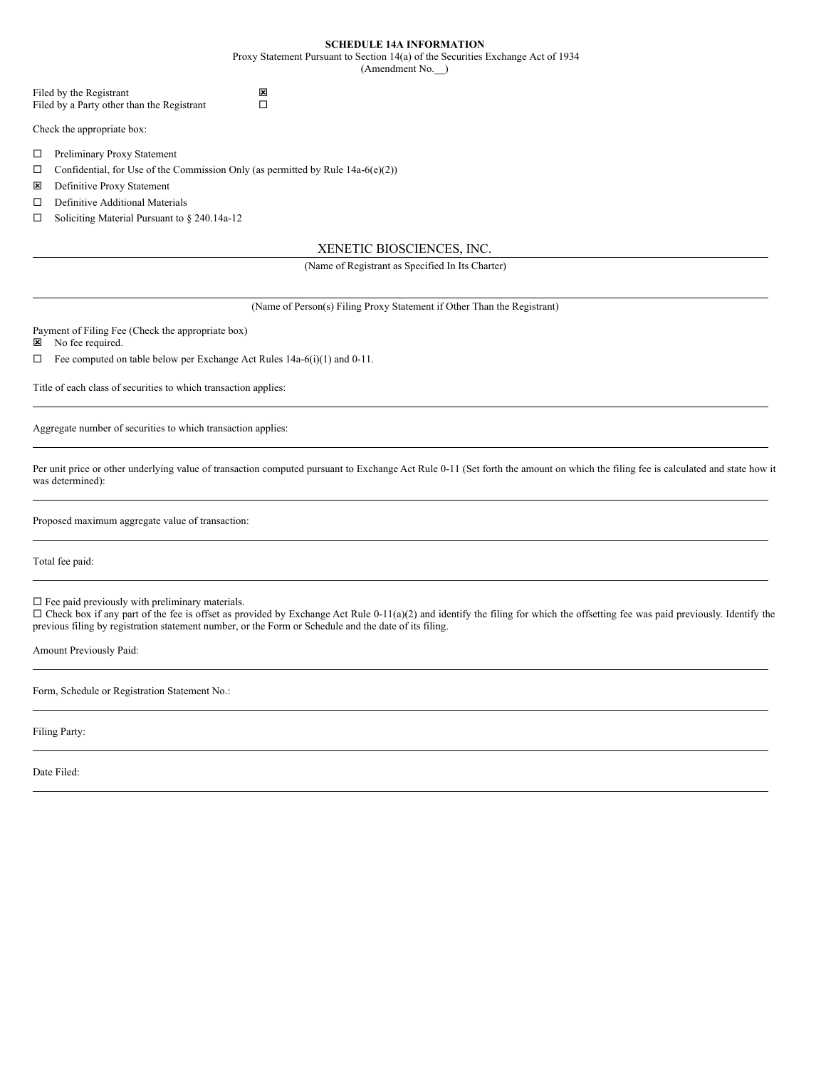**SCHEDULE 14A INFORMATION**

Proxy Statement Pursuant to Section 14(a) of the Securities Exchange Act of 1934

(Amendment No.\_\_)

Filed by the Registrant ☒

Filed by a Party other than the Registrant ☐

Check the appropriate box:

☐ Preliminary Proxy Statement

☐ Confidential, for Use of the Commission Only (as permitted by Rule 14a-6(e)(2))

☒ Definitive Proxy Statement

☐ Definitive Additional Materials

☐ Soliciting Material Pursuant to § 240.14a-12

XENETIC BIOSCIENCES, INC.

(Name of Registrant as Specified In Its Charter)

(Name of Person(s) Filing Proxy Statement if Other Than the Registrant)

Payment of Filing Fee (Check the appropriate box)

☒ No fee required.

☐ Fee computed on table below per Exchange Act Rules 14a-6(i)(1) and 0-11.

Title of each class of securities to which transaction applies:

Aggregate number of securities to which transaction applies:

Per unit price or other underlying value of transaction computed pursuant to Exchange Act Rule 0-11 (Set forth the amount on which the filing fee is calculated and state how it was determined):

Proposed maximum aggregate value of transaction:

Total fee paid:

☐ Fee paid previously with preliminary materials.

☐ Check box if any part of the fee is offset as provided by Exchange Act Rule 0-11(a)(2) and identify the filing for which the offsetting fee was paid previously. Identify the previous filing by registration statement number, or the Form or Schedule and the date of its filing.

Amount Previously Paid:

Form, Schedule or Registration Statement No.:

Filing Party:

Date Filed: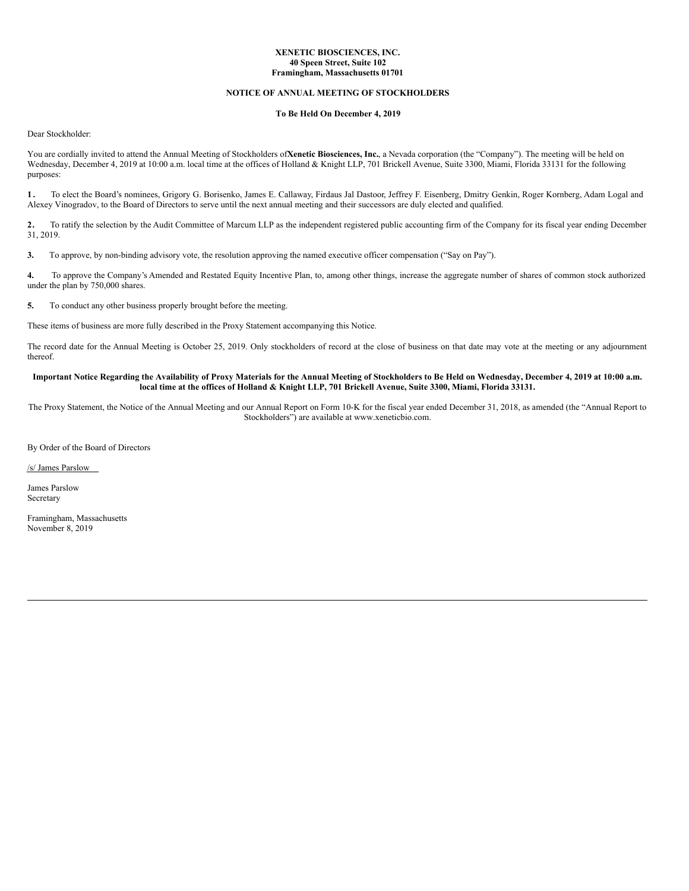**XENETIC BIOSCIENCES, INC.**
**40 Speen Street, Suite 102**
**Framingham, Massachusetts 01701**

**NOTICE OF ANNUAL MEETING OF STOCKHOLDERS**

**To Be Held On December 4, 2019**

Dear Stockholder:

You are cordially invited to attend the Annual Meeting of Stockholders of **Xenetic Biosciences, Inc.**, a Nevada corporation (the "Company"). The meeting will be held on Wednesday, December 4, 2019 at 10:00 a.m. local time at the offices of Holland & Knight LLP, 701 Brickell Avenue, Suite 3300, Miami, Florida 33131 for the following purposes:

**1.** To elect the Board's nominees, Grigory G. Borisenko, James E. Callaway, Firdaus Jal Dastoor, Jeffrey F. Eisenberg, Dmitry Genkin, Roger Kornberg, Adam Logal and Alexey Vinogradov, to the Board of Directors to serve until the next annual meeting and their successors are duly elected and qualified.

**2.** To ratify the selection by the Audit Committee of Marcum LLP as the independent registered public accounting firm of the Company for its fiscal year ending December 31, 2019.

**3.** To approve, by non-binding advisory vote, the resolution approving the named executive officer compensation ("Say on Pay").

**4.** To approve the Company's Amended and Restated Equity Incentive Plan, to, among other things, increase the aggregate number of shares of common stock authorized under the plan by 750,000 shares.

**5.** To conduct any other business properly brought before the meeting.

These items of business are more fully described in the Proxy Statement accompanying this Notice.

The record date for the Annual Meeting is October 25, 2019. Only stockholders of record at the close of business on that date may vote at the meeting or any adjournment thereof.

**Important Notice Regarding the Availability of Proxy Materials for the Annual Meeting of Stockholders to Be Held on Wednesday, December 4, 2019 at 10:00 a.m. local time at the offices of Holland & Knight LLP, 701 Brickell Avenue, Suite 3300, Miami, Florida 33131.**

The Proxy Statement, the Notice of the Annual Meeting and our Annual Report on Form 10-K for the fiscal year ended December 31, 2018, as amended (the "Annual Report to Stockholders") are available at www.xeneticbio.com.

By Order of the Board of Directors

/s/ James Parslow

James Parslow
Secretary

Framingham, Massachusetts
November 8, 2019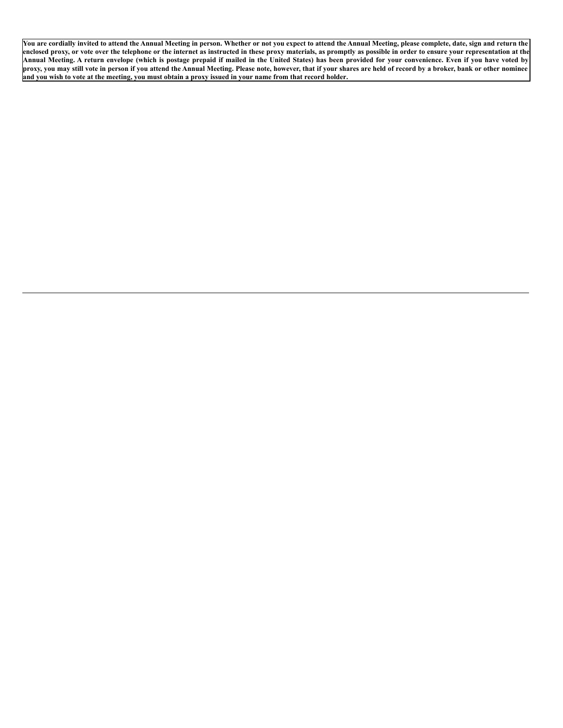**You are cordially invited to attend the Annual Meeting in person. Whether or not you expect to attend the Annual Meeting, please complete, date, sign and return the enclosed proxy, or vote over the telephone or the internet as instructed in these proxy materials, as promptly as possible in order to ensure your representation at the Annual Meeting. A return envelope (which is postage prepaid if mailed in the United States) has been provided for your convenience. Even if you have voted by proxy, you may still vote in person if you attend the Annual Meeting. Please note, however, that if your shares are held of record by a broker, bank or other nominee and you wish to vote at the meeting, you must obtain a proxy issued in your name from that record holder.**

---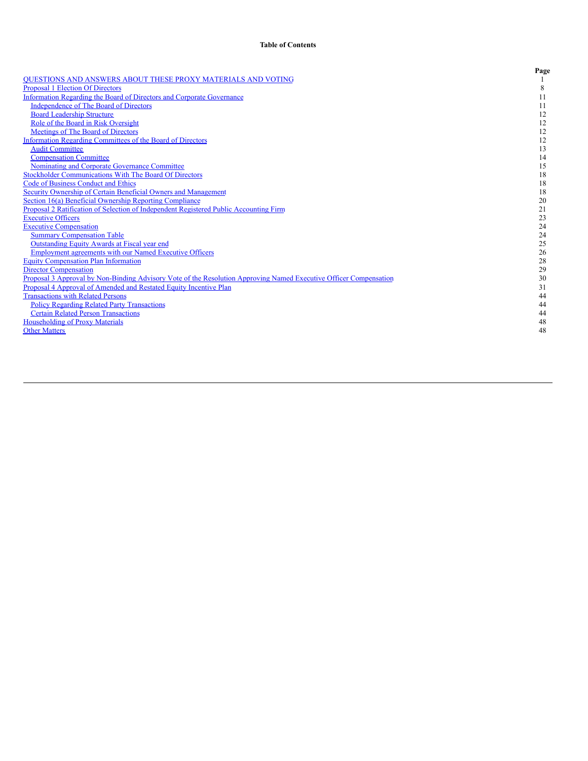**Table of Contents**

| | Page |
|---|---|
| QUESTIONS AND ANSWERS ABOUT THESE PROXY MATERIALS AND VOTING | 1 |
| Proposal 1 Election Of Directors | 8 |
| Information Regarding the Board of Directors and Corporate Governance | 11 |
| Independence of The Board of Directors | 11 |
| Board Leadership Structure | 12 |
| Role of the Board in Risk Oversight | 12 |
| Meetings of The Board of Directors | 12 |
| Information Regarding Committees of the Board of Directors | 12 |
| Audit Committee | 13 |
| Compensation Committee | 14 |
| Nominating and Corporate Governance Committee | 15 |
| Stockholder Communications With The Board Of Directors | 18 |
| Code of Business Conduct and Ethics | 18 |
| Security Ownership of Certain Beneficial Owners and Management | 18 |
| Section 16(a) Beneficial Ownership Reporting Compliance | 20 |
| Proposal 2 Ratification of Selection of Independent Registered Public Accounting Firm | 21 |
| Executive Officers | 23 |
| Executive Compensation | 24 |
| Summary Compensation Table | 24 |
| Outstanding Equity Awards at Fiscal year end | 25 |
| Employment agreements with our Named Executive Officers | 26 |
| Equity Compensation Plan Information | 28 |
| Director Compensation | 29 |
| Proposal 3 Approval by Non-Binding Advisory Vote of the Resolution Approving Named Executive Officer Compensation | 30 |
| Proposal 4 Approval of Amended and Restated Equity Incentive Plan | 31 |
| Transactions with Related Persons | 44 |
| Policy Regarding Related Party Transactions | 44 |
| Certain Related Person Transactions | 44 |
| Householding of Proxy Materials | 48 |
| Other Matters | 48 |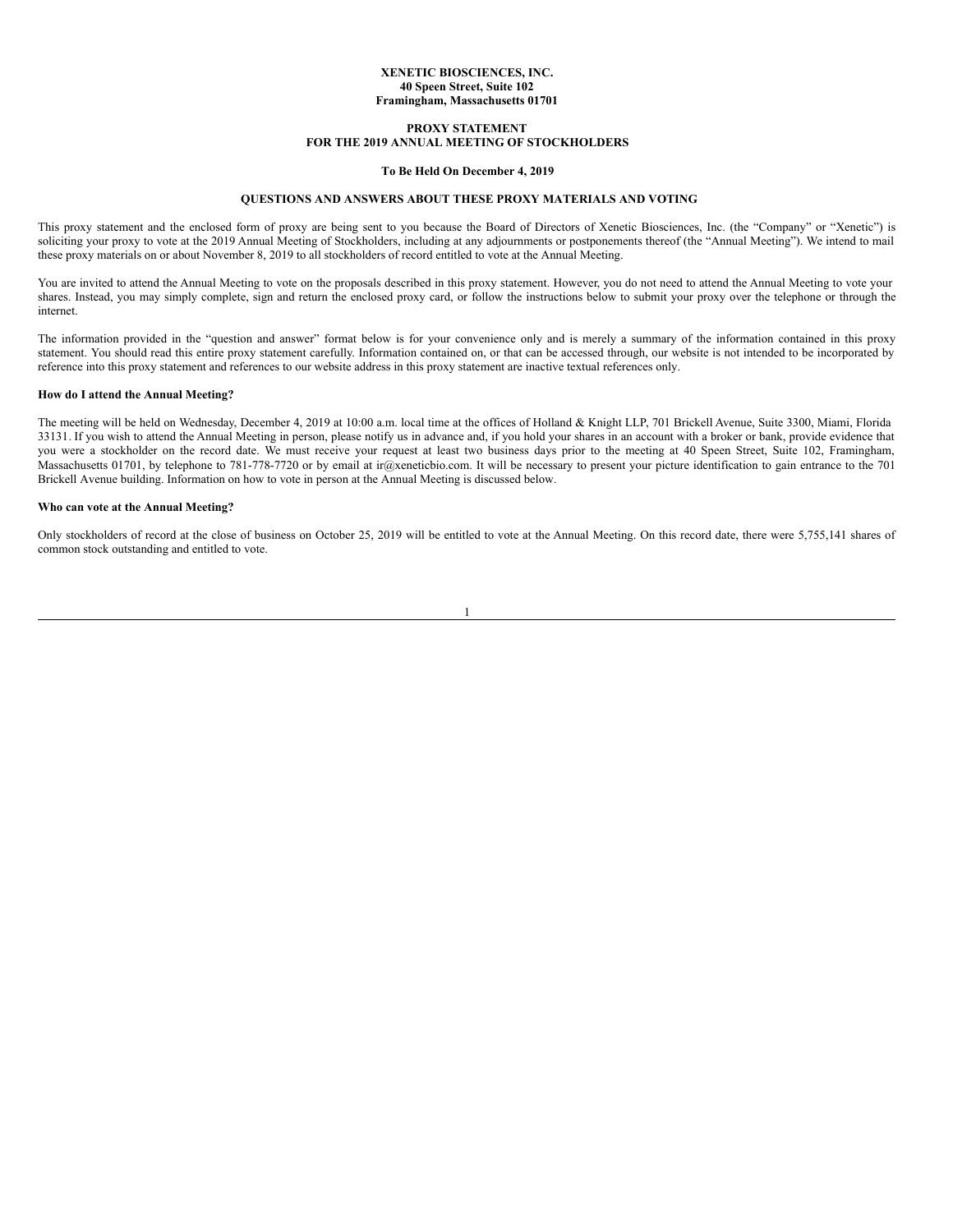**XENETIC BIOSCIENCES, INC.**
**40 Speen Street, Suite 102**
**Framingham, Massachusetts 01701**

**PROXY STATEMENT**
**FOR THE 2019 ANNUAL MEETING OF STOCKHOLDERS**

**To Be Held On December 4, 2019**

**QUESTIONS AND ANSWERS ABOUT THESE PROXY MATERIALS AND VOTING**

This proxy statement and the enclosed form of proxy are being sent to you because the Board of Directors of Xenetic Biosciences, Inc. (the "Company" or "Xenetic") is soliciting your proxy to vote at the 2019 Annual Meeting of Stockholders, including at any adjournments or postponements thereof (the "Annual Meeting"). We intend to mail these proxy materials on or about November 8, 2019 to all stockholders of record entitled to vote at the Annual Meeting.

You are invited to attend the Annual Meeting to vote on the proposals described in this proxy statement. However, you do not need to attend the Annual Meeting to vote your shares. Instead, you may simply complete, sign and return the enclosed proxy card, or follow the instructions below to submit your proxy over the telephone or through the internet.

The information provided in the "question and answer" format below is for your convenience only and is merely a summary of the information contained in this proxy statement. You should read this entire proxy statement carefully. Information contained on, or that can be accessed through, our website is not intended to be incorporated by reference into this proxy statement and references to our website address in this proxy statement are inactive textual references only.

**How do I attend the Annual Meeting?**

The meeting will be held on Wednesday, December 4, 2019 at 10:00 a.m. local time at the offices of Holland & Knight LLP, 701 Brickell Avenue, Suite 3300, Miami, Florida 33131. If you wish to attend the Annual Meeting in person, please notify us in advance and, if you hold your shares in an account with a broker or bank, provide evidence that you were a stockholder on the record date. We must receive your request at least two business days prior to the meeting at 40 Speen Street, Suite 102, Framingham, Massachusetts 01701, by telephone to 781-778-7720 or by email at ir@xeneticbio.com. It will be necessary to present your picture identification to gain entrance to the 701 Brickell Avenue building. Information on how to vote in person at the Annual Meeting is discussed below.

**Who can vote at the Annual Meeting?**

Only stockholders of record at the close of business on October 25, 2019 will be entitled to vote at the Annual Meeting. On this record date, there were 5,755,141 shares of common stock outstanding and entitled to vote.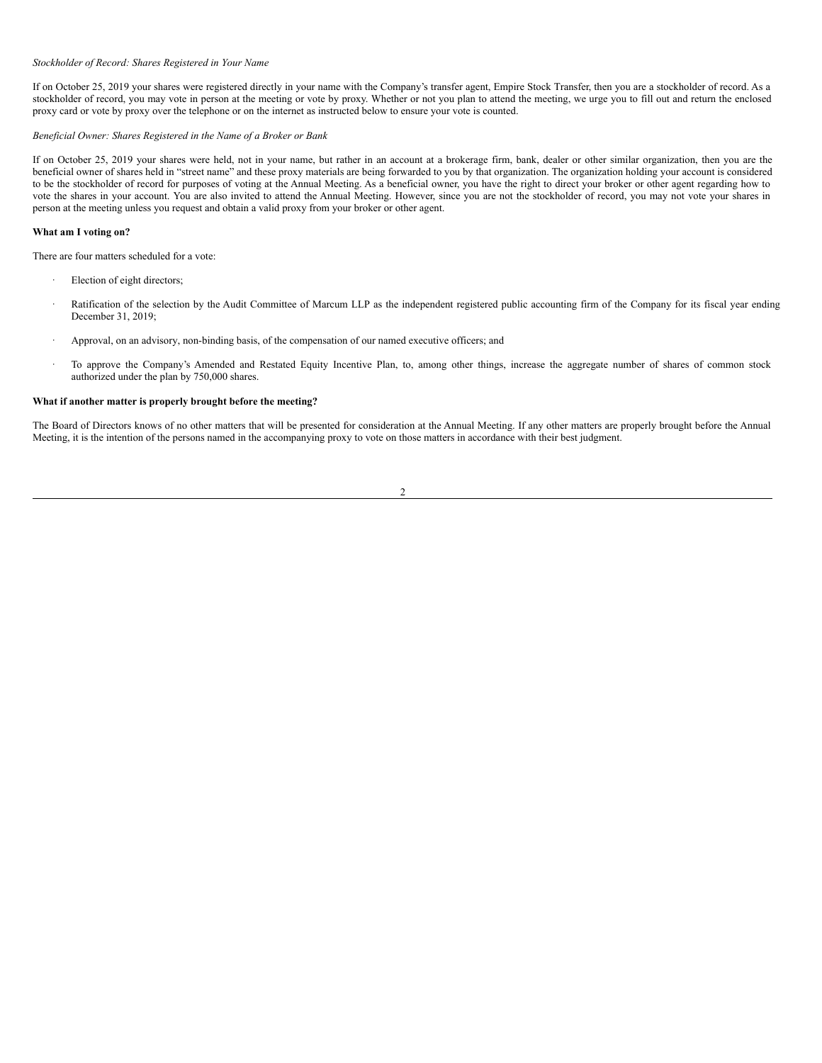*Stockholder of Record: Shares Registered in Your Name*

If on October 25, 2019 your shares were registered directly in your name with the Company's transfer agent, Empire Stock Transfer, then you are a stockholder of record. As a stockholder of record, you may vote in person at the meeting or vote by proxy. Whether or not you plan to attend the meeting, we urge you to fill out and return the enclosed proxy card or vote by proxy over the telephone or on the internet as instructed below to ensure your vote is counted.

*Beneficial Owner: Shares Registered in the Name of a Broker or Bank*

If on October 25, 2019 your shares were held, not in your name, but rather in an account at a brokerage firm, bank, dealer or other similar organization, then you are the beneficial owner of shares held in "street name" and these proxy materials are being forwarded to you by that organization. The organization holding your account is considered to be the stockholder of record for purposes of voting at the Annual Meeting. As a beneficial owner, you have the right to direct your broker or other agent regarding how to vote the shares in your account. You are also invited to attend the Annual Meeting. However, since you are not the stockholder of record, you may not vote your shares in person at the meeting unless you request and obtain a valid proxy from your broker or other agent.

**What am I voting on?**

There are four matters scheduled for a vote:

- Election of eight directors;
- Ratification of the selection by the Audit Committee of Marcum LLP as the independent registered public accounting firm of the Company for its fiscal year ending December 31, 2019;
- Approval, on an advisory, non-binding basis, of the compensation of our named executive officers; and
- To approve the Company's Amended and Restated Equity Incentive Plan, to, among other things, increase the aggregate number of shares of common stock authorized under the plan by 750,000 shares.

**What if another matter is properly brought before the meeting?**

The Board of Directors knows of no other matters that will be presented for consideration at the Annual Meeting. If any other matters are properly brought before the Annual Meeting, it is the intention of the persons named in the accompanying proxy to vote on those matters in accordance with their best judgment.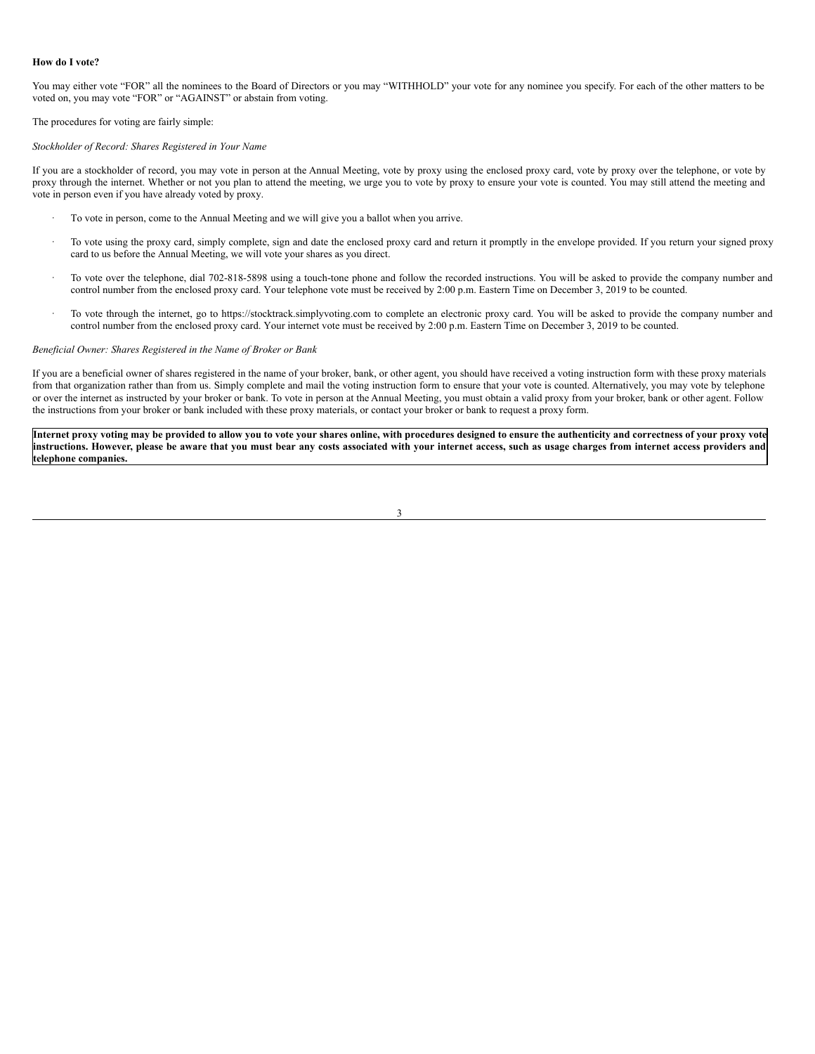**How do I vote?**

You may either vote "FOR" all the nominees to the Board of Directors or you may "WITHHOLD" your vote for any nominee you specify. For each of the other matters to be voted on, you may vote "FOR" or "AGAINST" or abstain from voting.

The procedures for voting are fairly simple:

*Stockholder of Record: Shares Registered in Your Name*

If you are a stockholder of record, you may vote in person at the Annual Meeting, vote by proxy using the enclosed proxy card, vote by proxy over the telephone, or vote by proxy through the internet. Whether or not you plan to attend the meeting, we urge you to vote by proxy to ensure your vote is counted. You may still attend the meeting and vote in person even if you have already voted by proxy.

- To vote in person, come to the Annual Meeting and we will give you a ballot when you arrive.
- To vote using the proxy card, simply complete, sign and date the enclosed proxy card and return it promptly in the envelope provided. If you return your signed proxy card to us before the Annual Meeting, we will vote your shares as you direct.
- To vote over the telephone, dial 702-818-5898 using a touch-tone phone and follow the recorded instructions. You will be asked to provide the company number and control number from the enclosed proxy card. Your telephone vote must be received by 2:00 p.m. Eastern Time on December 3, 2019 to be counted.
- To vote through the internet, go to https://stocktrack.simplyvoting.com to complete an electronic proxy card. You will be asked to provide the company number and control number from the enclosed proxy card. Your internet vote must be received by 2:00 p.m. Eastern Time on December 3, 2019 to be counted.

*Beneficial Owner: Shares Registered in the Name of Broker or Bank*

If you are a beneficial owner of shares registered in the name of your broker, bank, or other agent, you should have received a voting instruction form with these proxy materials from that organization rather than from us. Simply complete and mail the voting instruction form to ensure that your vote is counted. Alternatively, you may vote by telephone or over the internet as instructed by your broker or bank. To vote in person at the Annual Meeting, you must obtain a valid proxy from your broker, bank or other agent. Follow the instructions from your broker or bank included with these proxy materials, or contact your broker or bank to request a proxy form.

**Internet proxy voting may be provided to allow you to vote your shares online, with procedures designed to ensure the authenticity and correctness of your proxy vote instructions. However, please be aware that you must bear any costs associated with your internet access, such as usage charges from internet access providers and telephone companies.**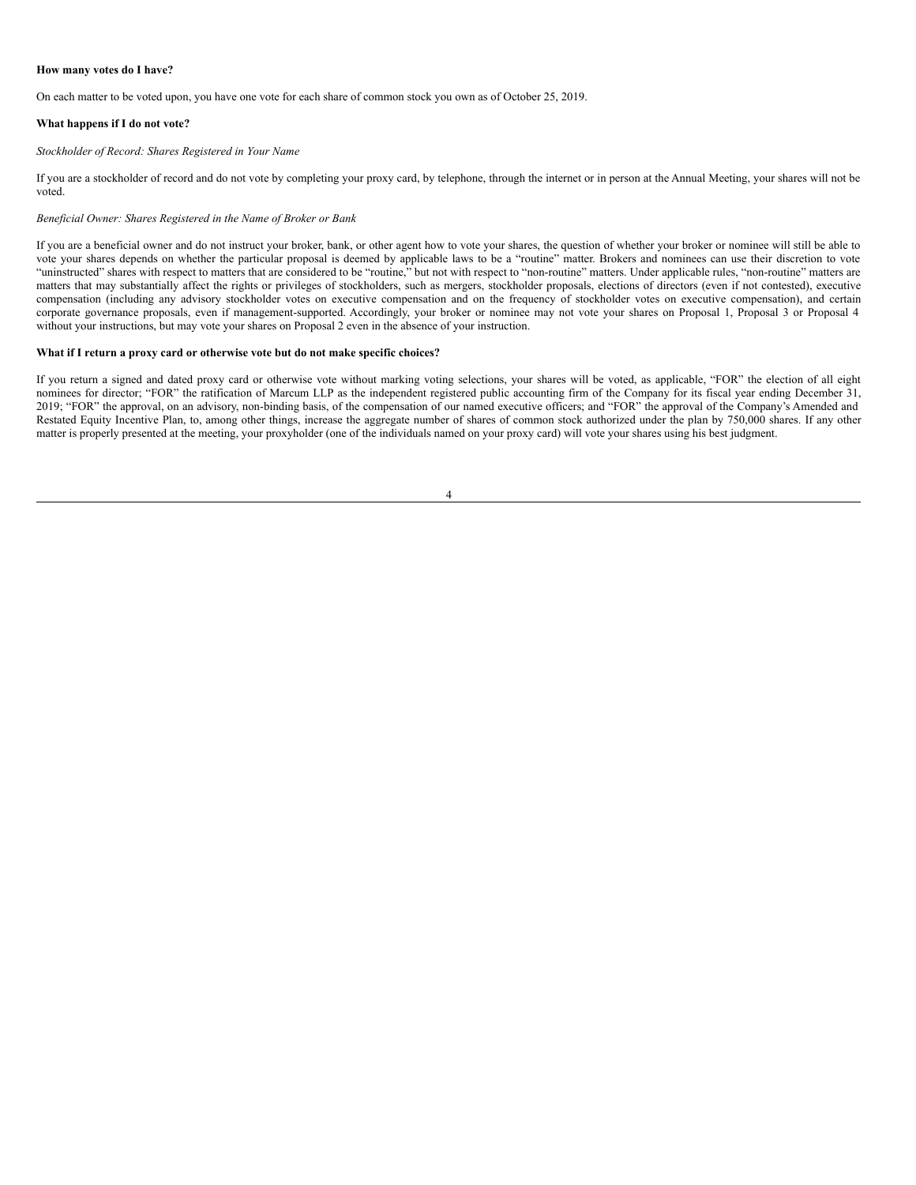**How many votes do I have?**

On each matter to be voted upon, you have one vote for each share of common stock you own as of October 25, 2019.

**What happens if I do not vote?**

*Stockholder of Record: Shares Registered in Your Name*

If you are a stockholder of record and do not vote by completing your proxy card, by telephone, through the internet or in person at the Annual Meeting, your shares will not be voted.

*Beneficial Owner: Shares Registered in the Name of Broker or Bank*

If you are a beneficial owner and do not instruct your broker, bank, or other agent how to vote your shares, the question of whether your broker or nominee will still be able to vote your shares depends on whether the particular proposal is deemed by applicable laws to be a "routine" matter. Brokers and nominees can use their discretion to vote "uninstructed" shares with respect to matters that are considered to be "routine," but not with respect to "non-routine" matters. Under applicable rules, "non-routine" matters are matters that may substantially affect the rights or privileges of stockholders, such as mergers, stockholder proposals, elections of directors (even if not contested), executive compensation (including any advisory stockholder votes on executive compensation and on the frequency of stockholder votes on executive compensation), and certain corporate governance proposals, even if management-supported. Accordingly, your broker or nominee may not vote your shares on Proposal 1, Proposal 3 or Proposal 4 without your instructions, but may vote your shares on Proposal 2 even in the absence of your instruction.

**What if I return a proxy card or otherwise vote but do not make specific choices?**

If you return a signed and dated proxy card or otherwise vote without marking voting selections, your shares will be voted, as applicable, "FOR" the election of all eight nominees for director; "FOR" the ratification of Marcum LLP as the independent registered public accounting firm of the Company for its fiscal year ending December 31, 2019; "FOR" the approval, on an advisory, non-binding basis, of the compensation of our named executive officers; and "FOR" the approval of the Company's Amended and Restated Equity Incentive Plan, to, among other things, increase the aggregate number of shares of common stock authorized under the plan by 750,000 shares. If any other matter is properly presented at the meeting, your proxyholder (one of the individuals named on your proxy card) will vote your shares using his best judgment.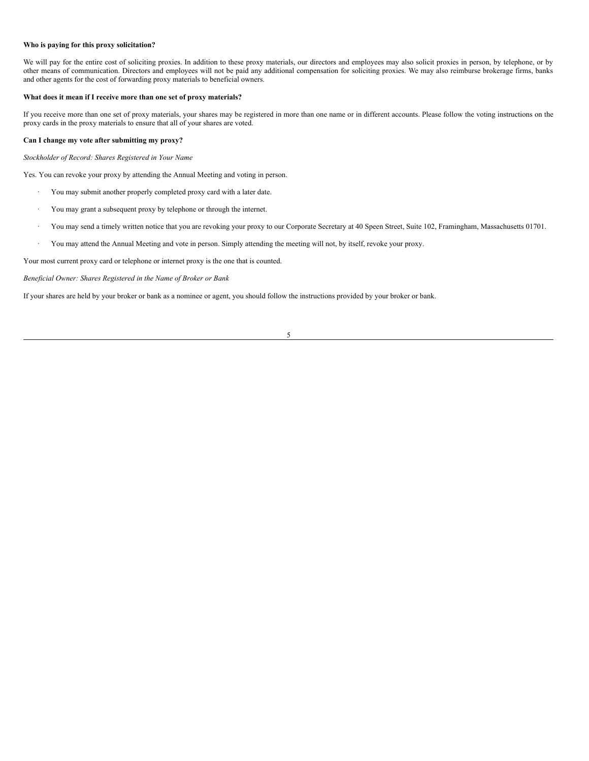**Who is paying for this proxy solicitation?**

We will pay for the entire cost of soliciting proxies. In addition to these proxy materials, our directors and employees may also solicit proxies in person, by telephone, or by other means of communication. Directors and employees will not be paid any additional compensation for soliciting proxies. We may also reimburse brokerage firms, banks and other agents for the cost of forwarding proxy materials to beneficial owners.

**What does it mean if I receive more than one set of proxy materials?**

If you receive more than one set of proxy materials, your shares may be registered in more than one name or in different accounts. Please follow the voting instructions on the proxy cards in the proxy materials to ensure that all of your shares are voted.

**Can I change my vote after submitting my proxy?**

*Stockholder of Record: Shares Registered in Your Name*

Yes. You can revoke your proxy by attending the Annual Meeting and voting in person.

- You may submit another properly completed proxy card with a later date.
- You may grant a subsequent proxy by telephone or through the internet.
- You may send a timely written notice that you are revoking your proxy to our Corporate Secretary at 40 Speen Street, Suite 102, Framingham, Massachusetts 01701.
- You may attend the Annual Meeting and vote in person. Simply attending the meeting will not, by itself, revoke your proxy.

Your most current proxy card or telephone or internet proxy is the one that is counted.

*Beneficial Owner: Shares Registered in the Name of Broker or Bank*

If your shares are held by your broker or bank as a nominee or agent, you should follow the instructions provided by your broker or bank.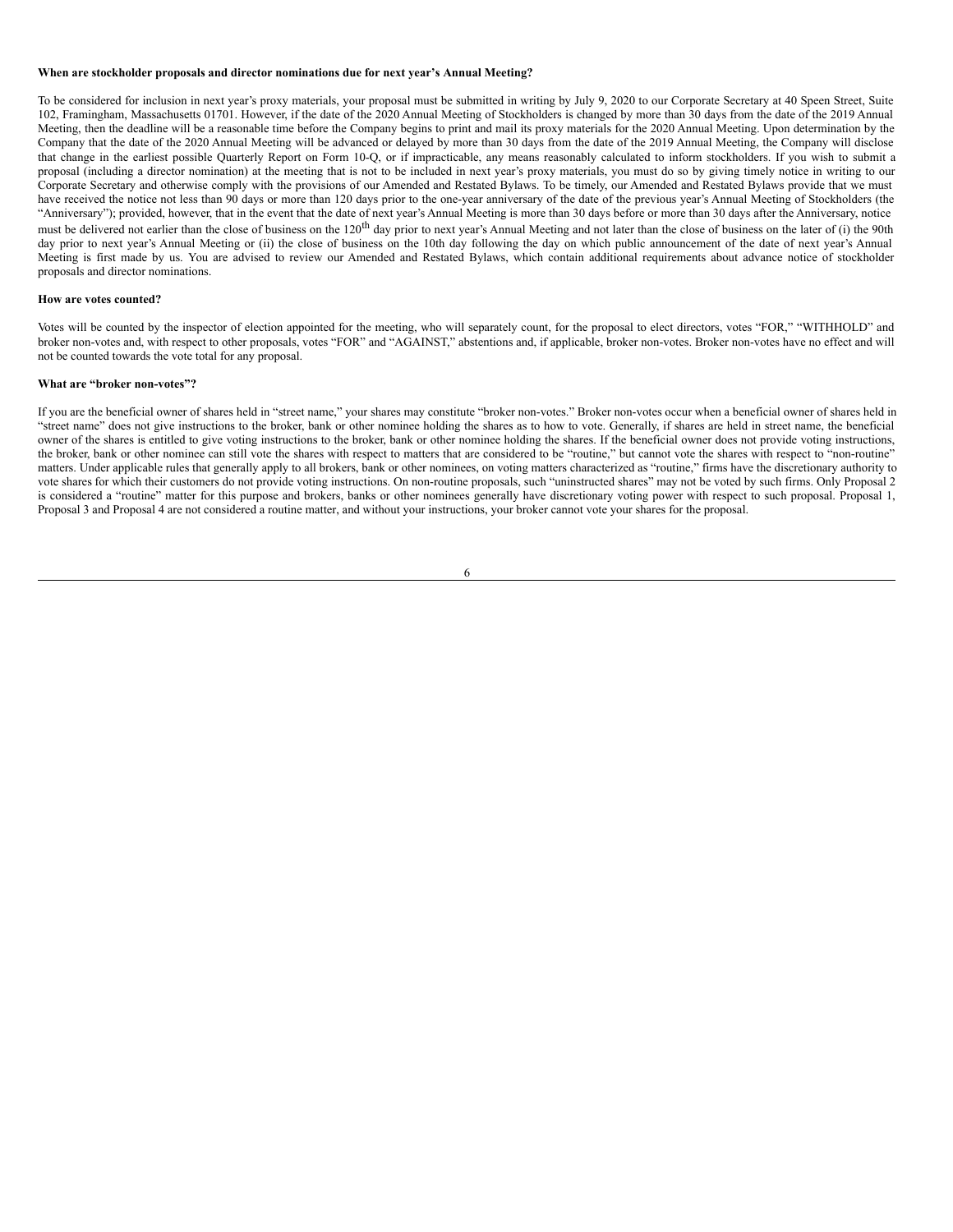**When are stockholder proposals and director nominations due for next year's Annual Meeting?**

To be considered for inclusion in next year's proxy materials, your proposal must be submitted in writing by July 9, 2020 to our Corporate Secretary at 40 Speen Street, Suite 102, Framingham, Massachusetts 01701. However, if the date of the 2020 Annual Meeting of Stockholders is changed by more than 30 days from the date of the 2019 Annual Meeting, then the deadline will be a reasonable time before the Company begins to print and mail its proxy materials for the 2020 Annual Meeting. Upon determination by the Company that the date of the 2020 Annual Meeting will be advanced or delayed by more than 30 days from the date of the 2019 Annual Meeting, the Company will disclose that change in the earliest possible Quarterly Report on Form 10-Q, or if impracticable, any means reasonably calculated to inform stockholders. If you wish to submit a proposal (including a director nomination) at the meeting that is not to be included in next year's proxy materials, you must do so by giving timely notice in writing to our Corporate Secretary and otherwise comply with the provisions of our Amended and Restated Bylaws. To be timely, our Amended and Restated Bylaws provide that we must have received the notice not less than 90 days or more than 120 days prior to the one-year anniversary of the date of the previous year's Annual Meeting of Stockholders (the "Anniversary"); provided, however, that in the event that the date of next year's Annual Meeting is more than 30 days before or more than 30 days after the Anniversary, notice must be delivered not earlier than the close of business on the 120th day prior to next year's Annual Meeting and not later than the close of business on the later of (i) the 90th day prior to next year's Annual Meeting or (ii) the close of business on the 10th day following the day on which public announcement of the date of next year's Annual Meeting is first made by us. You are advised to review our Amended and Restated Bylaws, which contain additional requirements about advance notice of stockholder proposals and director nominations.

**How are votes counted?**

Votes will be counted by the inspector of election appointed for the meeting, who will separately count, for the proposal to elect directors, votes "FOR," "WITHHOLD" and broker non-votes and, with respect to other proposals, votes "FOR" and "AGAINST," abstentions and, if applicable, broker non-votes. Broker non-votes have no effect and will not be counted towards the vote total for any proposal.

**What are "broker non-votes"?**

If you are the beneficial owner of shares held in "street name," your shares may constitute "broker non-votes." Broker non-votes occur when a beneficial owner of shares held in "street name" does not give instructions to the broker, bank or other nominee holding the shares as to how to vote. Generally, if shares are held in street name, the beneficial owner of the shares is entitled to give voting instructions to the broker, bank or other nominee holding the shares. If the beneficial owner does not provide voting instructions, the broker, bank or other nominee can still vote the shares with respect to matters that are considered to be "routine," but cannot vote the shares with respect to "non-routine" matters. Under applicable rules that generally apply to all brokers, bank or other nominees, on voting matters characterized as "routine," firms have the discretionary authority to vote shares for which their customers do not provide voting instructions. On non-routine proposals, such "uninstructed shares" may not be voted by such firms. Only Proposal 2 is considered a "routine" matter for this purpose and brokers, banks or other nominees generally have discretionary voting power with respect to such proposal. Proposal 1, Proposal 3 and Proposal 4 are not considered a routine matter, and without your instructions, your broker cannot vote your shares for the proposal.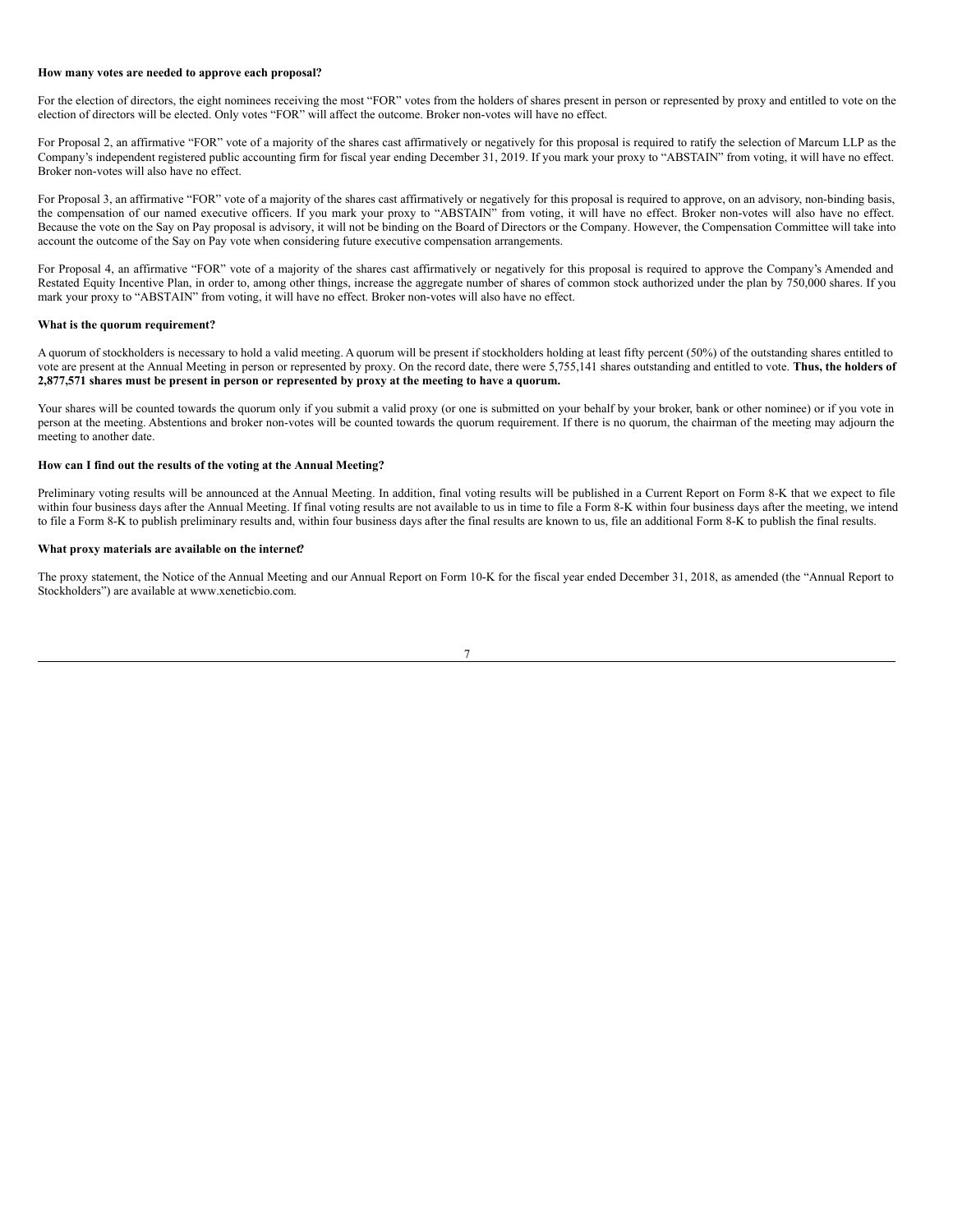**How many votes are needed to approve each proposal?**

For the election of directors, the eight nominees receiving the most "FOR" votes from the holders of shares present in person or represented by proxy and entitled to vote on the election of directors will be elected. Only votes "FOR" will affect the outcome. Broker non-votes will have no effect.

For Proposal 2, an affirmative "FOR" vote of a majority of the shares cast affirmatively or negatively for this proposal is required to ratify the selection of Marcum LLP as the Company's independent registered public accounting firm for fiscal year ending December 31, 2019. If you mark your proxy to "ABSTAIN" from voting, it will have no effect. Broker non-votes will also have no effect.

For Proposal 3, an affirmative "FOR" vote of a majority of the shares cast affirmatively or negatively for this proposal is required to approve, on an advisory, non-binding basis, the compensation of our named executive officers. If you mark your proxy to "ABSTAIN" from voting, it will have no effect. Broker non-votes will also have no effect. Because the vote on the Say on Pay proposal is advisory, it will not be binding on the Board of Directors or the Company. However, the Compensation Committee will take into account the outcome of the Say on Pay vote when considering future executive compensation arrangements.

For Proposal 4, an affirmative "FOR" vote of a majority of the shares cast affirmatively or negatively for this proposal is required to approve the Company's Amended and Restated Equity Incentive Plan, in order to, among other things, increase the aggregate number of shares of common stock authorized under the plan by 750,000 shares. If you mark your proxy to "ABSTAIN" from voting, it will have no effect. Broker non-votes will also have no effect.

**What is the quorum requirement?**

A quorum of stockholders is necessary to hold a valid meeting. A quorum will be present if stockholders holding at least fifty percent (50%) of the outstanding shares entitled to vote are present at the Annual Meeting in person or represented by proxy. On the record date, there were 5,755,141 shares outstanding and entitled to vote. **Thus, the holders of 2,877,571 shares must be present in person or represented by proxy at the meeting to have a quorum.**

Your shares will be counted towards the quorum only if you submit a valid proxy (or one is submitted on your behalf by your broker, bank or other nominee) or if you vote in person at the meeting. Abstentions and broker non-votes will be counted towards the quorum requirement. If there is no quorum, the chairman of the meeting may adjourn the meeting to another date.

**How can I find out the results of the voting at the Annual Meeting?**

Preliminary voting results will be announced at the Annual Meeting. In addition, final voting results will be published in a Current Report on Form 8-K that we expect to file within four business days after the Annual Meeting. If final voting results are not available to us in time to file a Form 8-K within four business days after the meeting, we intend to file a Form 8-K to publish preliminary results and, within four business days after the final results are known to us, file an additional Form 8-K to publish the final results.

**What proxy materials are available on the internet?**

The proxy statement, the Notice of the Annual Meeting and our Annual Report on Form 10-K for the fiscal year ended December 31, 2018, as amended (the "Annual Report to Stockholders") are available at www.xeneticbio.com.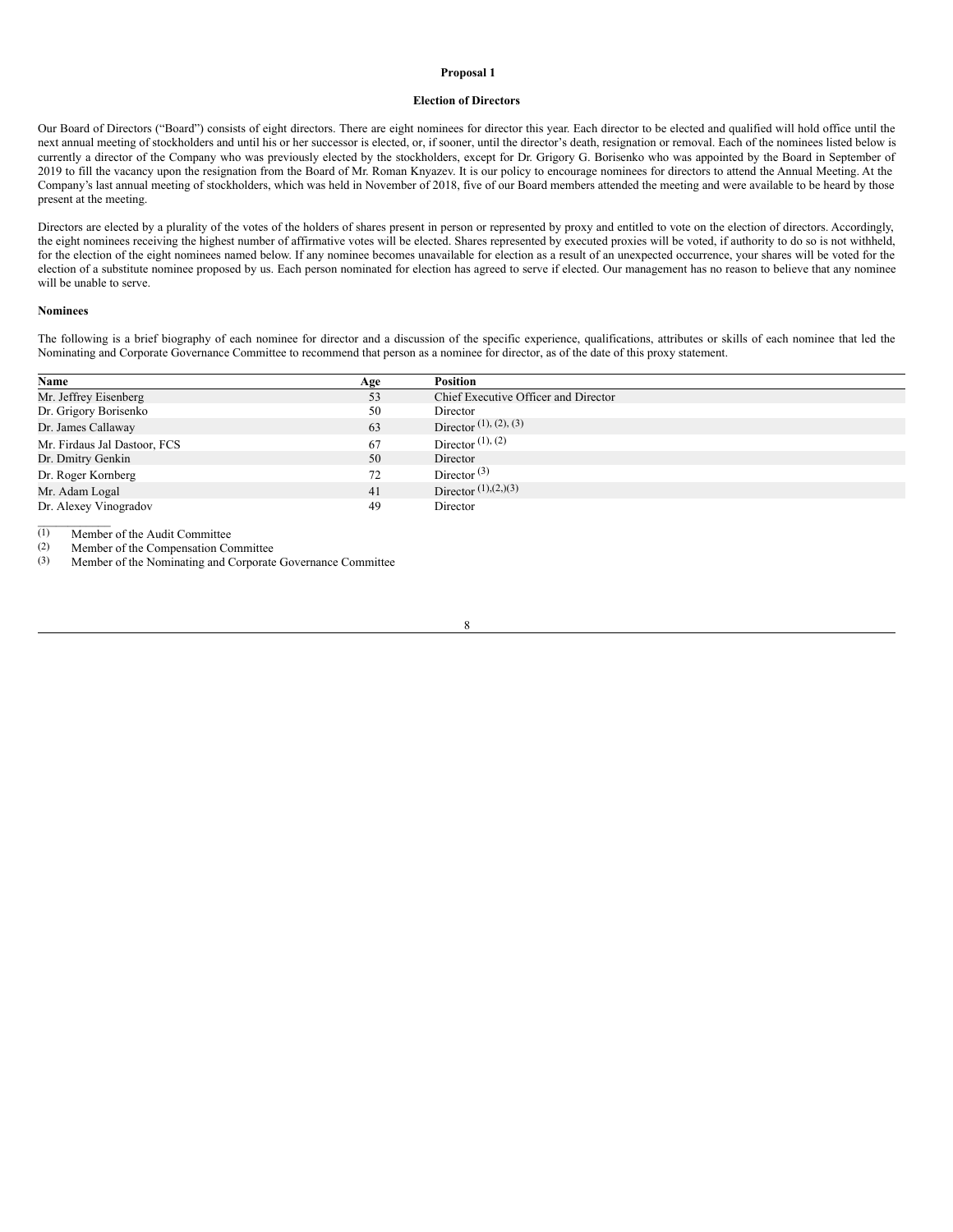**Proposal 1**

**Election of Directors**

Our Board of Directors (“Board”) consists of eight directors. There are eight nominees for director this year. Each director to be elected and qualified will hold office until the next annual meeting of stockholders and until his or her successor is elected, or, if sooner, until the director’s death, resignation or removal. Each of the nominees listed below is currently a director of the Company who was previously elected by the stockholders, except for Dr. Grigory G. Borisenko who was appointed by the Board in September of 2019 to fill the vacancy upon the resignation from the Board of Mr. Roman Knyazev. It is our policy to encourage nominees for directors to attend the Annual Meeting. At the Company’s last annual meeting of stockholders, which was held in November of 2018, five of our Board members attended the meeting and were available to be heard by those present at the meeting.

Directors are elected by a plurality of the votes of the holders of shares present in person or represented by proxy and entitled to vote on the election of directors. Accordingly, the eight nominees receiving the highest number of affirmative votes will be elected. Shares represented by executed proxies will be voted, if authority to do so is not withheld, for the election of the eight nominees named below. If any nominee becomes unavailable for election as a result of an unexpected occurrence, your shares will be voted for the election of a substitute nominee proposed by us. Each person nominated for election has agreed to serve if elected. Our management has no reason to believe that any nominee will be unable to serve.

**Nominees**

The following is a brief biography of each nominee for director and a discussion of the specific experience, qualifications, attributes or skills of each nominee that led the Nominating and Corporate Governance Committee to recommend that person as a nominee for director, as of the date of this proxy statement.

| Name | Age | Position |
|---|---|---|
| Mr. Jeffrey Eisenberg | 53 | Chief Executive Officer and Director |
| Dr. Grigory Borisenko | 50 | Director |
| Dr. James Callaway | 63 | Director (1), (2), (3) |
| Mr. Firdaus Jal Dastoor, FCS | 67 | Director (1), (2) |
| Dr. Dmitry Genkin | 50 | Director |
| Dr. Roger Kornberg | 72 | Director (3) |
| Mr. Adam Logal | 41 | Director (1),(2),(3) |
| Dr. Alexey Vinogradov | 49 | Director |

(1) Member of the Audit Committee

(2) Member of the Compensation Committee

(3) Member of the Nominating and Corporate Governance Committee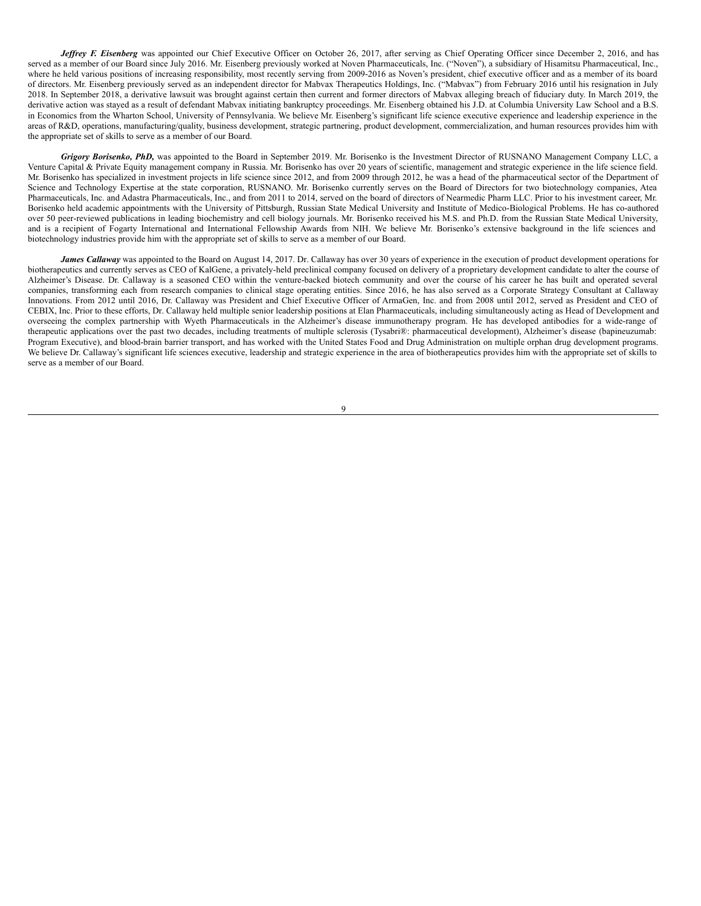***Jeffrey F. Eisenberg*** was appointed our Chief Executive Officer on October 26, 2017, after serving as Chief Operating Officer since December 2, 2016, and has served as a member of our Board since July 2016. Mr. Eisenberg previously worked at Noven Pharmaceuticals, Inc. ("Noven"), a subsidiary of Hisamitsu Pharmaceutical, Inc., where he held various positions of increasing responsibility, most recently serving from 2009-2016 as Noven's president, chief executive officer and as a member of its board of directors. Mr. Eisenberg previously served as an independent director for Mabvax Therapeutics Holdings, Inc. ("Mabvax") from February 2016 until his resignation in July 2018. In September 2018, a derivative lawsuit was brought against certain then current and former directors of Mabvax alleging breach of fiduciary duty. In March 2019, the derivative action was stayed as a result of defendant Mabvax initiating bankruptcy proceedings. Mr. Eisenberg obtained his J.D. at Columbia University Law School and a B.S. in Economics from the Wharton School, University of Pennsylvania. We believe Mr. Eisenberg's significant life science executive experience and leadership experience in the areas of R&D, operations, manufacturing/quality, business development, strategic partnering, product development, commercialization, and human resources provides him with the appropriate set of skills to serve as a member of our Board.

***Grigory Borisenko, PhD,*** was appointed to the Board in September 2019. Mr. Borisenko is the Investment Director of RUSNANO Management Company LLC, a Venture Capital & Private Equity management company in Russia. Mr. Borisenko has over 20 years of scientific, management and strategic experience in the life science field. Mr. Borisenko has specialized in investment projects in life science since 2012, and from 2009 through 2012, he was a head of the pharmaceutical sector of the Department of Science and Technology Expertise at the state corporation, RUSNANO. Mr. Borisenko currently serves on the Board of Directors for two biotechnology companies, Atea Pharmaceuticals, Inc. and Adastra Pharmaceuticals, Inc., and from 2011 to 2014, served on the board of directors of Nearmedic Pharm LLC. Prior to his investment career, Mr. Borisenko held academic appointments with the University of Pittsburgh, Russian State Medical University and Institute of Medico-Biological Problems. He has co-authored over 50 peer-reviewed publications in leading biochemistry and cell biology journals. Mr. Borisenko received his M.S. and Ph.D. from the Russian State Medical University, and is a recipient of Fogarty International and International Fellowship Awards from NIH. We believe Mr. Borisenko's extensive background in the life sciences and biotechnology industries provide him with the appropriate set of skills to serve as a member of our Board.

***James Callaway*** was appointed to the Board on August 14, 2017. Dr. Callaway has over 30 years of experience in the execution of product development operations for biotherapeutics and currently serves as CEO of KalGene, a privately-held preclinical company focused on delivery of a proprietary development candidate to alter the course of Alzheimer's Disease. Dr. Callaway is a seasoned CEO within the venture-backed biotech community and over the course of his career he has built and operated several companies, transforming each from research companies to clinical stage operating entities. Since 2016, he has also served as a Corporate Strategy Consultant at Callaway Innovations. From 2012 until 2016, Dr. Callaway was President and Chief Executive Officer of ArmaGen, Inc. and from 2008 until 2012, served as President and CEO of CEBIX, Inc. Prior to these efforts, Dr. Callaway held multiple senior leadership positions at Elan Pharmaceuticals, including simultaneously acting as Head of Development and overseeing the complex partnership with Wyeth Pharmaceuticals in the Alzheimer's disease immunotherapy program. He has developed antibodies for a wide-range of therapeutic applications over the past two decades, including treatments of multiple sclerosis (Tysabri®: pharmaceutical development), Alzheimer's disease (bapineuzumab: Program Executive), and blood-brain barrier transport, and has worked with the United States Food and Drug Administration on multiple orphan drug development programs. We believe Dr. Callaway's significant life sciences executive, leadership and strategic experience in the area of biotherapeutics provides him with the appropriate set of skills to serve as a member of our Board.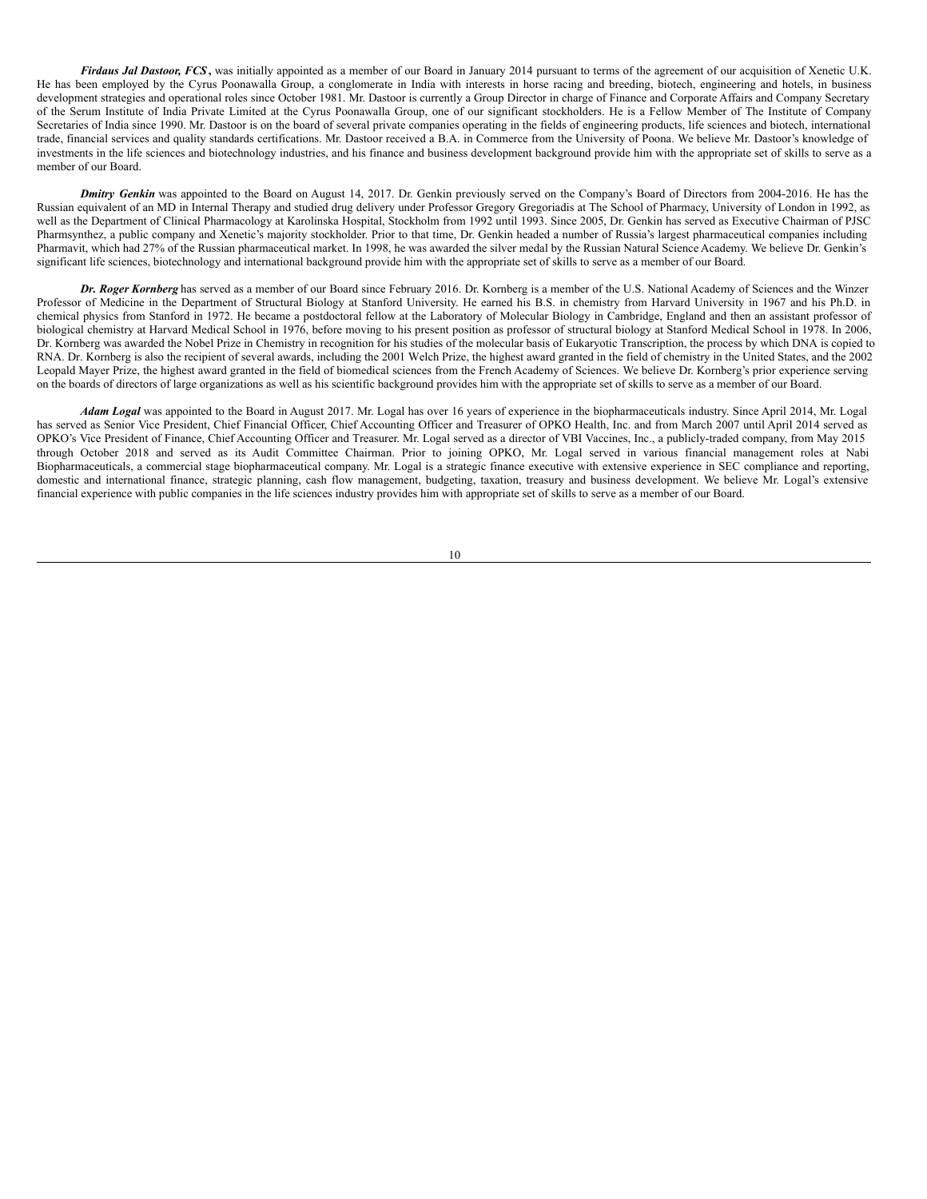***Firdaus Jal Dastoor, FCS*,** was initially appointed as a member of our Board in January 2014 pursuant to terms of the agreement of our acquisition of Xenetic U.K. He has been employed by the Cyrus Poonawalla Group, a conglomerate in India with interests in horse racing and breeding, biotech, engineering and hotels, in business development strategies and operational roles since October 1981. Mr. Dastoor is currently a Group Director in charge of Finance and Corporate Affairs and Company Secretary of the Serum Institute of India Private Limited at the Cyrus Poonawalla Group, one of our significant stockholders. He is a Fellow Member of The Institute of Company Secretaries of India since 1990. Mr. Dastoor is on the board of several private companies operating in the fields of engineering products, life sciences and biotech, international trade, financial services and quality standards certifications. Mr. Dastoor received a B.A. in Commerce from the University of Poona. We believe Mr. Dastoor's knowledge of investments in the life sciences and biotechnology industries, and his finance and business development background provide him with the appropriate set of skills to serve as a member of our Board.

***Dmitry Genkin*** was appointed to the Board on August 14, 2017. Dr. Genkin previously served on the Company's Board of Directors from 2004-2016. He has the Russian equivalent of an MD in Internal Therapy and studied drug delivery under Professor Gregory Gregoriadis at The School of Pharmacy, University of London in 1992, as well as the Department of Clinical Pharmacology at Karolinska Hospital, Stockholm from 1992 until 1993. Since 2005, Dr. Genkin has served as Executive Chairman of PJSC Pharmsynthez, a public company and Xenetic's majority stockholder. Prior to that time, Dr. Genkin headed a number of Russia's largest pharmaceutical companies including Pharmavit, which had 27% of the Russian pharmaceutical market. In 1998, he was awarded the silver medal by the Russian Natural Science Academy. We believe Dr. Genkin's significant life sciences, biotechnology and international background provide him with the appropriate set of skills to serve as a member of our Board.

***Dr. Roger Kornberg*** has served as a member of our Board since February 2016. Dr. Kornberg is a member of the U.S. National Academy of Sciences and the Winzer Professor of Medicine in the Department of Structural Biology at Stanford University. He earned his B.S. in chemistry from Harvard University in 1967 and his Ph.D. in chemical physics from Stanford in 1972. He became a postdoctoral fellow at the Laboratory of Molecular Biology in Cambridge, England and then an assistant professor of biological chemistry at Harvard Medical School in 1976, before moving to his present position as professor of structural biology at Stanford Medical School in 1978. In 2006, Dr. Kornberg was awarded the Nobel Prize in Chemistry in recognition for his studies of the molecular basis of Eukaryotic Transcription, the process by which DNA is copied to RNA. Dr. Kornberg is also the recipient of several awards, including the 2001 Welch Prize, the highest award granted in the field of chemistry in the United States, and the 2002 Leopald Mayer Prize, the highest award granted in the field of biomedical sciences from the French Academy of Sciences. We believe Dr. Kornberg's prior experience serving on the boards of directors of large organizations as well as his scientific background provides him with the appropriate set of skills to serve as a member of our Board.

***Adam Logal*** was appointed to the Board in August 2017. Mr. Logal has over 16 years of experience in the biopharmaceuticals industry. Since April 2014, Mr. Logal has served as Senior Vice President, Chief Financial Officer, Chief Accounting Officer and Treasurer of OPKO Health, Inc. and from March 2007 until April 2014 served as OPKO's Vice President of Finance, Chief Accounting Officer and Treasurer. Mr. Logal served as a director of VBI Vaccines, Inc., a publicly-traded company, from May 2015 through October 2018 and served as its Audit Committee Chairman. Prior to joining OPKO, Mr. Logal served in various financial management roles at Nabi Biopharmaceuticals, a commercial stage biopharmaceutical company. Mr. Logal is a strategic finance executive with extensive experience in SEC compliance and reporting, domestic and international finance, strategic planning, cash flow management, budgeting, taxation, treasury and business development. We believe Mr. Logal's extensive financial experience with public companies in the life sciences industry provides him with appropriate set of skills to serve as a member of our Board.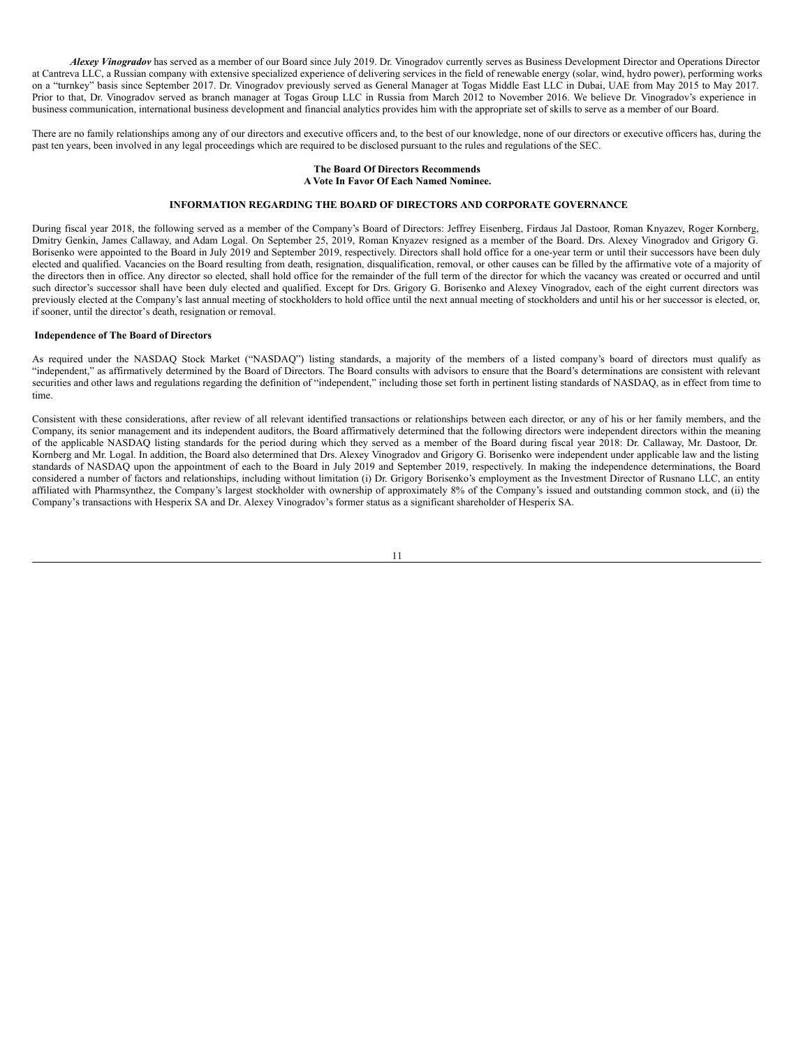***Alexey Vinogradov*** has served as a member of our Board since July 2019. Dr. Vinogradov currently serves as Business Development Director and Operations Director at Cantreva LLC, a Russian company with extensive specialized experience of delivering services in the field of renewable energy (solar, wind, hydro power), performing works on a "turnkey" basis since September 2017. Dr. Vinogradov previously served as General Manager at Togas Middle East LLC in Dubai, UAE from May 2015 to May 2017. Prior to that, Dr. Vinogradov served as branch manager at Togas Group LLC in Russia from March 2012 to November 2016. We believe Dr. Vinogradov's experience in business communication, international business development and financial analytics provides him with the appropriate set of skills to serve as a member of our Board.

There are no family relationships among any of our directors and executive officers and, to the best of our knowledge, none of our directors or executive officers has, during the past ten years, been involved in any legal proceedings which are required to be disclosed pursuant to the rules and regulations of the SEC.

**The Board Of Directors Recommends A Vote In Favor Of Each Named Nominee.**

## INFORMATION REGARDING THE BOARD OF DIRECTORS AND CORPORATE GOVERNANCE

During fiscal year 2018, the following served as a member of the Company's Board of Directors: Jeffrey Eisenberg, Firdaus Jal Dastoor, Roman Knyazev, Roger Kornberg, Dmitry Genkin, James Callaway, and Adam Logal. On September 25, 2019, Roman Knyazev resigned as a member of the Board. Drs. Alexey Vinogradov and Grigory G. Borisenko were appointed to the Board in July 2019 and September 2019, respectively. Directors shall hold office for a one-year term or until their successors have been duly elected and qualified. Vacancies on the Board resulting from death, resignation, disqualification, removal, or other causes can be filled by the affirmative vote of a majority of the directors then in office. Any director so elected, shall hold office for the remainder of the full term of the director for which the vacancy was created or occurred and until such director's successor shall have been duly elected and qualified. Except for Drs. Grigory G. Borisenko and Alexey Vinogradov, each of the eight current directors was previously elected at the Company's last annual meeting of stockholders to hold office until the next annual meeting of stockholders and until his or her successor is elected, or, if sooner, until the director's death, resignation or removal.

### Independence of The Board of Directors

As required under the NASDAQ Stock Market ("NASDAQ") listing standards, a majority of the members of a listed company's board of directors must qualify as "independent," as affirmatively determined by the Board of Directors. The Board consults with advisors to ensure that the Board's determinations are consistent with relevant securities and other laws and regulations regarding the definition of "independent," including those set forth in pertinent listing standards of NASDAQ, as in effect from time to time.

Consistent with these considerations, after review of all relevant identified transactions or relationships between each director, or any of his or her family members, and the Company, its senior management and its independent auditors, the Board affirmatively determined that the following directors were independent directors within the meaning of the applicable NASDAQ listing standards for the period during which they served as a member of the Board during fiscal year 2018: Dr. Callaway, Mr. Dastoor, Dr. Kornberg and Mr. Logal. In addition, the Board also determined that Drs. Alexey Vinogradov and Grigory G. Borisenko were independent under applicable law and the listing standards of NASDAQ upon the appointment of each to the Board in July 2019 and September 2019, respectively. In making the independence determinations, the Board considered a number of factors and relationships, including without limitation (i) Dr. Grigory Borisenko's employment as the Investment Director of Rusnano LLC, an entity affiliated with Pharmsynthez, the Company's largest stockholder with ownership of approximately 8% of the Company's issued and outstanding common stock, and (ii) the Company's transactions with Hesperix SA and Dr. Alexey Vinogradov's former status as a significant shareholder of Hesperix SA.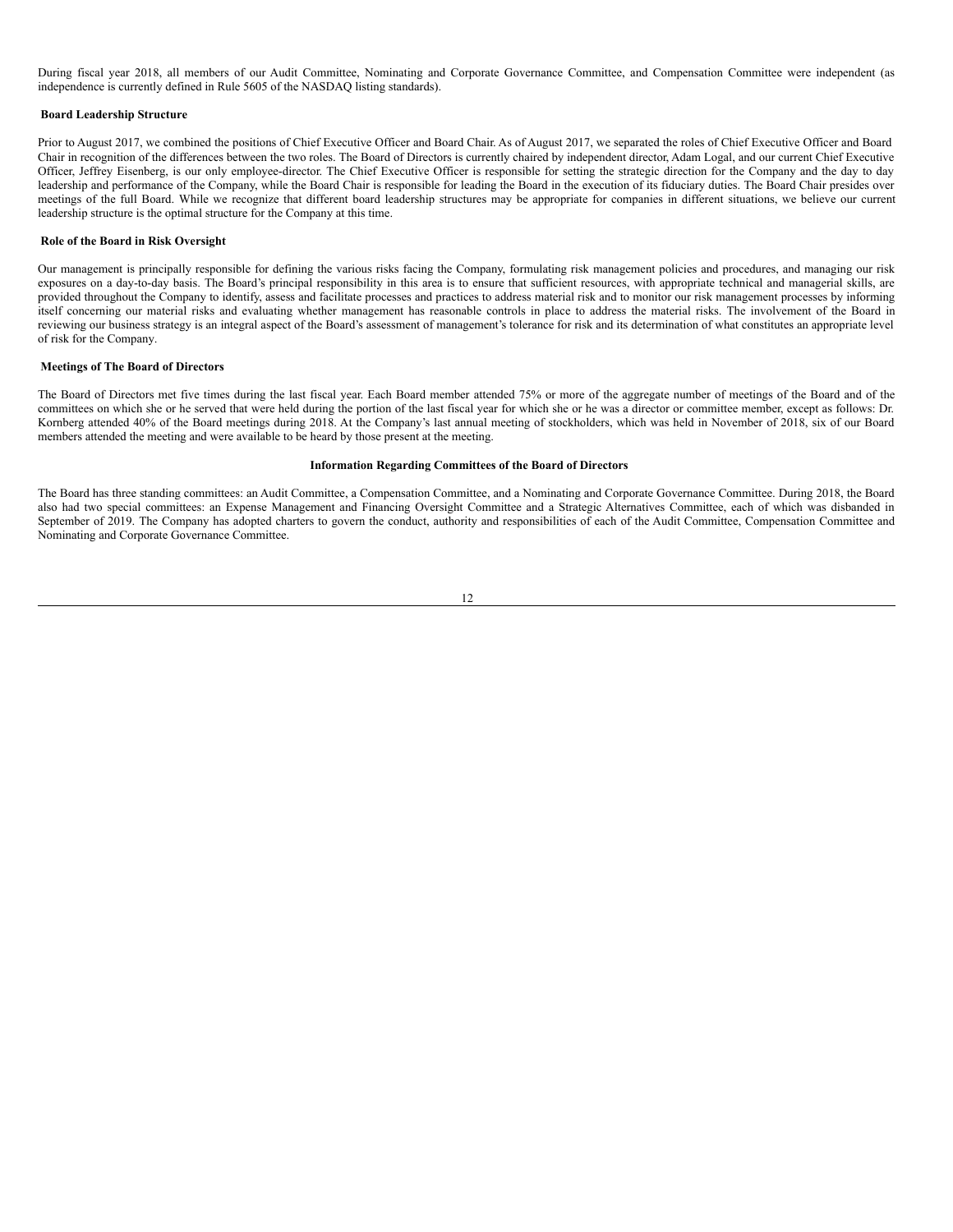During fiscal year 2018, all members of our Audit Committee, Nominating and Corporate Governance Committee, and Compensation Committee were independent (as independence is currently defined in Rule 5605 of the NASDAQ listing standards).

**Board Leadership Structure**

Prior to August 2017, we combined the positions of Chief Executive Officer and Board Chair. As of August 2017, we separated the roles of Chief Executive Officer and Board Chair in recognition of the differences between the two roles. The Board of Directors is currently chaired by independent director, Adam Logal, and our current Chief Executive Officer, Jeffrey Eisenberg, is our only employee-director. The Chief Executive Officer is responsible for setting the strategic direction for the Company and the day to day leadership and performance of the Company, while the Board Chair is responsible for leading the Board in the execution of its fiduciary duties. The Board Chair presides over meetings of the full Board. While we recognize that different board leadership structures may be appropriate for companies in different situations, we believe our current leadership structure is the optimal structure for the Company at this time.

**Role of the Board in Risk Oversight**

Our management is principally responsible for defining the various risks facing the Company, formulating risk management policies and procedures, and managing our risk exposures on a day-to-day basis. The Board's principal responsibility in this area is to ensure that sufficient resources, with appropriate technical and managerial skills, are provided throughout the Company to identify, assess and facilitate processes and practices to address material risk and to monitor our risk management processes by informing itself concerning our material risks and evaluating whether management has reasonable controls in place to address the material risks. The involvement of the Board in reviewing our business strategy is an integral aspect of the Board's assessment of management's tolerance for risk and its determination of what constitutes an appropriate level of risk for the Company.

**Meetings of The Board of Directors**

The Board of Directors met five times during the last fiscal year. Each Board member attended 75% or more of the aggregate number of meetings of the Board and of the committees on which she or he served that were held during the portion of the last fiscal year for which she or he was a director or committee member, except as follows: Dr. Kornberg attended 40% of the Board meetings during 2018. At the Company's last annual meeting of stockholders, which was held in November of 2018, six of our Board members attended the meeting and were available to be heard by those present at the meeting.

**Information Regarding Committees of the Board of Directors**

The Board has three standing committees: an Audit Committee, a Compensation Committee, and a Nominating and Corporate Governance Committee. During 2018, the Board also had two special committees: an Expense Management and Financing Oversight Committee and a Strategic Alternatives Committee, each of which was disbanded in September of 2019. The Company has adopted charters to govern the conduct, authority and responsibilities of each of the Audit Committee, Compensation Committee and Nominating and Corporate Governance Committee.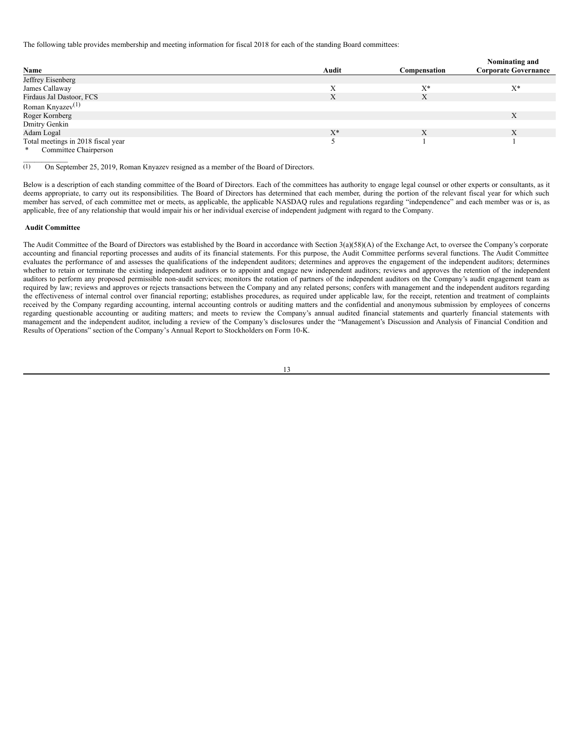The following table provides membership and meeting information for fiscal 2018 for each of the standing Board committees:

| Name | Audit | Compensation | Nominating and Corporate Governance |
| --- | --- | --- | --- |
| Jeffrey Eisenberg | | | |
| James Callaway | X | X* | X* |
| Firdaus Jal Dastoor, FCS | X | X | |
| Roman Knyazev(1) | | | |
| Roger Kornberg | | | X |
| Dmitry Genkin | | | |
| Adam Logal | X* | X | X |
| Total meetings in 2018 fiscal year | 5 | 1 | 1 |

\* Committee Chairperson

(1) On September 25, 2019, Roman Knyazev resigned as a member of the Board of Directors.

Below is a description of each standing committee of the Board of Directors. Each of the committees has authority to engage legal counsel or other experts or consultants, as it deems appropriate, to carry out its responsibilities. The Board of Directors has determined that each member, during the portion of the relevant fiscal year for which such member has served, of each committee met or meets, as applicable, the applicable NASDAQ rules and regulations regarding "independence" and each member was or is, as applicable, free of any relationship that would impair his or her individual exercise of independent judgment with regard to the Company.

**Audit Committee**

The Audit Committee of the Board of Directors was established by the Board in accordance with Section 3(a)(58)(A) of the Exchange Act, to oversee the Company's corporate accounting and financial reporting processes and audits of its financial statements. For this purpose, the Audit Committee performs several functions. The Audit Committee evaluates the performance of and assesses the qualifications of the independent auditors; determines and approves the engagement of the independent auditors; determines whether to retain or terminate the existing independent auditors or to appoint and engage new independent auditors; reviews and approves the retention of the independent auditors to perform any proposed permissible non-audit services; monitors the rotation of partners of the independent auditors on the Company's audit engagement team as required by law; reviews and approves or rejects transactions between the Company and any related persons; confers with management and the independent auditors regarding the effectiveness of internal control over financial reporting; establishes procedures, as required under applicable law, for the receipt, retention and treatment of complaints received by the Company regarding accounting, internal accounting controls or auditing matters and the confidential and anonymous submission by employees of concerns regarding questionable accounting or auditing matters; and meets to review the Company's annual audited financial statements and quarterly financial statements with management and the independent auditor, including a review of the Company's disclosures under the "Management's Discussion and Analysis of Financial Condition and Results of Operations" section of the Company's Annual Report to Stockholders on Form 10-K.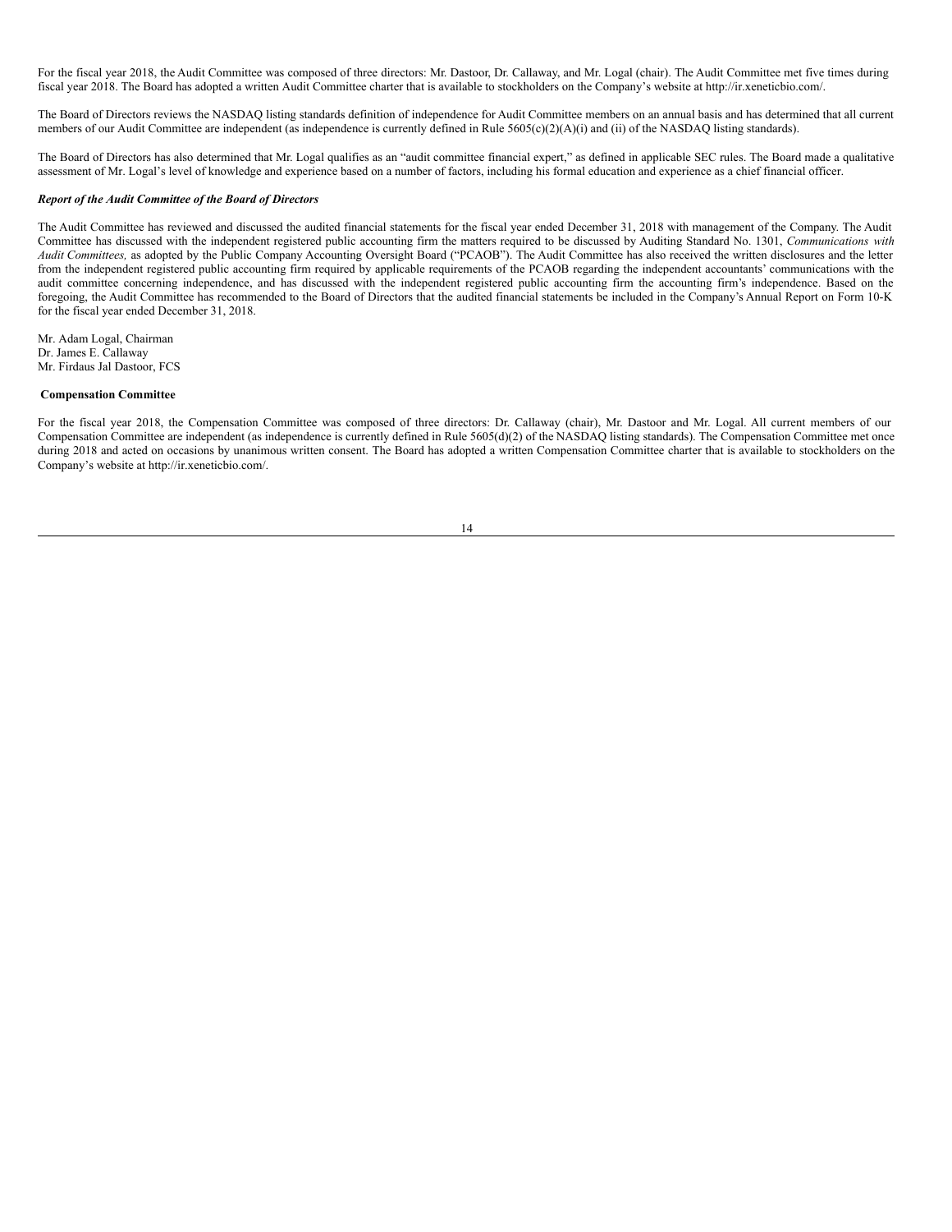For the fiscal year 2018, the Audit Committee was composed of three directors: Mr. Dastoor, Dr. Callaway, and Mr. Logal (chair). The Audit Committee met five times during fiscal year 2018. The Board has adopted a written Audit Committee charter that is available to stockholders on the Company's website at http://ir.xeneticbio.com/.

The Board of Directors reviews the NASDAQ listing standards definition of independence for Audit Committee members on an annual basis and has determined that all current members of our Audit Committee are independent (as independence is currently defined in Rule 5605(c)(2)(A)(i) and (ii) of the NASDAQ listing standards).

The Board of Directors has also determined that Mr. Logal qualifies as an "audit committee financial expert," as defined in applicable SEC rules. The Board made a qualitative assessment of Mr. Logal's level of knowledge and experience based on a number of factors, including his formal education and experience as a chief financial officer.

***Report of the Audit Committee of the Board of Directors***

The Audit Committee has reviewed and discussed the audited financial statements for the fiscal year ended December 31, 2018 with management of the Company. The Audit Committee has discussed with the independent registered public accounting firm the matters required to be discussed by Auditing Standard No. 1301, *Communications with Audit Committees,* as adopted by the Public Company Accounting Oversight Board ("PCAOB"). The Audit Committee has also received the written disclosures and the letter from the independent registered public accounting firm required by applicable requirements of the PCAOB regarding the independent accountants' communications with the audit committee concerning independence, and has discussed with the independent registered public accounting firm the accounting firm's independence. Based on the foregoing, the Audit Committee has recommended to the Board of Directors that the audited financial statements be included in the Company's Annual Report on Form 10-K for the fiscal year ended December 31, 2018.

Mr. Adam Logal, Chairman
Dr. James E. Callaway
Mr. Firdaus Jal Dastoor, FCS

**Compensation Committee**

For the fiscal year 2018, the Compensation Committee was composed of three directors: Dr. Callaway (chair), Mr. Dastoor and Mr. Logal. All current members of our Compensation Committee are independent (as independence is currently defined in Rule 5605(d)(2) of the NASDAQ listing standards). The Compensation Committee met once during 2018 and acted on occasions by unanimous written consent. The Board has adopted a written Compensation Committee charter that is available to stockholders on the Company's website at http://ir.xeneticbio.com/.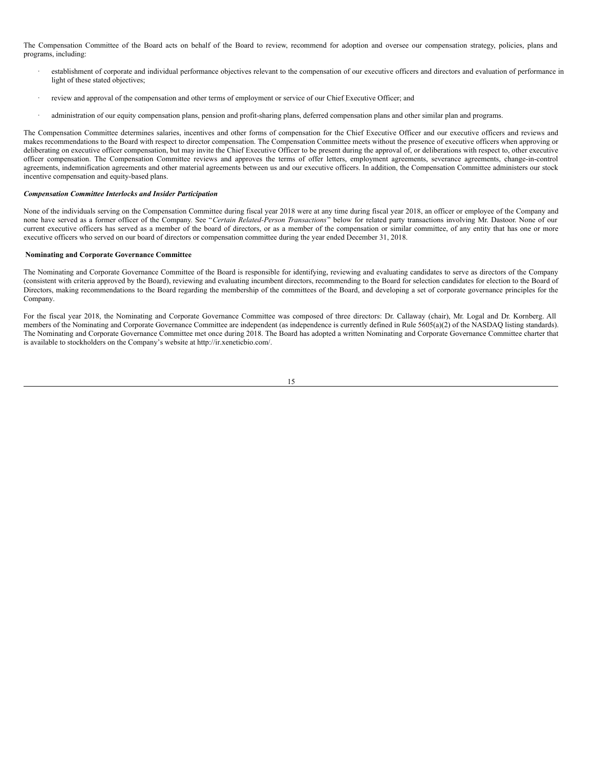The Compensation Committee of the Board acts on behalf of the Board to review, recommend for adoption and oversee our compensation strategy, policies, plans and programs, including:

- establishment of corporate and individual performance objectives relevant to the compensation of our executive officers and directors and evaluation of performance in light of these stated objectives;
- review and approval of the compensation and other terms of employment or service of our Chief Executive Officer; and
- administration of our equity compensation plans, pension and profit-sharing plans, deferred compensation plans and other similar plan and programs.

The Compensation Committee determines salaries, incentives and other forms of compensation for the Chief Executive Officer and our executive officers and reviews and makes recommendations to the Board with respect to director compensation. The Compensation Committee meets without the presence of executive officers when approving or deliberating on executive officer compensation, but may invite the Chief Executive Officer to be present during the approval of, or deliberations with respect to, other executive officer compensation. The Compensation Committee reviews and approves the terms of offer letters, employment agreements, severance agreements, change-in-control agreements, indemnification agreements and other material agreements between us and our executive officers. In addition, the Compensation Committee administers our stock incentive compensation and equity-based plans.

***Compensation Committee Interlocks and Insider Participation***

None of the individuals serving on the Compensation Committee during fiscal year 2018 were at any time during fiscal year 2018, an officer or employee of the Company and none have served as a former officer of the Company. See "*Certain Related-Person Transactions*" below for related party transactions involving Mr. Dastoor. None of our current executive officers has served as a member of the board of directors, or as a member of the compensation or similar committee, of any entity that has one or more executive officers who served on our board of directors or compensation committee during the year ended December 31, 2018.

**Nominating and Corporate Governance Committee**

The Nominating and Corporate Governance Committee of the Board is responsible for identifying, reviewing and evaluating candidates to serve as directors of the Company (consistent with criteria approved by the Board), reviewing and evaluating incumbent directors, recommending to the Board for selection candidates for election to the Board of Directors, making recommendations to the Board regarding the membership of the committees of the Board, and developing a set of corporate governance principles for the Company.

For the fiscal year 2018, the Nominating and Corporate Governance Committee was composed of three directors: Dr. Callaway (chair), Mr. Logal and Dr. Kornberg. All members of the Nominating and Corporate Governance Committee are independent (as independence is currently defined in Rule 5605(a)(2) of the NASDAQ listing standards). The Nominating and Corporate Governance Committee met once during 2018. The Board has adopted a written Nominating and Corporate Governance Committee charter that is available to stockholders on the Company's website at http://ir.xeneticbio.com/.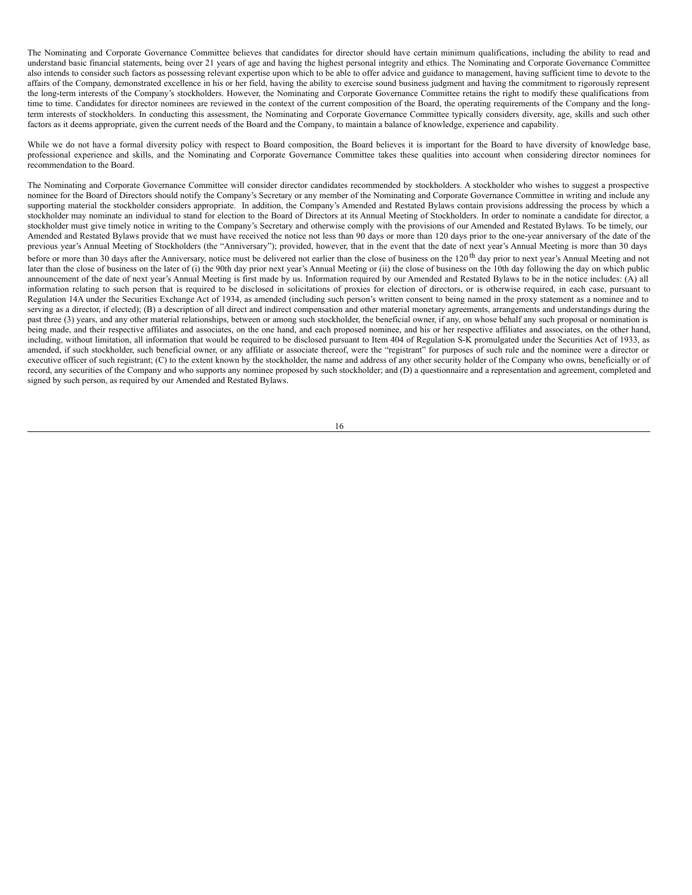The Nominating and Corporate Governance Committee believes that candidates for director should have certain minimum qualifications, including the ability to read and understand basic financial statements, being over 21 years of age and having the highest personal integrity and ethics. The Nominating and Corporate Governance Committee also intends to consider such factors as possessing relevant expertise upon which to be able to offer advice and guidance to management, having sufficient time to devote to the affairs of the Company, demonstrated excellence in his or her field, having the ability to exercise sound business judgment and having the commitment to rigorously represent the long-term interests of the Company's stockholders. However, the Nominating and Corporate Governance Committee retains the right to modify these qualifications from time to time. Candidates for director nominees are reviewed in the context of the current composition of the Board, the operating requirements of the Company and the long-term interests of stockholders. In conducting this assessment, the Nominating and Corporate Governance Committee typically considers diversity, age, skills and such other factors as it deems appropriate, given the current needs of the Board and the Company, to maintain a balance of knowledge, experience and capability.

While we do not have a formal diversity policy with respect to Board composition, the Board believes it is important for the Board to have diversity of knowledge base, professional experience and skills, and the Nominating and Corporate Governance Committee takes these qualities into account when considering director nominees for recommendation to the Board.

The Nominating and Corporate Governance Committee will consider director candidates recommended by stockholders. A stockholder who wishes to suggest a prospective nominee for the Board of Directors should notify the Company's Secretary or any member of the Nominating and Corporate Governance Committee in writing and include any supporting material the stockholder considers appropriate. In addition, the Company's Amended and Restated Bylaws contain provisions addressing the process by which a stockholder may nominate an individual to stand for election to the Board of Directors at its Annual Meeting of Stockholders. In order to nominate a candidate for director, a stockholder must give timely notice in writing to the Company's Secretary and otherwise comply with the provisions of our Amended and Restated Bylaws. To be timely, our Amended and Restated Bylaws provide that we must have received the notice not less than 90 days or more than 120 days prior to the one-year anniversary of the date of the previous year's Annual Meeting of Stockholders (the "Anniversary"); provided, however, that in the event that the date of next year's Annual Meeting is more than 30 days before or more than 30 days after the Anniversary, notice must be delivered not earlier than the close of business on the 120$^{th}$ day prior to next year's Annual Meeting and not later than the close of business on the later of (i) the 90th day prior next year's Annual Meeting or (ii) the close of business on the 10th day following the day on which public announcement of the date of next year's Annual Meeting is first made by us. Information required by our Amended and Restated Bylaws to be in the notice includes: (A) all information relating to such person that is required to be disclosed in solicitations of proxies for election of directors, or is otherwise required, in each case, pursuant to Regulation 14A under the Securities Exchange Act of 1934, as amended (including such person's written consent to being named in the proxy statement as a nominee and to serving as a director, if elected); (B) a description of all direct and indirect compensation and other material monetary agreements, arrangements and understandings during the past three (3) years, and any other material relationships, between or among such stockholder, the beneficial owner, if any, on whose behalf any such proposal or nomination is being made, and their respective affiliates and associates, on the one hand, and each proposed nominee, and his or her respective affiliates and associates, on the other hand, including, without limitation, all information that would be required to be disclosed pursuant to Item 404 of Regulation S-K promulgated under the Securities Act of 1933, as amended, if such stockholder, such beneficial owner, or any affiliate or associate thereof, were the "registrant" for purposes of such rule and the nominee were a director or executive officer of such registrant; (C) to the extent known by the stockholder, the name and address of any other security holder of the Company who owns, beneficially or of record, any securities of the Company and who supports any nominee proposed by such stockholder; and (D) a questionnaire and a representation and agreement, completed and signed by such person, as required by our Amended and Restated Bylaws.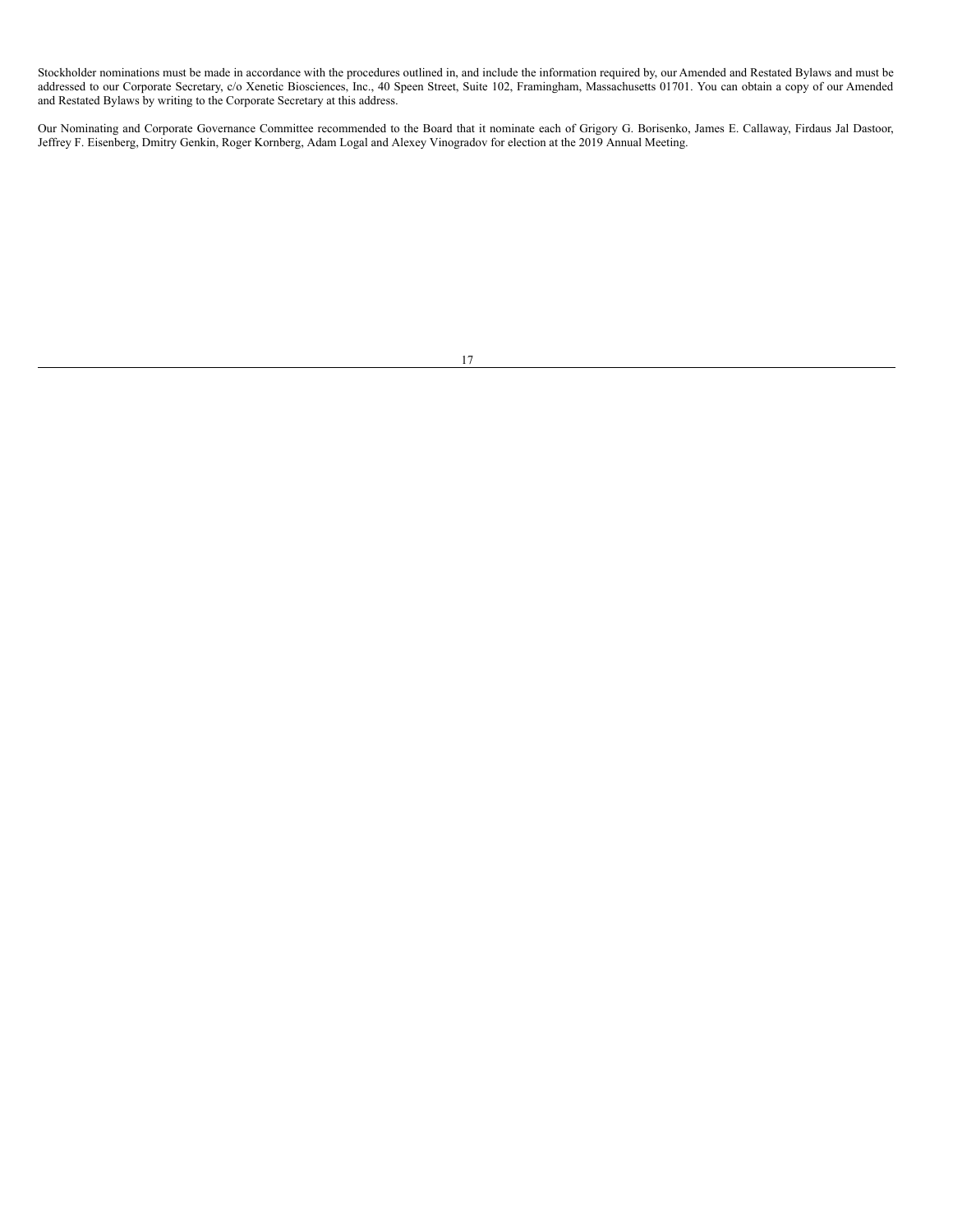Stockholder nominations must be made in accordance with the procedures outlined in, and include the information required by, our Amended and Restated Bylaws and must be addressed to our Corporate Secretary, c/o Xenetic Biosciences, Inc., 40 Speen Street, Suite 102, Framingham, Massachusetts 01701. You can obtain a copy of our Amended and Restated Bylaws by writing to the Corporate Secretary at this address.

Our Nominating and Corporate Governance Committee recommended to the Board that it nominate each of Grigory G. Borisenko, James E. Callaway, Firdaus Jal Dastoor, Jeffrey F. Eisenberg, Dmitry Genkin, Roger Kornberg, Adam Logal and Alexey Vinogradov for election at the 2019 Annual Meeting.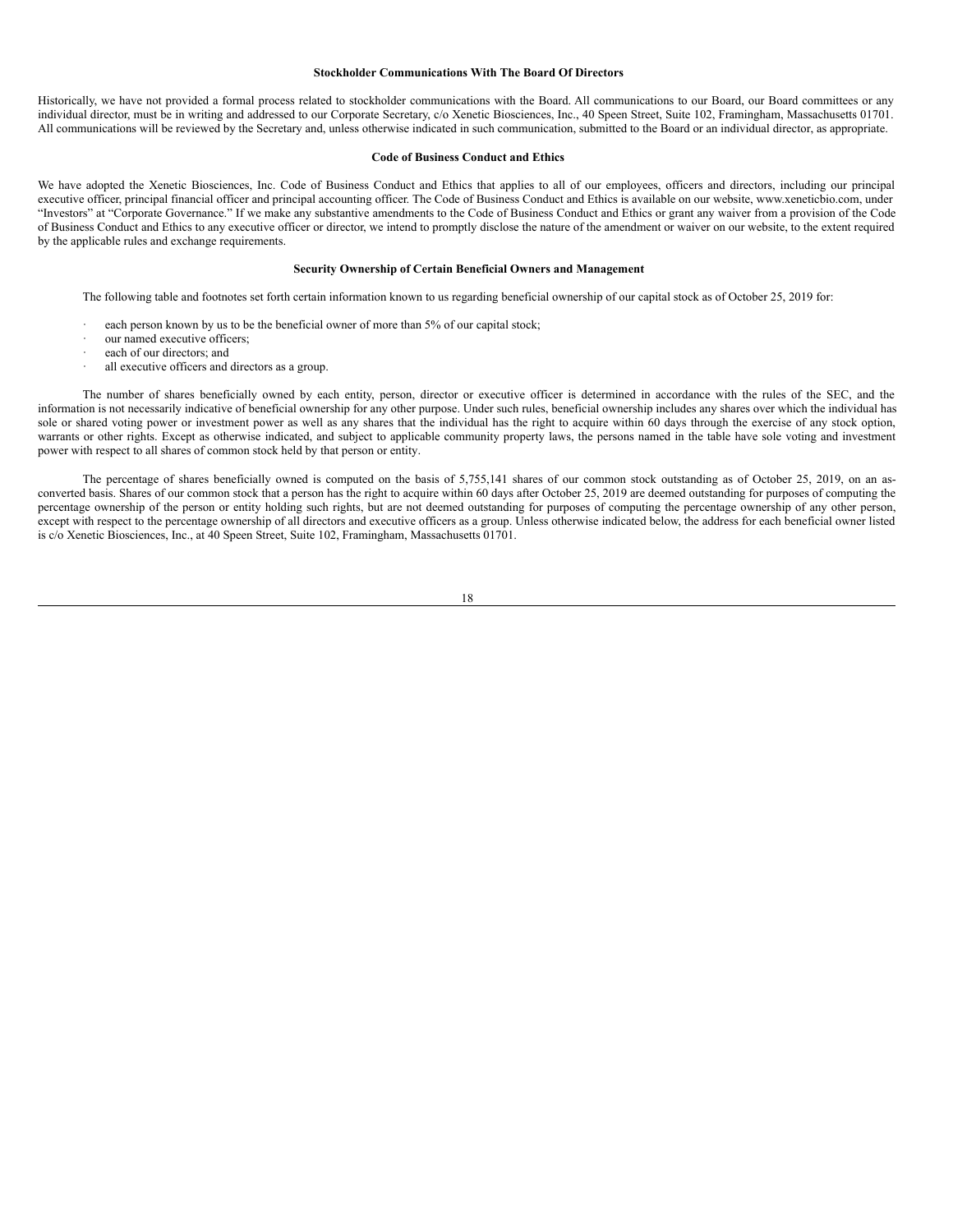## Stockholder Communications With The Board Of Directors

Historically, we have not provided a formal process related to stockholder communications with the Board. All communications to our Board, our Board committees or any individual director, must be in writing and addressed to our Corporate Secretary, c/o Xenetic Biosciences, Inc., 40 Speen Street, Suite 102, Framingham, Massachusetts 01701. All communications will be reviewed by the Secretary and, unless otherwise indicated in such communication, submitted to the Board or an individual director, as appropriate.

## Code of Business Conduct and Ethics

We have adopted the Xenetic Biosciences, Inc. Code of Business Conduct and Ethics that applies to all of our employees, officers and directors, including our principal executive officer, principal financial officer and principal accounting officer. The Code of Business Conduct and Ethics is available on our website, www.xeneticbio.com, under "Investors" at "Corporate Governance." If we make any substantive amendments to the Code of Business Conduct and Ethics or grant any waiver from a provision of the Code of Business Conduct and Ethics to any executive officer or director, we intend to promptly disclose the nature of the amendment or waiver on our website, to the extent required by the applicable rules and exchange requirements.

## Security Ownership of Certain Beneficial Owners and Management

The following table and footnotes set forth certain information known to us regarding beneficial ownership of our capital stock as of October 25, 2019 for:

- each person known by us to be the beneficial owner of more than 5% of our capital stock;
- our named executive officers;
- each of our directors; and
- all executive officers and directors as a group.

The number of shares beneficially owned by each entity, person, director or executive officer is determined in accordance with the rules of the SEC, and the information is not necessarily indicative of beneficial ownership for any other purpose. Under such rules, beneficial ownership includes any shares over which the individual has sole or shared voting power or investment power as well as any shares that the individual has the right to acquire within 60 days through the exercise of any stock option, warrants or other rights. Except as otherwise indicated, and subject to applicable community property laws, the persons named in the table have sole voting and investment power with respect to all shares of common stock held by that person or entity.

The percentage of shares beneficially owned is computed on the basis of 5,755,141 shares of our common stock outstanding as of October 25, 2019, on an as-converted basis. Shares of our common stock that a person has the right to acquire within 60 days after October 25, 2019 are deemed outstanding for purposes of computing the percentage ownership of the person or entity holding such rights, but are not deemed outstanding for purposes of computing the percentage ownership of any other person, except with respect to the percentage ownership of all directors and executive officers as a group. Unless otherwise indicated below, the address for each beneficial owner listed is c/o Xenetic Biosciences, Inc., at 40 Speen Street, Suite 102, Framingham, Massachusetts 01701.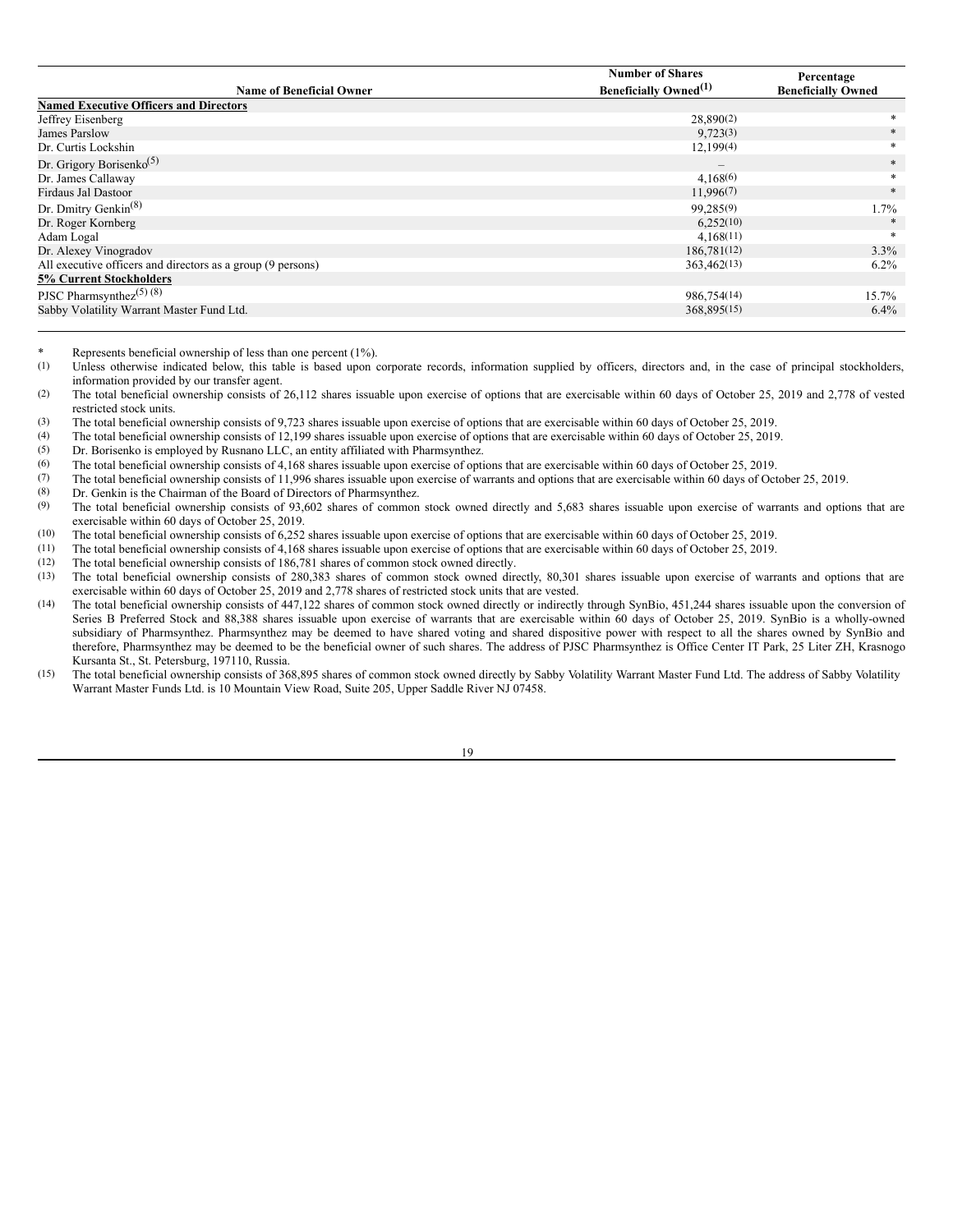| Name of Beneficial Owner | Number of Shares Beneficially Owned[(1)] | Percentage Beneficially Owned |
|---|---|---|
| **Named Executive Officers and Directors** | | |
| Jeffrey Eisenberg | 28,890(2) | * |
| James Parslow | 9,723(3) | * |
| Dr. Curtis Lockshin | 12,199(4) | * |
| Dr. Grigory Borisenko[(5)] | – | * |
| Dr. James Callaway | 4,168(6) | * |
| Firdaus Jal Dastoor | 11,996(7) | * |
| Dr. Dmitry Genkin[(8)] | 99,285(9) | 1.7% |
| Dr. Roger Kornberg | 6,252(10) | * |
| Adam Logal | 4,168(11) | * |
| Dr. Alexey Vinogradov | 186,781(12) | 3.3% |
| All executive officers and directors as a group (9 persons) | 363,462(13) | 6.2% |
| **5% Current Stockholders** | | |
| PJSC Pharmsynthez[(5) (8)] | 986,754(14) | 15.7% |
| Sabby Volatility Warrant Master Fund Ltd. | 368,895(15) | 6.4% |

\* Represents beneficial ownership of less than one percent (1%).

(1) Unless otherwise indicated below, this table is based upon corporate records, information supplied by officers, directors and, in the case of principal stockholders, information provided by our transfer agent.

(2) The total beneficial ownership consists of 26,112 shares issuable upon exercise of options that are exercisable within 60 days of October 25, 2019 and 2,778 of vested restricted stock units.

(3) The total beneficial ownership consists of 9,723 shares issuable upon exercise of options that are exercisable within 60 days of October 25, 2019.

(4) The total beneficial ownership consists of 12,199 shares issuable upon exercise of options that are exercisable within 60 days of October 25, 2019.

(5) Dr. Borisenko is employed by Rusnano LLC, an entity affiliated with Pharmsynthez.

(6) The total beneficial ownership consists of 4,168 shares issuable upon exercise of options that are exercisable within 60 days of October 25, 2019.

(7) The total beneficial ownership consists of 11,996 shares issuable upon exercise of warrants and options that are exercisable within 60 days of October 25, 2019.

(8) Dr. Genkin is the Chairman of the Board of Directors of Pharmsynthez.

(9) The total beneficial ownership consists of 93,602 shares of common stock owned directly and 5,683 shares issuable upon exercise of warrants and options that are exercisable within 60 days of October 25, 2019.

(10) The total beneficial ownership consists of 6,252 shares issuable upon exercise of options that are exercisable within 60 days of October 25, 2019.

(11) The total beneficial ownership consists of 4,168 shares issuable upon exercise of options that are exercisable within 60 days of October 25, 2019.

(12) The total beneficial ownership consists of 186,781 shares of common stock owned directly.

(13) The total beneficial ownership consists of 280,383 shares of common stock owned directly, 80,301 shares issuable upon exercise of warrants and options that are exercisable within 60 days of October 25, 2019 and 2,778 shares of restricted stock units that are vested.

(14) The total beneficial ownership consists of 447,122 shares of common stock owned directly or indirectly through SynBio, 451,244 shares issuable upon the conversion of Series B Preferred Stock and 88,388 shares issuable upon exercise of warrants that are exercisable within 60 days of October 25, 2019. SynBio is a wholly-owned subsidiary of Pharmsynthez. Pharmsynthez may be deemed to have shared voting and shared dispositive power with respect to all the shares owned by SynBio and therefore, Pharmsynthez may be deemed to be the beneficial owner of such shares. The address of PJSC Pharmsynthez is Office Center IT Park, 25 Liter ZH, Krasnogo Kursanta St., St. Petersburg, 197110, Russia.

(15) The total beneficial ownership consists of 368,895 shares of common stock owned directly by Sabby Volatility Warrant Master Fund Ltd. The address of Sabby Volatility Warrant Master Funds Ltd. is 10 Mountain View Road, Suite 205, Upper Saddle River NJ 07458.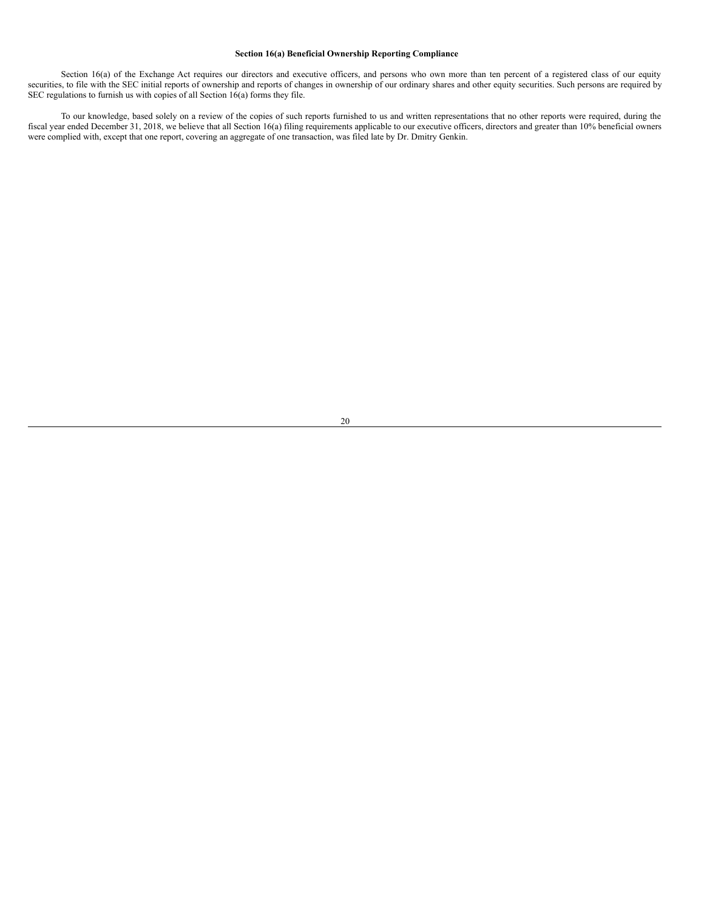### Section 16(a) Beneficial Ownership Reporting Compliance

Section 16(a) of the Exchange Act requires our directors and executive officers, and persons who own more than ten percent of a registered class of our equity securities, to file with the SEC initial reports of ownership and reports of changes in ownership of our ordinary shares and other equity securities. Such persons are required by SEC regulations to furnish us with copies of all Section 16(a) forms they file.

To our knowledge, based solely on a review of the copies of such reports furnished to us and written representations that no other reports were required, during the fiscal year ended December 31, 2018, we believe that all Section 16(a) filing requirements applicable to our executive officers, directors and greater than 10% beneficial owners were complied with, except that one report, covering an aggregate of one transaction, was filed late by Dr. Dmitry Genkin.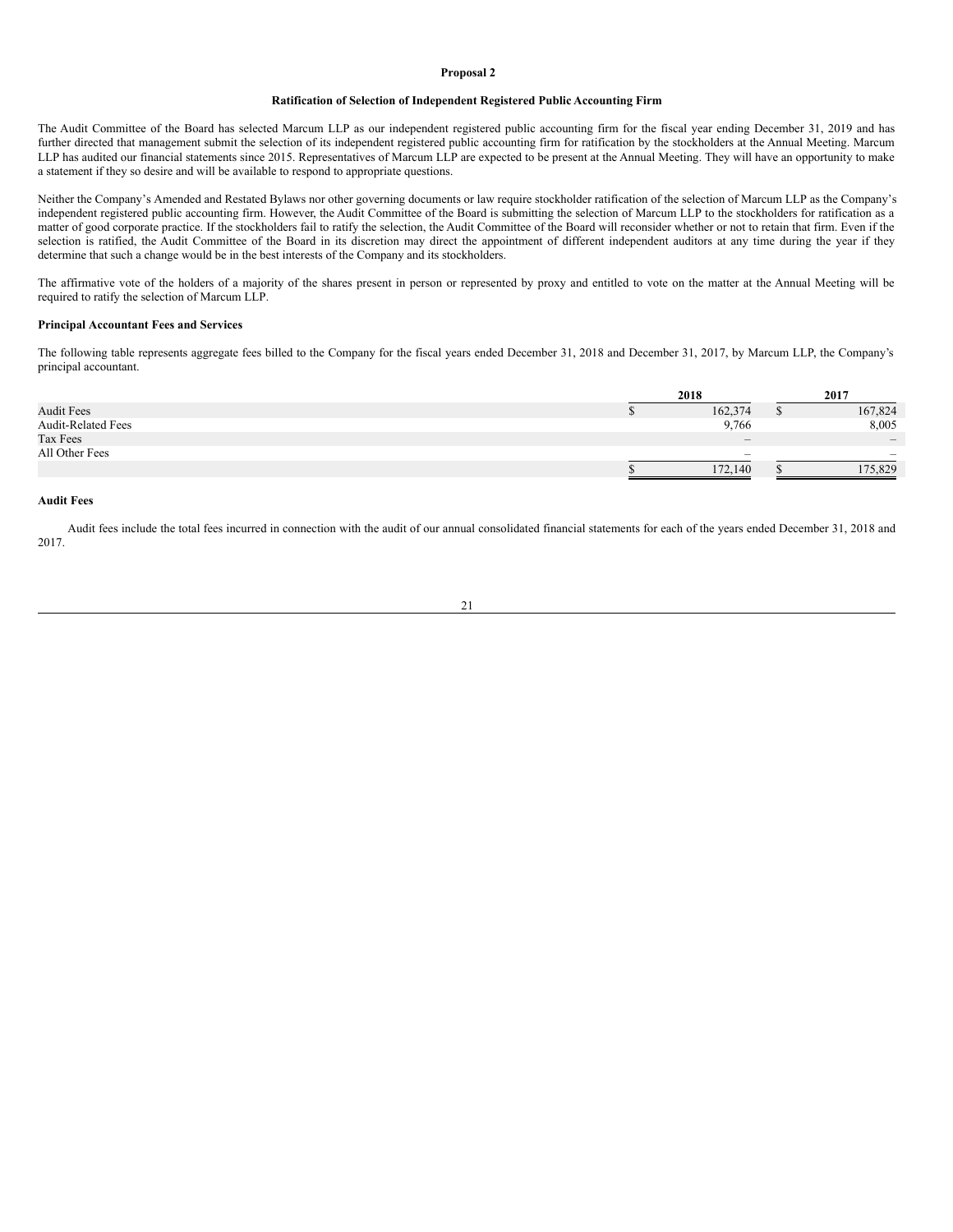**Proposal 2**

**Ratification of Selection of Independent Registered Public Accounting Firm**

The Audit Committee of the Board has selected Marcum LLP as our independent registered public accounting firm for the fiscal year ending December 31, 2019 and has further directed that management submit the selection of its independent registered public accounting firm for ratification by the stockholders at the Annual Meeting. Marcum LLP has audited our financial statements since 2015. Representatives of Marcum LLP are expected to be present at the Annual Meeting. They will have an opportunity to make a statement if they so desire and will be available to respond to appropriate questions.

Neither the Company's Amended and Restated Bylaws nor other governing documents or law require stockholder ratification of the selection of Marcum LLP as the Company's independent registered public accounting firm. However, the Audit Committee of the Board is submitting the selection of Marcum LLP to the stockholders for ratification as a matter of good corporate practice. If the stockholders fail to ratify the selection, the Audit Committee of the Board will reconsider whether or not to retain that firm. Even if the selection is ratified, the Audit Committee of the Board in its discretion may direct the appointment of different independent auditors at any time during the year if they determine that such a change would be in the best interests of the Company and its stockholders.

The affirmative vote of the holders of a majority of the shares present in person or represented by proxy and entitled to vote on the matter at the Annual Meeting will be required to ratify the selection of Marcum LLP.

**Principal Accountant Fees and Services**

The following table represents aggregate fees billed to the Company for the fiscal years ended December 31, 2018 and December 31, 2017, by Marcum LLP, the Company's principal accountant.

| | 2018 | 2017 |
|---|---|---|
| Audit Fees | $ 162,374 | $ 167,824 |
| Audit-Related Fees | 9,766 | 8,005 |
| Tax Fees | – | – |
| All Other Fees | – | – |
| | $ 172,140 | $ 175,829 |

**Audit Fees**

Audit fees include the total fees incurred in connection with the audit of our annual consolidated financial statements for each of the years ended December 31, 2018 and 2017.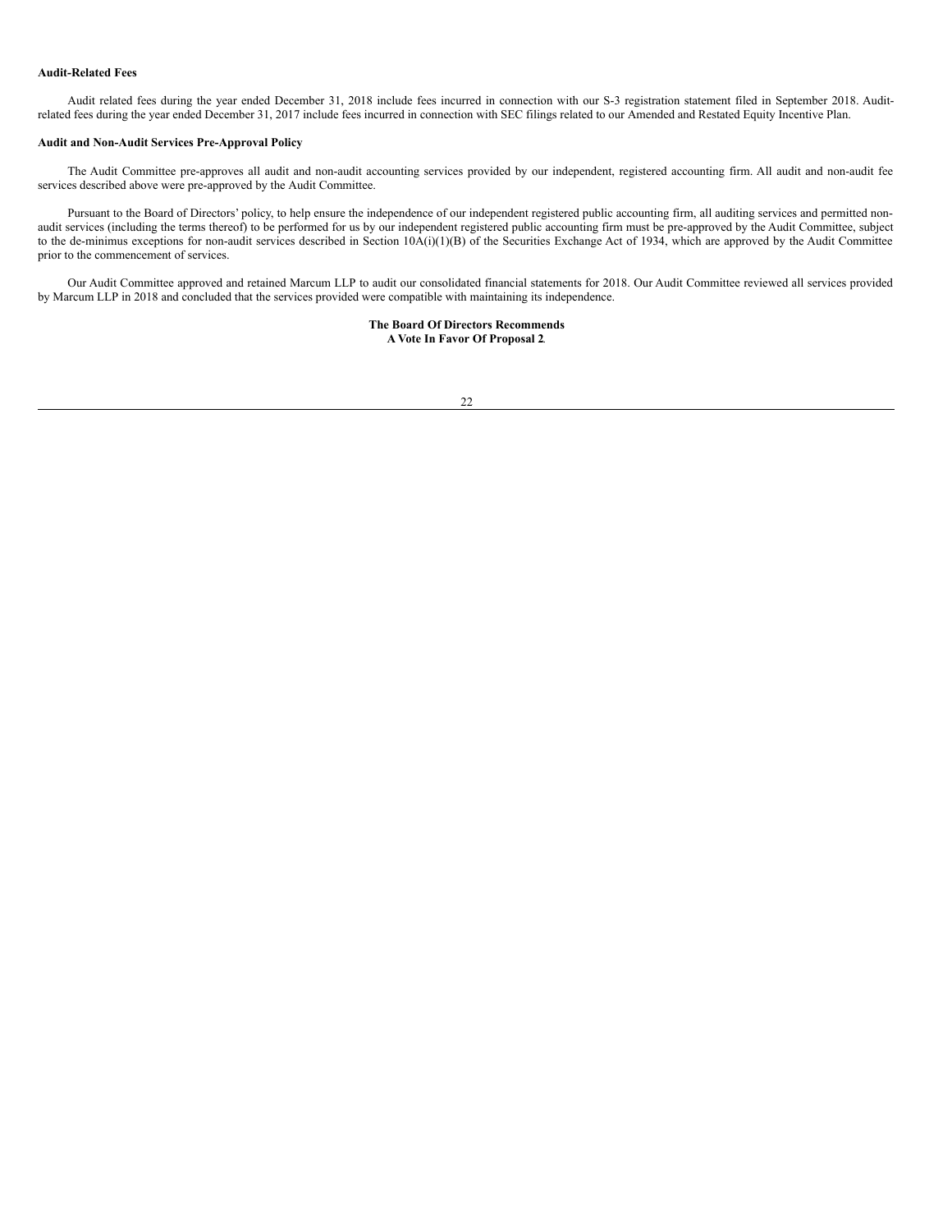**Audit-Related Fees**

Audit related fees during the year ended December 31, 2018 include fees incurred in connection with our S-3 registration statement filed in September 2018. Audit-related fees during the year ended December 31, 2017 include fees incurred in connection with SEC filings related to our Amended and Restated Equity Incentive Plan.

**Audit and Non-Audit Services Pre-Approval Policy**

The Audit Committee pre-approves all audit and non-audit accounting services provided by our independent, registered accounting firm. All audit and non-audit fee services described above were pre-approved by the Audit Committee.

Pursuant to the Board of Directors' policy, to help ensure the independence of our independent registered public accounting firm, all auditing services and permitted non-audit services (including the terms thereof) to be performed for us by our independent registered public accounting firm must be pre-approved by the Audit Committee, subject to the de-minimus exceptions for non-audit services described in Section 10A(i)(1)(B) of the Securities Exchange Act of 1934, which are approved by the Audit Committee prior to the commencement of services.

Our Audit Committee approved and retained Marcum LLP to audit our consolidated financial statements for 2018. Our Audit Committee reviewed all services provided by Marcum LLP in 2018 and concluded that the services provided were compatible with maintaining its independence.

**The Board Of Directors Recommends**
**A Vote In Favor Of Proposal 2**.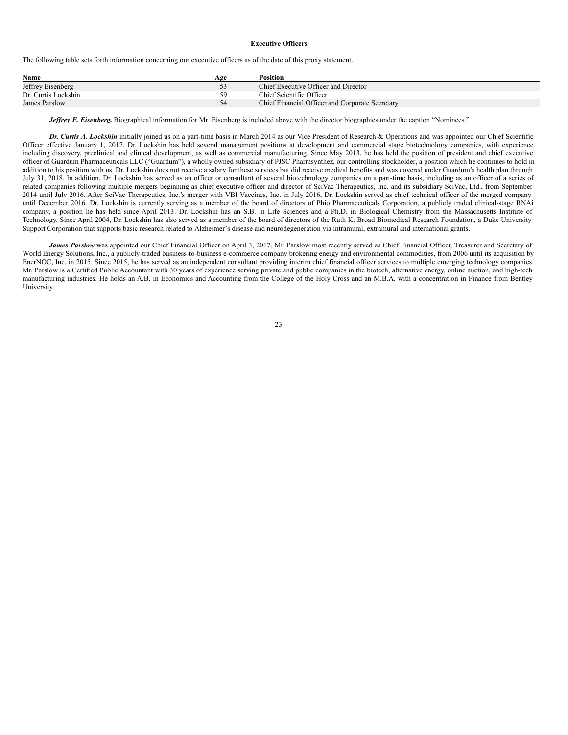**Executive Officers**

The following table sets forth information concerning our executive officers as of the date of this proxy statement.

| Name | Age | Position |
| --- | --- | --- |
| Jeffrey Eisenberg | 53 | Chief Executive Officer and Director |
| Dr. Curtis Lockshin | 59 | Chief Scientific Officer |
| James Parslow | 54 | Chief Financial Officer and Corporate Secretary |

***Jeffrey F. Eisenberg.*** Biographical information for Mr. Eisenberg is included above with the director biographies under the caption "Nominees."

***Dr. Curtis A. Lockshin*** initially joined us on a part-time basis in March 2014 as our Vice President of Research & Operations and was appointed our Chief Scientific Officer effective January 1, 2017. Dr. Lockshin has held several management positions at development and commercial stage biotechnology companies, with experience including discovery, preclinical and clinical development, as well as commercial manufacturing. Since May 2013, he has held the position of president and chief executive officer of Guardum Pharmaceuticals LLC ("Guardum"), a wholly owned subsidiary of PJSC Pharmsynthez, our controlling stockholder, a position which he continues to hold in addition to his position with us. Dr. Lockshin does not receive a salary for these services but did receive medical benefits and was covered under Guardum's health plan through July 31, 2018. In addition, Dr. Lockshin has served as an officer or consultant of several biotechnology companies on a part-time basis, including as an officer of a series of related companies following multiple mergers beginning as chief executive officer and director of SciVac Therapeutics, Inc. and its subsidiary SciVac, Ltd., from September 2014 until July 2016. After SciVac Therapeutics, Inc.'s merger with VBI Vaccines, Inc. in July 2016, Dr. Lockshin served as chief technical officer of the merged company until December 2016. Dr. Lockshin is currently serving as a member of the board of directors of Phio Pharmaceuticals Corporation, a publicly traded clinical-stage RNAi company, a position he has held since April 2013. Dr. Lockshin has an S.B. in Life Sciences and a Ph.D. in Biological Chemistry from the Massachusetts Institute of Technology. Since April 2004, Dr. Lockshin has also served as a member of the board of directors of the Ruth K. Broad Biomedical Research Foundation, a Duke University Support Corporation that supports basic research related to Alzheimer's disease and neurodegeneration via intramural, extramural and international grants.

***James Parslow*** was appointed our Chief Financial Officer on April 3, 2017. Mr. Parslow most recently served as Chief Financial Officer, Treasurer and Secretary of World Energy Solutions, Inc., a publicly-traded business-to-business e-commerce company brokering energy and environmental commodities, from 2006 until its acquisition by EnerNOC, Inc. in 2015. Since 2015, he has served as an independent consultant providing interim chief financial officer services to multiple emerging technology companies. Mr. Parslow is a Certified Public Accountant with 30 years of experience serving private and public companies in the biotech, alternative energy, online auction, and high-tech manufacturing industries. He holds an A.B. in Economics and Accounting from the College of the Holy Cross and an M.B.A. with a concentration in Finance from Bentley University.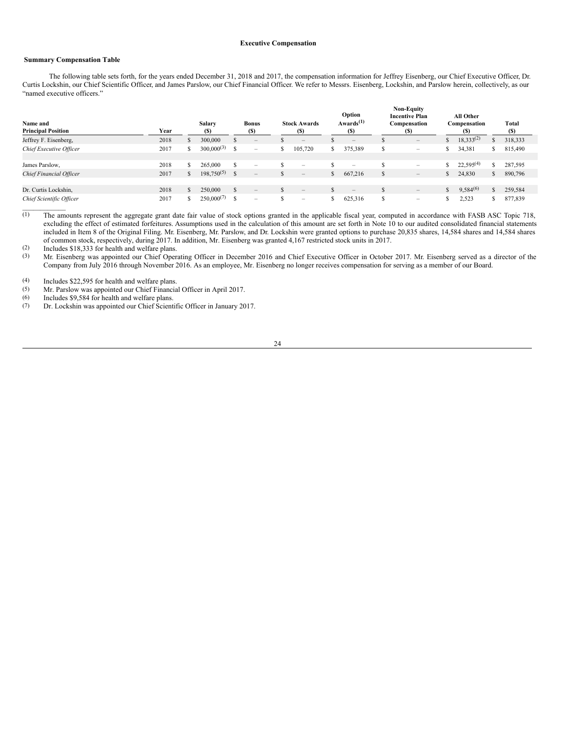# Executive Compensation

## Summary Compensation Table

The following table sets forth, for the years ended December 31, 2018 and 2017, the compensation information for Jeffrey Eisenberg, our Chief Executive Officer, Dr. Curtis Lockshin, our Chief Scientific Officer, and James Parslow, our Chief Financial Officer. We refer to Messrs. Eisenberg, Lockshin, and Parslow herein, collectively, as our "named executive officers."

| Name and Principal Position | Year | Salary ($) | Bonus ($) | Stock Awards ($) | Option Awards[(1)] ($) | Non-Equity Incentive Plan Compensation ($) | All Other Compensation ($) | Total ($) |
|---|---|---|---|---|---|---|---|---|
| Jeffrey F. Eisenberg, | 2018 | $ 300,000 | $ – | $ – | $ – | $ – | $ 18,333[(2)] | $ 318,333 |
| *Chief Executive Officer* | 2017 | $ 300,000[(3)] | $ – | $ 105,720 | $ 375,389 | $ – | $ 34,381 | $ 815,490 |
| James Parslow, | 2018 | $ 265,000 | $ – | $ – | $ – | $ – | $ 22,595[(4)] | $ 287,595 |
| *Chief Financial Officer* | 2017 | $ 198,750[(5)] | $ – | $ – | $ 667,216 | $ – | $ 24,830 | $ 890,796 |
| Dr. Curtis Lockshin, | 2018 | $ 250,000 | $ – | $ – | $ – | $ – | $ 9,584[(6)] | $ 259,584 |
| *Chief Scientific Officer* | 2017 | $ 250,000[(7)] | $ – | $ – | $ 625,316 | $ – | $ 2,523 | $ 877,839 |

(1) The amounts represent the aggregate grant date fair value of stock options granted in the applicable fiscal year, computed in accordance with FASB ASC Topic 718, excluding the effect of estimated forfeitures. Assumptions used in the calculation of this amount are set forth in Note 10 to our audited consolidated financial statements included in Item 8 of the Original Filing. Mr. Eisenberg, Mr. Parslow, and Dr. Lockshin were granted options to purchase 20,835 shares, 14,584 shares and 14,584 shares of common stock, respectively, during 2017. In addition, Mr. Eisenberg was granted 4,167 restricted stock units in 2017.

(2) Includes $18,333 for health and welfare plans.

(3) Mr. Eisenberg was appointed our Chief Operating Officer in December 2016 and Chief Executive Officer in October 2017. Mr. Eisenberg served as a director of the Company from July 2016 through November 2016. As an employee, Mr. Eisenberg no longer receives compensation for serving as a member of our Board.

(4) Includes $22,595 for health and welfare plans.

(5) Mr. Parslow was appointed our Chief Financial Officer in April 2017.

(6) Includes $9,584 for health and welfare plans.

(7) Dr. Lockshin was appointed our Chief Scientific Officer in January 2017.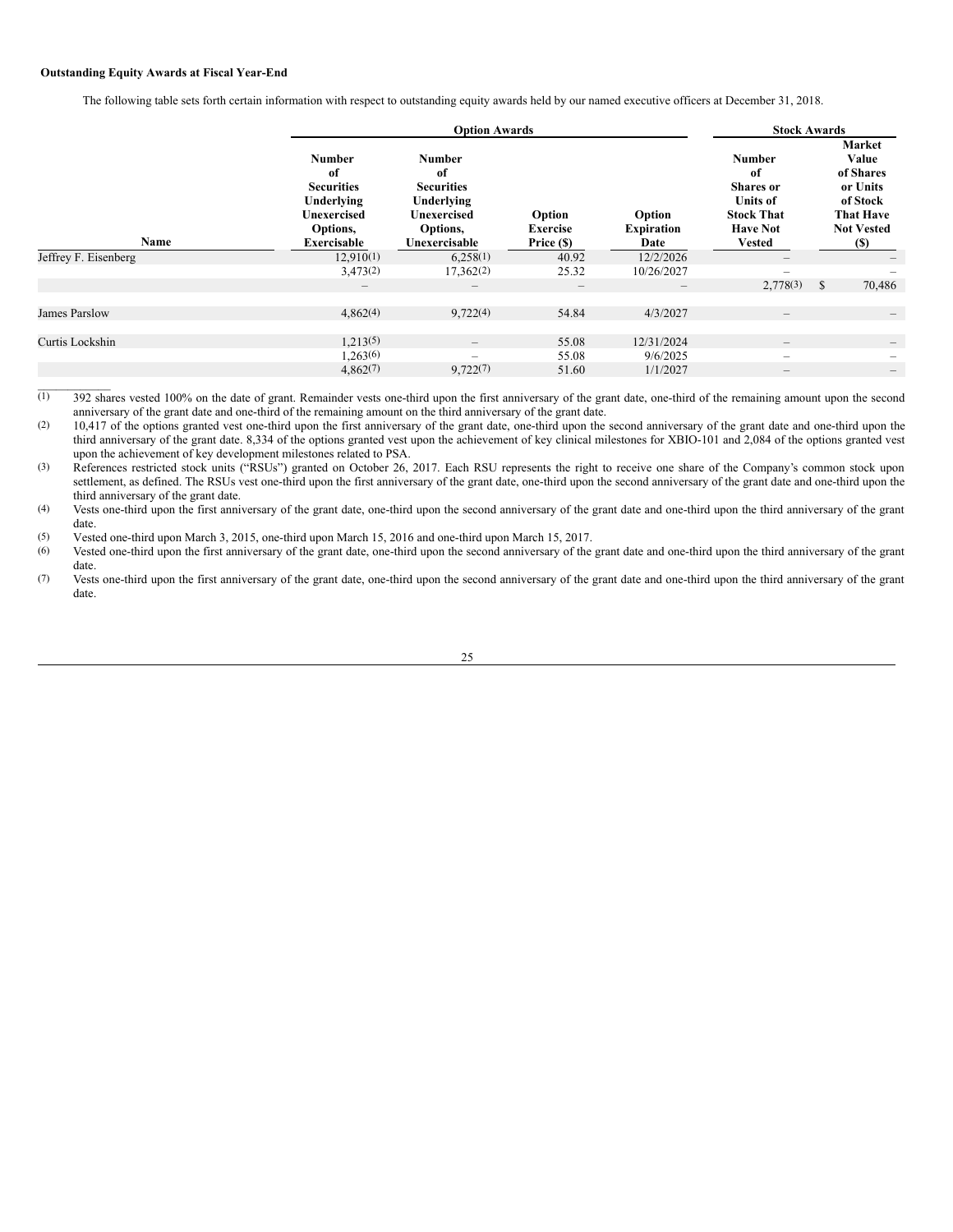**Outstanding Equity Awards at Fiscal Year-End**

The following table sets forth certain information with respect to outstanding equity awards held by our named executive officers at December 31, 2018.

| | Option Awards | | | | Stock Awards | |
|---|---|---|---|---|---|---|
| Name | Number of Securities Underlying Unexercised Options, Exercisable | Number of Securities Underlying Unexercised Options, Unexercisable | Option Exercise Price ($) | Option Expiration Date | Number of Shares or Units of Stock That Have Not Vested | Market Value of Shares or Units of Stock That Have Not Vested ($) |
| Jeffrey F. Eisenberg | 12,910(1) | 6,258(1) | 40.92 | 12/2/2026 | – | – |
| | 3,473(2) | 17,362(2) | 25.32 | 10/26/2027 | – | – |
| | – | – | – | – | 2,778(3) | $ 70,486 |
| James Parslow | 4,862(4) | 9,722(4) | 54.84 | 4/3/2027 | – | – |
| Curtis Lockshin | 1,213(5) | – | 55.08 | 12/31/2024 | – | – |
| | 1,263(6) | – | 55.08 | 9/6/2025 | – | – |
| | 4,862(7) | 9,722(7) | 51.60 | 1/1/2027 | – | – |

(1) 392 shares vested 100% on the date of grant. Remainder vests one-third upon the first anniversary of the grant date, one-third of the remaining amount upon the second anniversary of the grant date and one-third of the remaining amount on the third anniversary of the grant date.

(2) 10,417 of the options granted vest one-third upon the first anniversary of the grant date, one-third upon the second anniversary of the grant date and one-third upon the third anniversary of the grant date. 8,334 of the options granted vest upon the achievement of key clinical milestones for XBIO-101 and 2,084 of the options granted vest upon the achievement of key development milestones related to PSA.

(3) References restricted stock units ("RSUs") granted on October 26, 2017. Each RSU represents the right to receive one share of the Company's common stock upon settlement, as defined. The RSUs vest one-third upon the first anniversary of the grant date, one-third upon the second anniversary of the grant date and one-third upon the third anniversary of the grant date.

(4) Vests one-third upon the first anniversary of the grant date, one-third upon the second anniversary of the grant date and one-third upon the third anniversary of the grant date.

(5) Vested one-third upon March 3, 2015, one-third upon March 15, 2016 and one-third upon March 15, 2017.

(6) Vested one-third upon the first anniversary of the grant date, one-third upon the second anniversary of the grant date and one-third upon the third anniversary of the grant date.

(7) Vests one-third upon the first anniversary of the grant date, one-third upon the second anniversary of the grant date and one-third upon the third anniversary of the grant date.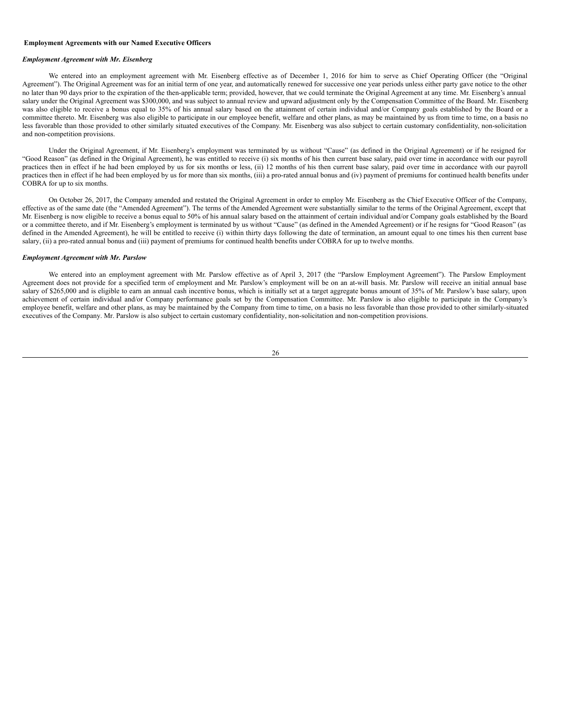**Employment Agreements with our Named Executive Officers**

***Employment Agreement with Mr. Eisenberg***

We entered into an employment agreement with Mr. Eisenberg effective as of December 1, 2016 for him to serve as Chief Operating Officer (the "Original Agreement"). The Original Agreement was for an initial term of one year, and automatically renewed for successive one year periods unless either party gave notice to the other no later than 90 days prior to the expiration of the then-applicable term; provided, however, that we could terminate the Original Agreement at any time. Mr. Eisenberg's annual salary under the Original Agreement was $300,000, and was subject to annual review and upward adjustment only by the Compensation Committee of the Board. Mr. Eisenberg was also eligible to receive a bonus equal to 35% of his annual salary based on the attainment of certain individual and/or Company goals established by the Board or a committee thereto. Mr. Eisenberg was also eligible to participate in our employee benefit, welfare and other plans, as may be maintained by us from time to time, on a basis no less favorable than those provided to other similarly situated executives of the Company. Mr. Eisenberg was also subject to certain customary confidentiality, non-solicitation and non-competition provisions.

Under the Original Agreement, if Mr. Eisenberg's employment was terminated by us without "Cause" (as defined in the Original Agreement) or if he resigned for "Good Reason" (as defined in the Original Agreement), he was entitled to receive (i) six months of his then current base salary, paid over time in accordance with our payroll practices then in effect if he had been employed by us for six months or less, (ii) 12 months of his then current base salary, paid over time in accordance with our payroll practices then in effect if he had been employed by us for more than six months, (iii) a pro-rated annual bonus and (iv) payment of premiums for continued health benefits under COBRA for up to six months.

On October 26, 2017, the Company amended and restated the Original Agreement in order to employ Mr. Eisenberg as the Chief Executive Officer of the Company, effective as of the same date (the "Amended Agreement"). The terms of the Amended Agreement were substantially similar to the terms of the Original Agreement, except that Mr. Eisenberg is now eligible to receive a bonus equal to 50% of his annual salary based on the attainment of certain individual and/or Company goals established by the Board or a committee thereto, and if Mr. Eisenberg's employment is terminated by us without "Cause" (as defined in the Amended Agreement) or if he resigns for "Good Reason" (as defined in the Amended Agreement), he will be entitled to receive (i) within thirty days following the date of termination, an amount equal to one times his then current base salary, (ii) a pro-rated annual bonus and (iii) payment of premiums for continued health benefits under COBRA for up to twelve months.

***Employment Agreement with Mr. Parslow***

We entered into an employment agreement with Mr. Parslow effective as of April 3, 2017 (the "Parslow Employment Agreement"). The Parslow Employment Agreement does not provide for a specified term of employment and Mr. Parslow's employment will be on an at-will basis. Mr. Parslow will receive an initial annual base salary of $265,000 and is eligible to earn an annual cash incentive bonus, which is initially set at a target aggregate bonus amount of 35% of Mr. Parslow's base salary, upon achievement of certain individual and/or Company performance goals set by the Compensation Committee. Mr. Parslow is also eligible to participate in the Company's employee benefit, welfare and other plans, as may be maintained by the Company from time to time, on a basis no less favorable than those provided to other similarly-situated executives of the Company. Mr. Parslow is also subject to certain customary confidentiality, non-solicitation and non-competition provisions.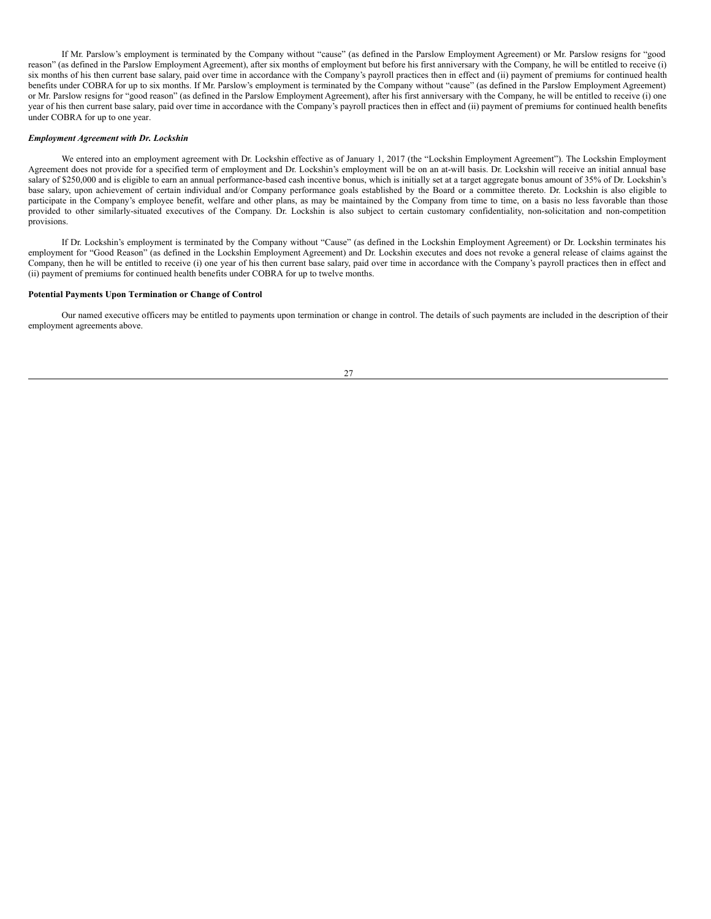If Mr. Parslow's employment is terminated by the Company without "cause" (as defined in the Parslow Employment Agreement) or Mr. Parslow resigns for "good reason" (as defined in the Parslow Employment Agreement), after six months of employment but before his first anniversary with the Company, he will be entitled to receive (i) six months of his then current base salary, paid over time in accordance with the Company's payroll practices then in effect and (ii) payment of premiums for continued health benefits under COBRA for up to six months. If Mr. Parslow's employment is terminated by the Company without "cause" (as defined in the Parslow Employment Agreement) or Mr. Parslow resigns for "good reason" (as defined in the Parslow Employment Agreement), after his first anniversary with the Company, he will be entitled to receive (i) one year of his then current base salary, paid over time in accordance with the Company's payroll practices then in effect and (ii) payment of premiums for continued health benefits under COBRA for up to one year.

***Employment Agreement with Dr. Lockshin***

We entered into an employment agreement with Dr. Lockshin effective as of January 1, 2017 (the "Lockshin Employment Agreement"). The Lockshin Employment Agreement does not provide for a specified term of employment and Dr. Lockshin's employment will be on an at-will basis. Dr. Lockshin will receive an initial annual base salary of $250,000 and is eligible to earn an annual performance-based cash incentive bonus, which is initially set at a target aggregate bonus amount of 35% of Dr. Lockshin's base salary, upon achievement of certain individual and/or Company performance goals established by the Board or a committee thereto. Dr. Lockshin is also eligible to participate in the Company's employee benefit, welfare and other plans, as may be maintained by the Company from time to time, on a basis no less favorable than those provided to other similarly-situated executives of the Company. Dr. Lockshin is also subject to certain customary confidentiality, non-solicitation and non-competition provisions.

If Dr. Lockshin's employment is terminated by the Company without "Cause" (as defined in the Lockshin Employment Agreement) or Dr. Lockshin terminates his employment for "Good Reason" (as defined in the Lockshin Employment Agreement) and Dr. Lockshin executes and does not revoke a general release of claims against the Company, then he will be entitled to receive (i) one year of his then current base salary, paid over time in accordance with the Company's payroll practices then in effect and (ii) payment of premiums for continued health benefits under COBRA for up to twelve months.

**Potential Payments Upon Termination or Change of Control**

Our named executive officers may be entitled to payments upon termination or change in control. The details of such payments are included in the description of their employment agreements above.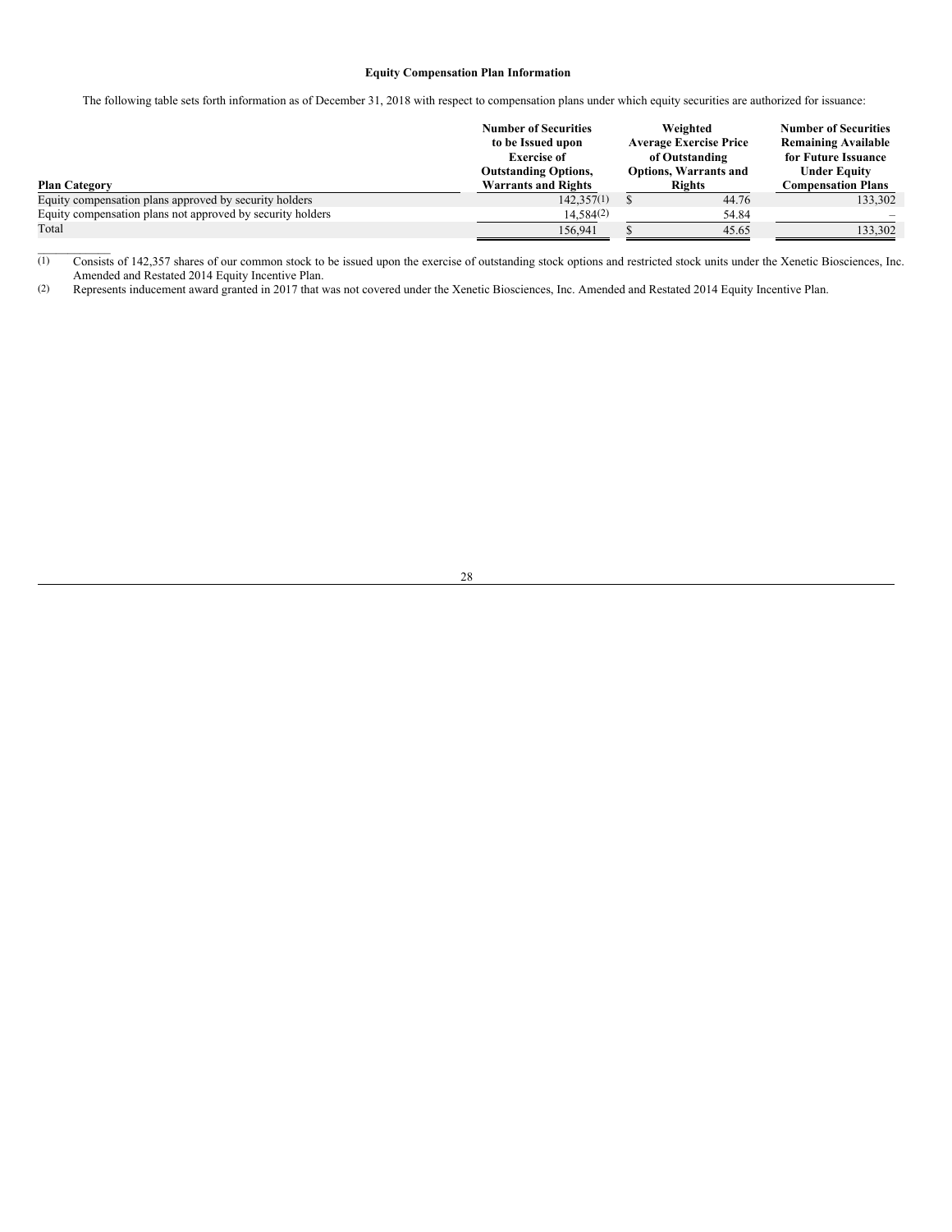### Equity Compensation Plan Information

The following table sets forth information as of December 31, 2018 with respect to compensation plans under which equity securities are authorized for issuance:

| Plan Category | Number of Securities to be Issued upon Exercise of Outstanding Options, Warrants and Rights | Weighted Average Exercise Price of Outstanding Options, Warrants and Rights | Number of Securities Remaining Available for Future Issuance Under Equity Compensation Plans |
|---|---|---|---|
| Equity compensation plans approved by security holders | 142,357(1) | $ 44.76 | 133,302 |
| Equity compensation plans not approved by security holders | 14,584(2) | 54.84 | – |
| Total | 156,941 | $ 45.65 | 133,302 |

(1) Consists of 142,357 shares of our common stock to be issued upon the exercise of outstanding stock options and restricted stock units under the Xenetic Biosciences, Inc. Amended and Restated 2014 Equity Incentive Plan.

(2) Represents inducement award granted in 2017 that was not covered under the Xenetic Biosciences, Inc. Amended and Restated 2014 Equity Incentive Plan.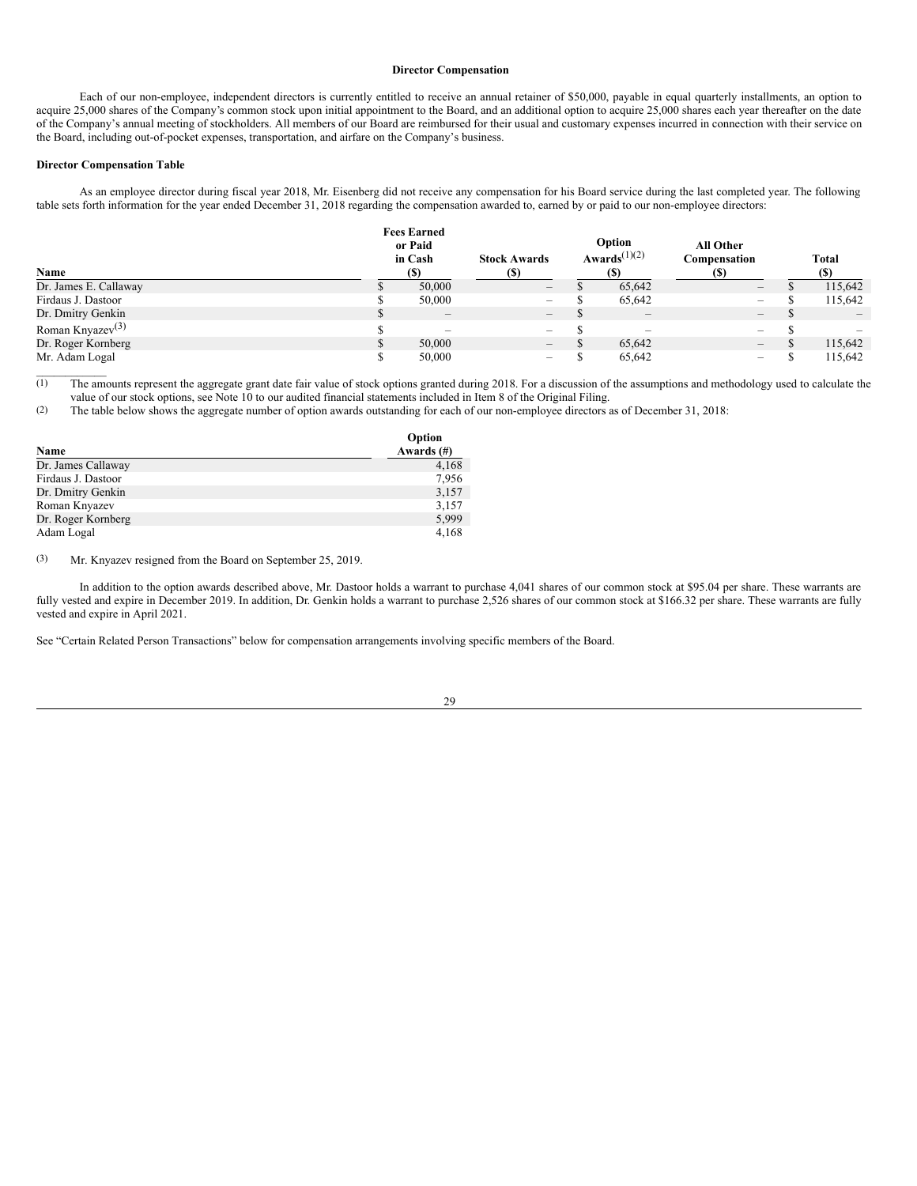**Director Compensation**

Each of our non-employee, independent directors is currently entitled to receive an annual retainer of $50,000, payable in equal quarterly installments, an option to acquire 25,000 shares of the Company's common stock upon initial appointment to the Board, and an additional option to acquire 25,000 shares each year thereafter on the date of the Company's annual meeting of stockholders. All members of our Board are reimbursed for their usual and customary expenses incurred in connection with their service on the Board, including out-of-pocket expenses, transportation, and airfare on the Company's business.

**Director Compensation Table**

As an employee director during fiscal year 2018, Mr. Eisenberg did not receive any compensation for his Board service during the last completed year. The following table sets forth information for the year ended December 31, 2018 regarding the compensation awarded to, earned by or paid to our non-employee directors:

| Name | Fees Earned or Paid in Cash ($) | Stock Awards ($) | Option Awards[(1)(2)] ($) | All Other Compensation ($) | Total ($) |
|---|---|---|---|---|---|
| Dr. James E. Callaway | $ 50,000 | – | $ 65,642 | – | $ 115,642 |
| Firdaus J. Dastoor | $ 50,000 | – | $ 65,642 | – | $ 115,642 |
| Dr. Dmitry Genkin | $ – | – | $ – | – | $ – |
| Roman Knyazev[(3)] | $ – | – | $ – | – | $ – |
| Dr. Roger Kornberg | $ 50,000 | – | $ 65,642 | – | $ 115,642 |
| Mr. Adam Logal | $ 50,000 | – | $ 65,642 | – | $ 115,642 |

(1) The amounts represent the aggregate grant date fair value of stock options granted during 2018. For a discussion of the assumptions and methodology used to calculate the value of our stock options, see Note 10 to our audited financial statements included in Item 8 of the Original Filing.

(2) The table below shows the aggregate number of option awards outstanding for each of our non-employee directors as of December 31, 2018:

| Name | Option Awards (#) |
|---|---|
| Dr. James Callaway | 4,168 |
| Firdaus J. Dastoor | 7,956 |
| Dr. Dmitry Genkin | 3,157 |
| Roman Knyazev | 3,157 |
| Dr. Roger Kornberg | 5,999 |
| Adam Logal | 4,168 |

(3) Mr. Knyazev resigned from the Board on September 25, 2019.

In addition to the option awards described above, Mr. Dastoor holds a warrant to purchase 4,041 shares of our common stock at $95.04 per share. These warrants are fully vested and expire in December 2019. In addition, Dr. Genkin holds a warrant to purchase 2,526 shares of our common stock at $166.32 per share. These warrants are fully vested and expire in April 2021.

See "Certain Related Person Transactions" below for compensation arrangements involving specific members of the Board.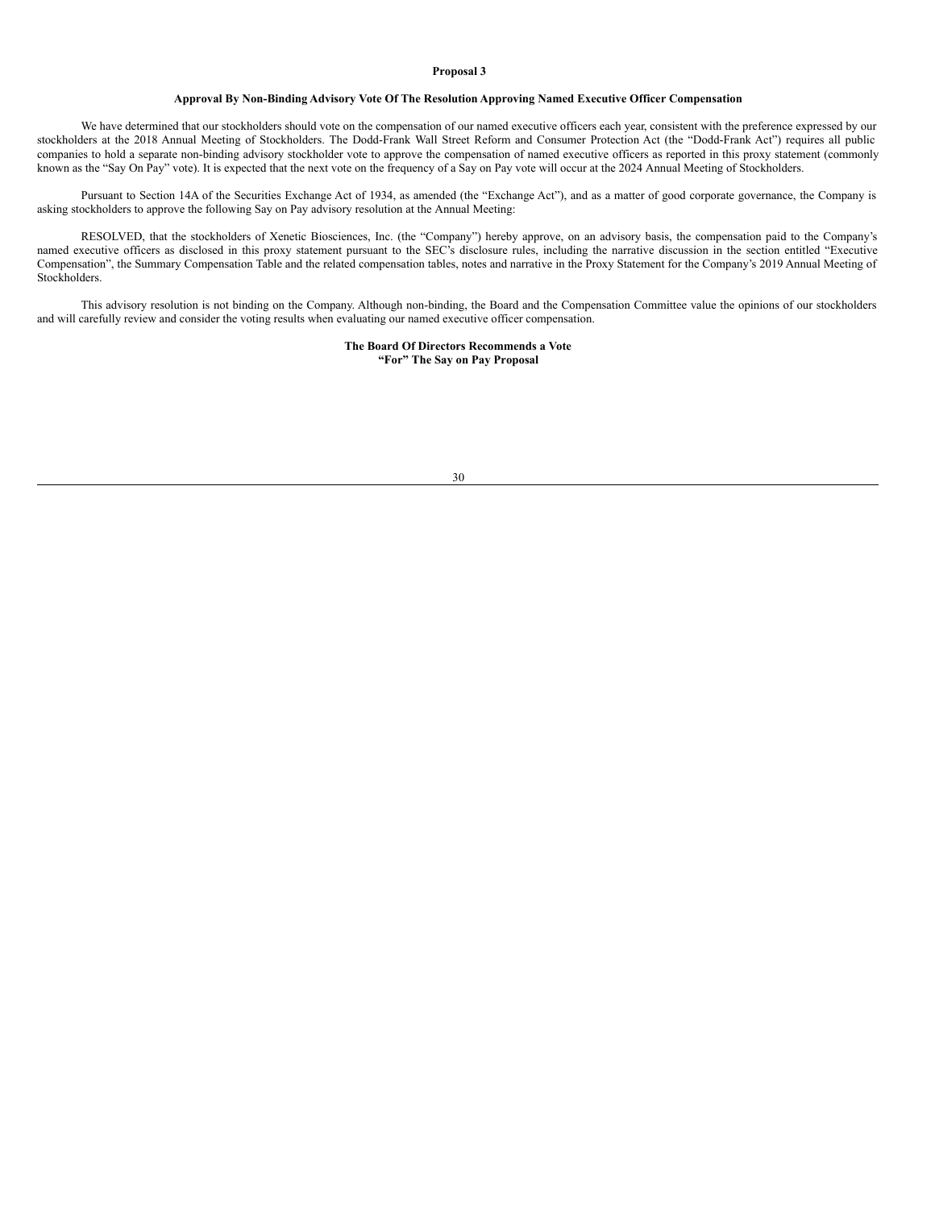**Proposal 3**

**Approval By Non-Binding Advisory Vote Of The Resolution Approving Named Executive Officer Compensation**

We have determined that our stockholders should vote on the compensation of our named executive officers each year, consistent with the preference expressed by our stockholders at the 2018 Annual Meeting of Stockholders. The Dodd-Frank Wall Street Reform and Consumer Protection Act (the "Dodd-Frank Act") requires all public companies to hold a separate non-binding advisory stockholder vote to approve the compensation of named executive officers as reported in this proxy statement (commonly known as the "Say On Pay" vote). It is expected that the next vote on the frequency of a Say on Pay vote will occur at the 2024 Annual Meeting of Stockholders.

Pursuant to Section 14A of the Securities Exchange Act of 1934, as amended (the "Exchange Act"), and as a matter of good corporate governance, the Company is asking stockholders to approve the following Say on Pay advisory resolution at the Annual Meeting:

RESOLVED, that the stockholders of Xenetic Biosciences, Inc. (the "Company") hereby approve, on an advisory basis, the compensation paid to the Company's named executive officers as disclosed in this proxy statement pursuant to the SEC's disclosure rules, including the narrative discussion in the section entitled "Executive Compensation", the Summary Compensation Table and the related compensation tables, notes and narrative in the Proxy Statement for the Company's 2019 Annual Meeting of Stockholders.

This advisory resolution is not binding on the Company. Although non-binding, the Board and the Compensation Committee value the opinions of our stockholders and will carefully review and consider the voting results when evaluating our named executive officer compensation.

**The Board Of Directors Recommends a Vote "For" The Say on Pay Proposal**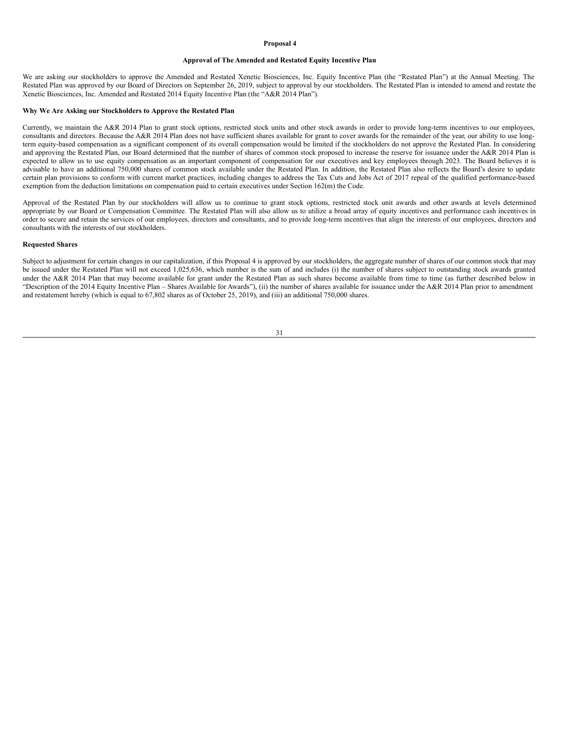**Proposal 4**

**Approval of The Amended and Restated Equity Incentive Plan**

We are asking our stockholders to approve the Amended and Restated Xenetic Biosciences, Inc. Equity Incentive Plan (the "Restated Plan") at the Annual Meeting. The Restated Plan was approved by our Board of Directors on September 26, 2019, subject to approval by our stockholders. The Restated Plan is intended to amend and restate the Xenetic Biosciences, Inc. Amended and Restated 2014 Equity Incentive Plan (the "A&R 2014 Plan").

**Why We Are Asking our Stockholders to Approve the Restated Plan**

Currently, we maintain the A&R 2014 Plan to grant stock options, restricted stock units and other stock awards in order to provide long-term incentives to our employees, consultants and directors. Because the A&R 2014 Plan does not have sufficient shares available for grant to cover awards for the remainder of the year, our ability to use long-term equity-based compensation as a significant component of its overall compensation would be limited if the stockholders do not approve the Restated Plan. In considering and approving the Restated Plan, our Board determined that the number of shares of common stock proposed to increase the reserve for issuance under the A&R 2014 Plan is expected to allow us to use equity compensation as an important component of compensation for our executives and key employees through 2023. The Board believes it is advisable to have an additional 750,000 shares of common stock available under the Restated Plan. In addition, the Restated Plan also reflects the Board's desire to update certain plan provisions to conform with current market practices, including changes to address the Tax Cuts and Jobs Act of 2017 repeal of the qualified performance-based exemption from the deduction limitations on compensation paid to certain executives under Section 162(m) the Code.

Approval of the Restated Plan by our stockholders will allow us to continue to grant stock options, restricted stock unit awards and other awards at levels determined appropriate by our Board or Compensation Committee. The Restated Plan will also allow us to utilize a broad array of equity incentives and performance cash incentives in order to secure and retain the services of our employees, directors and consultants, and to provide long-term incentives that align the interests of our employees, directors and consultants with the interests of our stockholders.

**Requested Shares**

Subject to adjustment for certain changes in our capitalization, if this Proposal 4 is approved by our stockholders, the aggregate number of shares of our common stock that may be issued under the Restated Plan will not exceed 1,025,636, which number is the sum of and includes (i) the number of shares subject to outstanding stock awards granted under the A&R 2014 Plan that may become available for grant under the Restated Plan as such shares become available from time to time (as further described below in "Description of the 2014 Equity Incentive Plan – Shares Available for Awards"), (ii) the number of shares available for issuance under the A&R 2014 Plan prior to amendment and restatement hereby (which is equal to 67,802 shares as of October 25, 2019), and (iii) an additional 750,000 shares.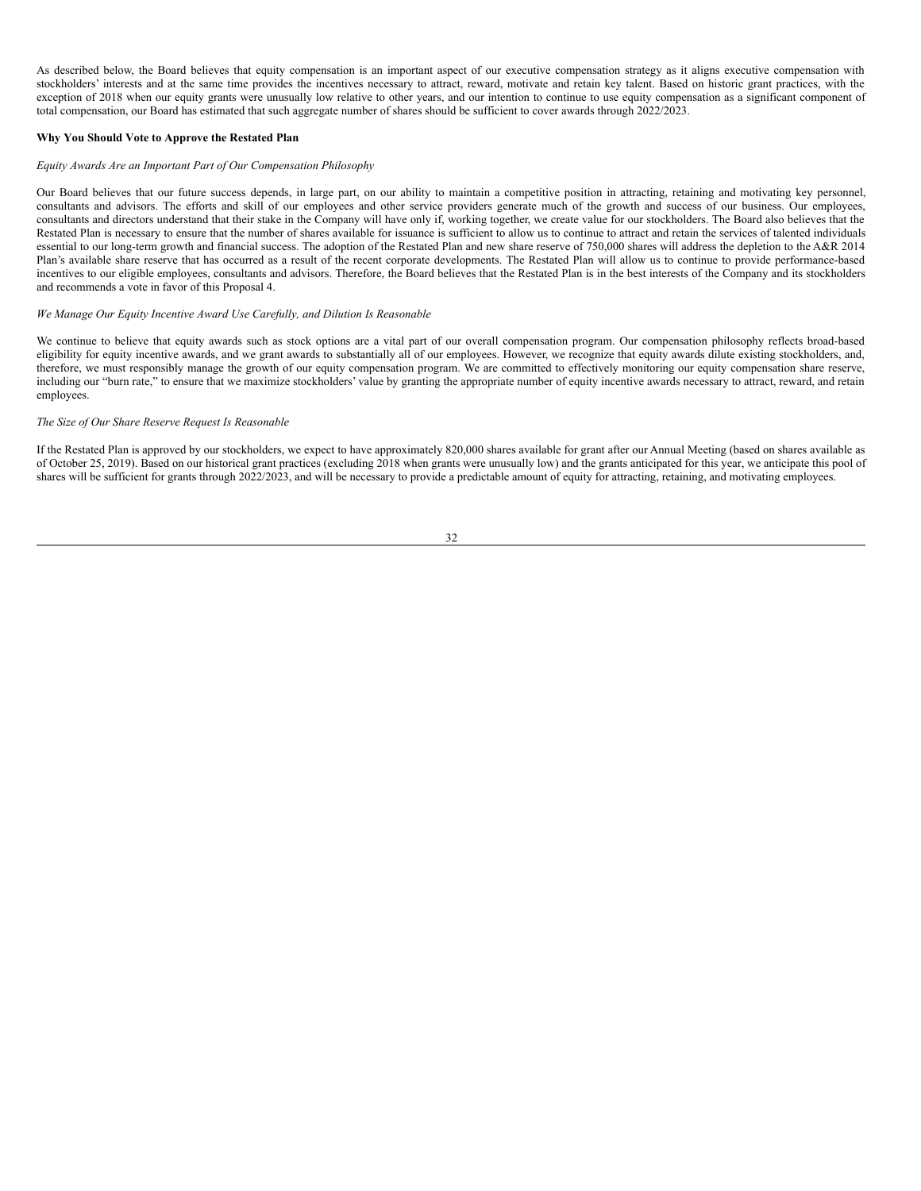As described below, the Board believes that equity compensation is an important aspect of our executive compensation strategy as it aligns executive compensation with stockholders' interests and at the same time provides the incentives necessary to attract, reward, motivate and retain key talent. Based on historic grant practices, with the exception of 2018 when our equity grants were unusually low relative to other years, and our intention to continue to use equity compensation as a significant component of total compensation, our Board has estimated that such aggregate number of shares should be sufficient to cover awards through 2022/2023.

**Why You Should Vote to Approve the Restated Plan**

*Equity Awards Are an Important Part of Our Compensation Philosophy*

Our Board believes that our future success depends, in large part, on our ability to maintain a competitive position in attracting, retaining and motivating key personnel, consultants and advisors. The efforts and skill of our employees and other service providers generate much of the growth and success of our business. Our employees, consultants and directors understand that their stake in the Company will have only if, working together, we create value for our stockholders. The Board also believes that the Restated Plan is necessary to ensure that the number of shares available for issuance is sufficient to allow us to continue to attract and retain the services of talented individuals essential to our long-term growth and financial success. The adoption of the Restated Plan and new share reserve of 750,000 shares will address the depletion to the A&R 2014 Plan's available share reserve that has occurred as a result of the recent corporate developments. The Restated Plan will allow us to continue to provide performance-based incentives to our eligible employees, consultants and advisors. Therefore, the Board believes that the Restated Plan is in the best interests of the Company and its stockholders and recommends a vote in favor of this Proposal 4.

*We Manage Our Equity Incentive Award Use Carefully, and Dilution Is Reasonable*

We continue to believe that equity awards such as stock options are a vital part of our overall compensation program. Our compensation philosophy reflects broad-based eligibility for equity incentive awards, and we grant awards to substantially all of our employees. However, we recognize that equity awards dilute existing stockholders, and, therefore, we must responsibly manage the growth of our equity compensation program. We are committed to effectively monitoring our equity compensation share reserve, including our "burn rate," to ensure that we maximize stockholders' value by granting the appropriate number of equity incentive awards necessary to attract, reward, and retain employees.

*The Size of Our Share Reserve Request Is Reasonable*

If the Restated Plan is approved by our stockholders, we expect to have approximately 820,000 shares available for grant after our Annual Meeting (based on shares available as of October 25, 2019). Based on our historical grant practices (excluding 2018 when grants were unusually low) and the grants anticipated for this year, we anticipate this pool of shares will be sufficient for grants through 2022/2023, and will be necessary to provide a predictable amount of equity for attracting, retaining, and motivating employees.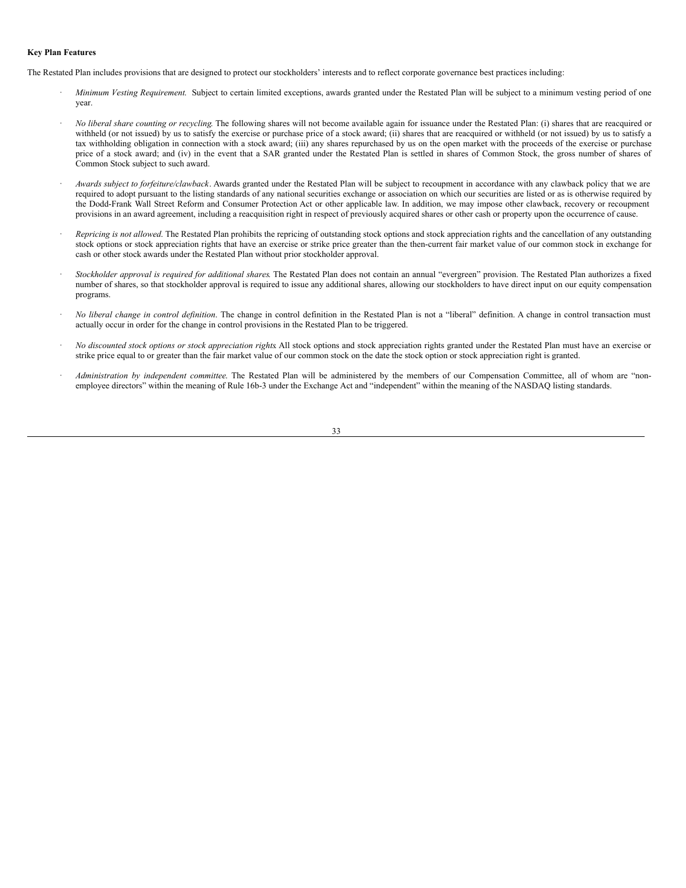**Key Plan Features**

The Restated Plan includes provisions that are designed to protect our stockholders' interests and to reflect corporate governance best practices including:

- *Minimum Vesting Requirement.* Subject to certain limited exceptions, awards granted under the Restated Plan will be subject to a minimum vesting period of one year.

- *No liberal share counting or recycling.* The following shares will not become available again for issuance under the Restated Plan: (i) shares that are reacquired or withheld (or not issued) by us to satisfy the exercise or purchase price of a stock award; (ii) shares that are reacquired or withheld (or not issued) by us to satisfy a tax withholding obligation in connection with a stock award; (iii) any shares repurchased by us on the open market with the proceeds of the exercise or purchase price of a stock award; and (iv) in the event that a SAR granted under the Restated Plan is settled in shares of Common Stock, the gross number of shares of Common Stock subject to such award.

- *Awards subject to forfeiture/clawback*. Awards granted under the Restated Plan will be subject to recoupment in accordance with any clawback policy that we are required to adopt pursuant to the listing standards of any national securities exchange or association on which our securities are listed or as is otherwise required by the Dodd-Frank Wall Street Reform and Consumer Protection Act or other applicable law. In addition, we may impose other clawback, recovery or recoupment provisions in an award agreement, including a reacquisition right in respect of previously acquired shares or other cash or property upon the occurrence of cause.

- *Repricing is not allowed*. The Restated Plan prohibits the repricing of outstanding stock options and stock appreciation rights and the cancellation of any outstanding stock options or stock appreciation rights that have an exercise or strike price greater than the then-current fair market value of our common stock in exchange for cash or other stock awards under the Restated Plan without prior stockholder approval.

- *Stockholder approval is required for additional shares.* The Restated Plan does not contain an annual "evergreen" provision. The Restated Plan authorizes a fixed number of shares, so that stockholder approval is required to issue any additional shares, allowing our stockholders to have direct input on our equity compensation programs.

- *No liberal change in control definition*. The change in control definition in the Restated Plan is not a "liberal" definition. A change in control transaction must actually occur in order for the change in control provisions in the Restated Plan to be triggered.

- *No discounted stock options or stock appreciation rights.* All stock options and stock appreciation rights granted under the Restated Plan must have an exercise or strike price equal to or greater than the fair market value of our common stock on the date the stock option or stock appreciation right is granted.

- *Administration by independent committee.* The Restated Plan will be administered by the members of our Compensation Committee, all of whom are "non-employee directors" within the meaning of Rule 16b-3 under the Exchange Act and "independent" within the meaning of the NASDAQ listing standards.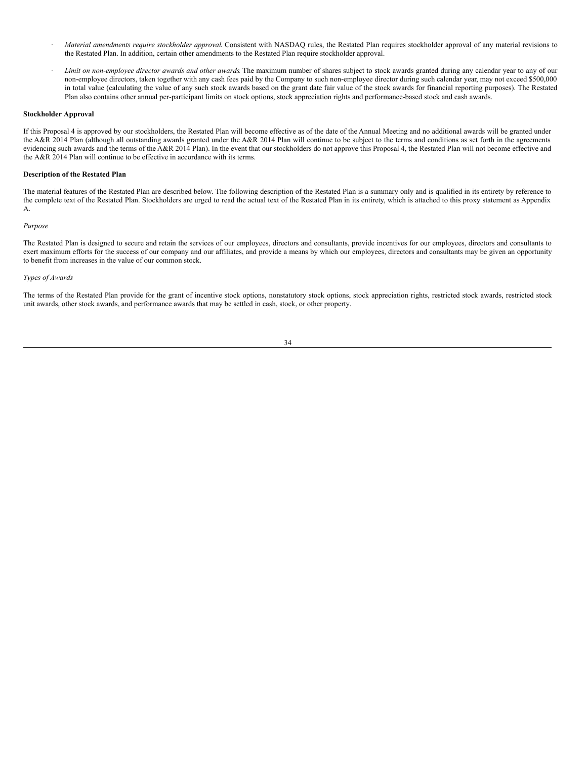- *Material amendments require stockholder approval*. Consistent with NASDAQ rules, the Restated Plan requires stockholder approval of any material revisions to the Restated Plan. In addition, certain other amendments to the Restated Plan require stockholder approval.
- *Limit on non-employee director awards and other awards*. The maximum number of shares subject to stock awards granted during any calendar year to any of our non-employee directors, taken together with any cash fees paid by the Company to such non-employee director during such calendar year, may not exceed $500,000 in total value (calculating the value of any such stock awards based on the grant date fair value of the stock awards for financial reporting purposes). The Restated Plan also contains other annual per-participant limits on stock options, stock appreciation rights and performance-based stock and cash awards.

**Stockholder Approval**

If this Proposal 4 is approved by our stockholders, the Restated Plan will become effective as of the date of the Annual Meeting and no additional awards will be granted under the A&R 2014 Plan (although all outstanding awards granted under the A&R 2014 Plan will continue to be subject to the terms and conditions as set forth in the agreements evidencing such awards and the terms of the A&R 2014 Plan). In the event that our stockholders do not approve this Proposal 4, the Restated Plan will not become effective and the A&R 2014 Plan will continue to be effective in accordance with its terms.

**Description of the Restated Plan**

The material features of the Restated Plan are described below. The following description of the Restated Plan is a summary only and is qualified in its entirety by reference to the complete text of the Restated Plan. Stockholders are urged to read the actual text of the Restated Plan in its entirety, which is attached to this proxy statement as Appendix A.

*Purpose*

The Restated Plan is designed to secure and retain the services of our employees, directors and consultants, provide incentives for our employees, directors and consultants to exert maximum efforts for the success of our company and our affiliates, and provide a means by which our employees, directors and consultants may be given an opportunity to benefit from increases in the value of our common stock.

*Types of Awards*

The terms of the Restated Plan provide for the grant of incentive stock options, nonstatutory stock options, stock appreciation rights, restricted stock awards, restricted stock unit awards, other stock awards, and performance awards that may be settled in cash, stock, or other property.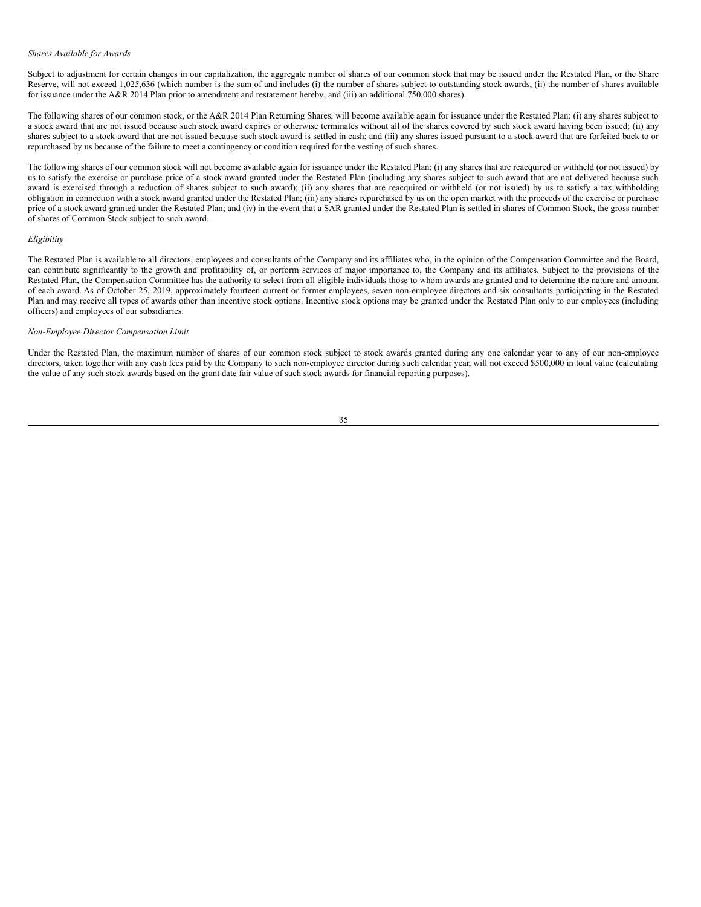*Shares Available for Awards*

Subject to adjustment for certain changes in our capitalization, the aggregate number of shares of our common stock that may be issued under the Restated Plan, or the Share Reserve, will not exceed 1,025,636 (which number is the sum of and includes (i) the number of shares subject to outstanding stock awards, (ii) the number of shares available for issuance under the A&R 2014 Plan prior to amendment and restatement hereby, and (iii) an additional 750,000 shares).

The following shares of our common stock, or the A&R 2014 Plan Returning Shares, will become available again for issuance under the Restated Plan: (i) any shares subject to a stock award that are not issued because such stock award expires or otherwise terminates without all of the shares covered by such stock award having been issued; (ii) any shares subject to a stock award that are not issued because such stock award is settled in cash; and (iii) any shares issued pursuant to a stock award that are forfeited back to or repurchased by us because of the failure to meet a contingency or condition required for the vesting of such shares.

The following shares of our common stock will not become available again for issuance under the Restated Plan: (i) any shares that are reacquired or withheld (or not issued) by us to satisfy the exercise or purchase price of a stock award granted under the Restated Plan (including any shares subject to such award that are not delivered because such award is exercised through a reduction of shares subject to such award); (ii) any shares that are reacquired or withheld (or not issued) by us to satisfy a tax withholding obligation in connection with a stock award granted under the Restated Plan; (iii) any shares repurchased by us on the open market with the proceeds of the exercise or purchase price of a stock award granted under the Restated Plan; and (iv) in the event that a SAR granted under the Restated Plan is settled in shares of Common Stock, the gross number of shares of Common Stock subject to such award.

*Eligibility*

The Restated Plan is available to all directors, employees and consultants of the Company and its affiliates who, in the opinion of the Compensation Committee and the Board, can contribute significantly to the growth and profitability of, or perform services of major importance to, the Company and its affiliates. Subject to the provisions of the Restated Plan, the Compensation Committee has the authority to select from all eligible individuals those to whom awards are granted and to determine the nature and amount of each award. As of October 25, 2019, approximately fourteen current or former employees, seven non-employee directors and six consultants participating in the Restated Plan and may receive all types of awards other than incentive stock options. Incentive stock options may be granted under the Restated Plan only to our employees (including officers) and employees of our subsidiaries.

*Non-Employee Director Compensation Limit*

Under the Restated Plan, the maximum number of shares of our common stock subject to stock awards granted during any one calendar year to any of our non-employee directors, taken together with any cash fees paid by the Company to such non-employee director during such calendar year, will not exceed $500,000 in total value (calculating the value of any such stock awards based on the grant date fair value of such stock awards for financial reporting purposes).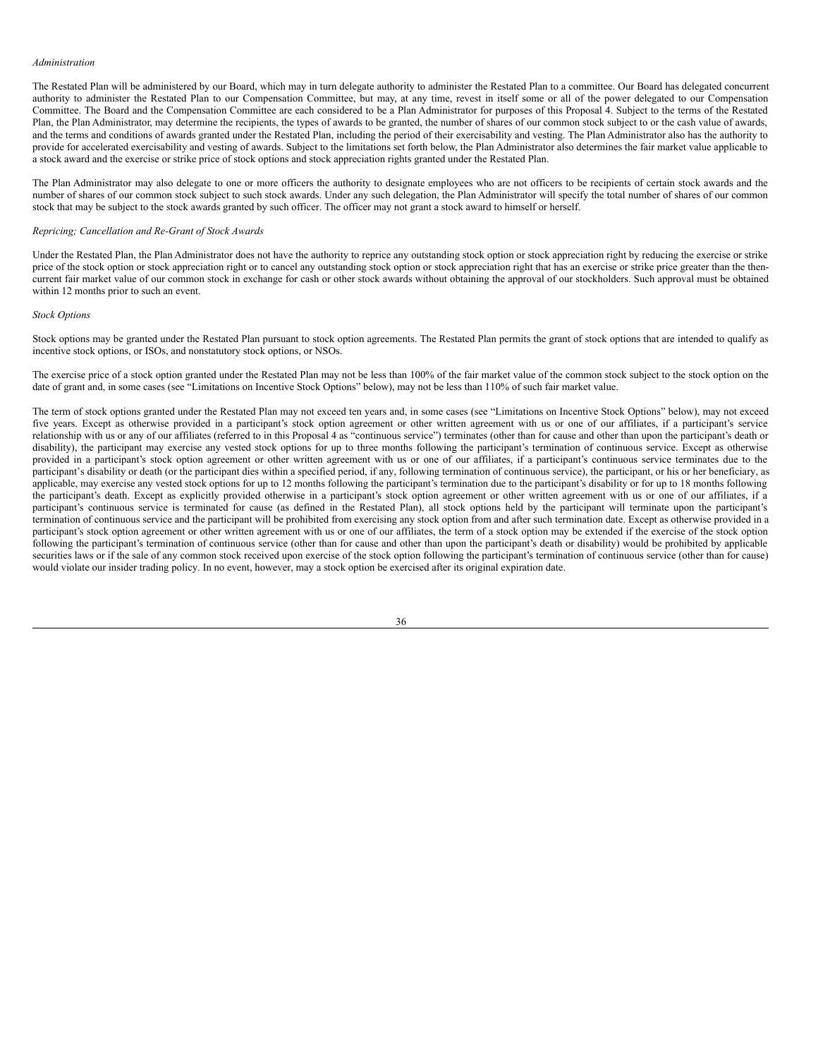*Administration*

The Restated Plan will be administered by our Board, which may in turn delegate authority to administer the Restated Plan to a committee. Our Board has delegated concurrent authority to administer the Restated Plan to our Compensation Committee, but may, at any time, revest in itself some or all of the power delegated to our Compensation Committee. The Board and the Compensation Committee are each considered to be a Plan Administrator for purposes of this Proposal 4. Subject to the terms of the Restated Plan, the Plan Administrator, may determine the recipients, the types of awards to be granted, the number of shares of our common stock subject to or the cash value of awards, and the terms and conditions of awards granted under the Restated Plan, including the period of their exercisability and vesting. The Plan Administrator also has the authority to provide for accelerated exercisability and vesting of awards. Subject to the limitations set forth below, the Plan Administrator also determines the fair market value applicable to a stock award and the exercise or strike price of stock options and stock appreciation rights granted under the Restated Plan.

The Plan Administrator may also delegate to one or more officers the authority to designate employees who are not officers to be recipients of certain stock awards and the number of shares of our common stock subject to such stock awards. Under any such delegation, the Plan Administrator will specify the total number of shares of our common stock that may be subject to the stock awards granted by such officer. The officer may not grant a stock award to himself or herself.

*Repricing; Cancellation and Re-Grant of Stock Awards*

Under the Restated Plan, the Plan Administrator does not have the authority to reprice any outstanding stock option or stock appreciation right by reducing the exercise or strike price of the stock option or stock appreciation right or to cancel any outstanding stock option or stock appreciation right that has an exercise or strike price greater than the then-current fair market value of our common stock in exchange for cash or other stock awards without obtaining the approval of our stockholders. Such approval must be obtained within 12 months prior to such an event.

*Stock Options*

Stock options may be granted under the Restated Plan pursuant to stock option agreements. The Restated Plan permits the grant of stock options that are intended to qualify as incentive stock options, or ISOs, and nonstatutory stock options, or NSOs.

The exercise price of a stock option granted under the Restated Plan may not be less than 100% of the fair market value of the common stock subject to the stock option on the date of grant and, in some cases (see "Limitations on Incentive Stock Options" below), may not be less than 110% of such fair market value.

The term of stock options granted under the Restated Plan may not exceed ten years and, in some cases (see "Limitations on Incentive Stock Options" below), may not exceed five years. Except as otherwise provided in a participant's stock option agreement or other written agreement with us or one of our affiliates, if a participant's service relationship with us or any of our affiliates (referred to in this Proposal 4 as "continuous service") terminates (other than for cause and other than upon the participant's death or disability), the participant may exercise any vested stock options for up to three months following the participant's termination of continuous service. Except as otherwise provided in a participant's stock option agreement or other written agreement with us or one of our affiliates, if a participant's continuous service terminates due to the participant's disability or death (or the participant dies within a specified period, if any, following termination of continuous service), the participant, or his or her beneficiary, as applicable, may exercise any vested stock options for up to 12 months following the participant's termination due to the participant's disability or for up to 18 months following the participant's death. Except as explicitly provided otherwise in a participant's stock option agreement or other written agreement with us or one of our affiliates, if a participant's continuous service is terminated for cause (as defined in the Restated Plan), all stock options held by the participant will terminate upon the participant's termination of continuous service and the participant will be prohibited from exercising any stock option from and after such termination date. Except as otherwise provided in a participant's stock option agreement or other written agreement with us or one of our affiliates, the term of a stock option may be extended if the exercise of the stock option following the participant's termination of continuous service (other than for cause and other than upon the participant's death or disability) would be prohibited by applicable securities laws or if the sale of any common stock received upon exercise of the stock option following the participant's termination of continuous service (other than for cause) would violate our insider trading policy. In no event, however, may a stock option be exercised after its original expiration date.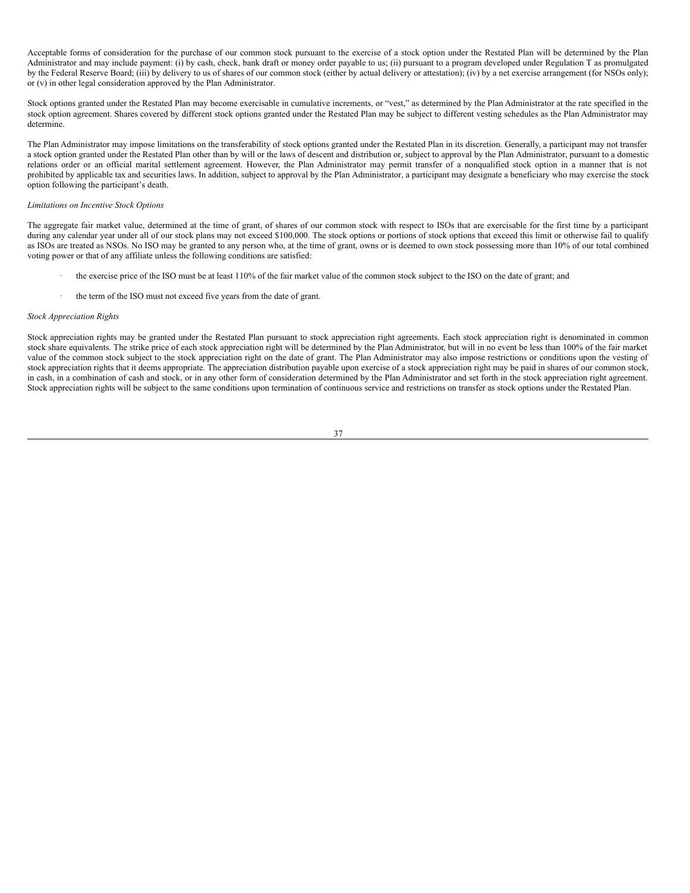Acceptable forms of consideration for the purchase of our common stock pursuant to the exercise of a stock option under the Restated Plan will be determined by the Plan Administrator and may include payment: (i) by cash, check, bank draft or money order payable to us; (ii) pursuant to a program developed under Regulation T as promulgated by the Federal Reserve Board; (iii) by delivery to us of shares of our common stock (either by actual delivery or attestation); (iv) by a net exercise arrangement (for NSOs only); or (v) in other legal consideration approved by the Plan Administrator.

Stock options granted under the Restated Plan may become exercisable in cumulative increments, or "vest," as determined by the Plan Administrator at the rate specified in the stock option agreement. Shares covered by different stock options granted under the Restated Plan may be subject to different vesting schedules as the Plan Administrator may determine.

The Plan Administrator may impose limitations on the transferability of stock options granted under the Restated Plan in its discretion. Generally, a participant may not transfer a stock option granted under the Restated Plan other than by will or the laws of descent and distribution or, subject to approval by the Plan Administrator, pursuant to a domestic relations order or an official marital settlement agreement. However, the Plan Administrator may permit transfer of a nonqualified stock option in a manner that is not prohibited by applicable tax and securities laws. In addition, subject to approval by the Plan Administrator, a participant may designate a beneficiary who may exercise the stock option following the participant's death.

*Limitations on Incentive Stock Options*

The aggregate fair market value, determined at the time of grant, of shares of our common stock with respect to ISOs that are exercisable for the first time by a participant during any calendar year under all of our stock plans may not exceed $100,000. The stock options or portions of stock options that exceed this limit or otherwise fail to qualify as ISOs are treated as NSOs. No ISO may be granted to any person who, at the time of grant, owns or is deemed to own stock possessing more than 10% of our total combined voting power or that of any affiliate unless the following conditions are satisfied:

- the exercise price of the ISO must be at least 110% of the fair market value of the common stock subject to the ISO on the date of grant; and
- the term of the ISO must not exceed five years from the date of grant.

*Stock Appreciation Rights*

Stock appreciation rights may be granted under the Restated Plan pursuant to stock appreciation right agreements. Each stock appreciation right is denominated in common stock share equivalents. The strike price of each stock appreciation right will be determined by the Plan Administrator, but will in no event be less than 100% of the fair market value of the common stock subject to the stock appreciation right on the date of grant. The Plan Administrator may also impose restrictions or conditions upon the vesting of stock appreciation rights that it deems appropriate. The appreciation distribution payable upon exercise of a stock appreciation right may be paid in shares of our common stock, in cash, in a combination of cash and stock, or in any other form of consideration determined by the Plan Administrator and set forth in the stock appreciation right agreement. Stock appreciation rights will be subject to the same conditions upon termination of continuous service and restrictions on transfer as stock options under the Restated Plan.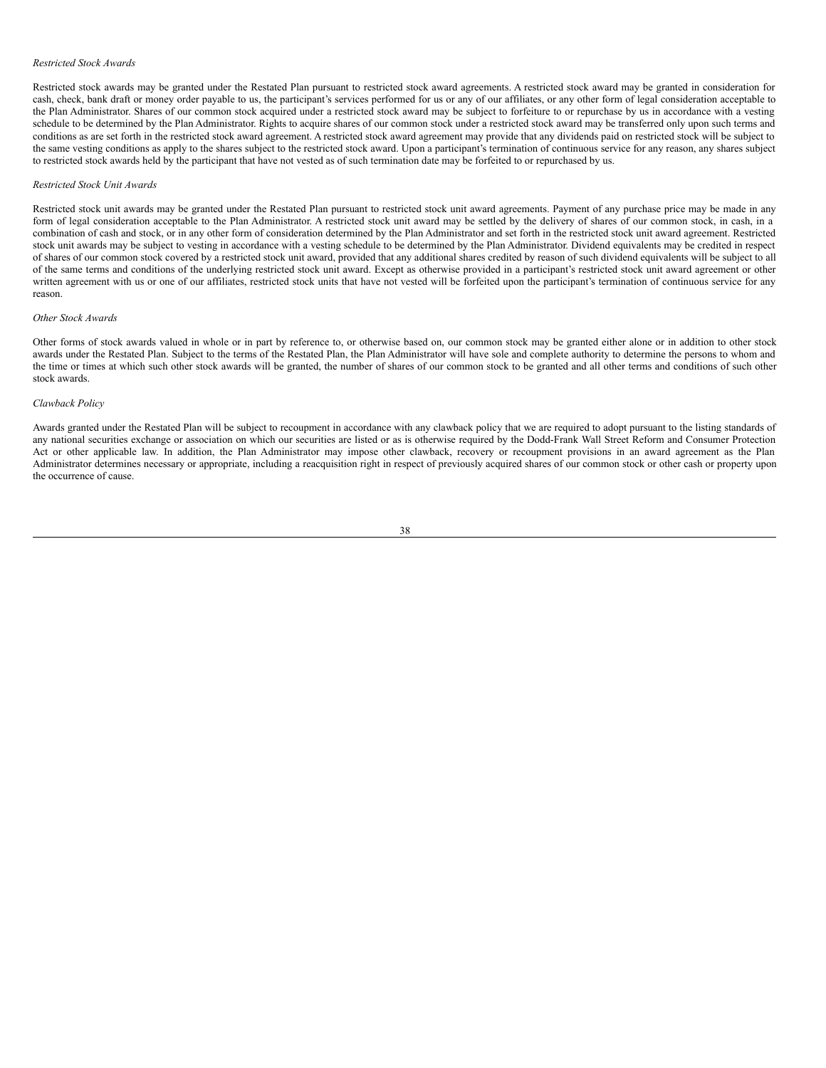*Restricted Stock Awards*

Restricted stock awards may be granted under the Restated Plan pursuant to restricted stock award agreements. A restricted stock award may be granted in consideration for cash, check, bank draft or money order payable to us, the participant's services performed for us or any of our affiliates, or any other form of legal consideration acceptable to the Plan Administrator. Shares of our common stock acquired under a restricted stock award may be subject to forfeiture to or repurchase by us in accordance with a vesting schedule to be determined by the Plan Administrator. Rights to acquire shares of our common stock under a restricted stock award may be transferred only upon such terms and conditions as are set forth in the restricted stock award agreement. A restricted stock award agreement may provide that any dividends paid on restricted stock will be subject to the same vesting conditions as apply to the shares subject to the restricted stock award. Upon a participant's termination of continuous service for any reason, any shares subject to restricted stock awards held by the participant that have not vested as of such termination date may be forfeited to or repurchased by us.

*Restricted Stock Unit Awards*

Restricted stock unit awards may be granted under the Restated Plan pursuant to restricted stock unit award agreements. Payment of any purchase price may be made in any form of legal consideration acceptable to the Plan Administrator. A restricted stock unit award may be settled by the delivery of shares of our common stock, in cash, in a combination of cash and stock, or in any other form of consideration determined by the Plan Administrator and set forth in the restricted stock unit award agreement. Restricted stock unit awards may be subject to vesting in accordance with a vesting schedule to be determined by the Plan Administrator. Dividend equivalents may be credited in respect of shares of our common stock covered by a restricted stock unit award, provided that any additional shares credited by reason of such dividend equivalents will be subject to all of the same terms and conditions of the underlying restricted stock unit award. Except as otherwise provided in a participant's restricted stock unit award agreement or other written agreement with us or one of our affiliates, restricted stock units that have not vested will be forfeited upon the participant's termination of continuous service for any reason.

*Other Stock Awards*

Other forms of stock awards valued in whole or in part by reference to, or otherwise based on, our common stock may be granted either alone or in addition to other stock awards under the Restated Plan. Subject to the terms of the Restated Plan, the Plan Administrator will have sole and complete authority to determine the persons to whom and the time or times at which such other stock awards will be granted, the number of shares of our common stock to be granted and all other terms and conditions of such other stock awards.

*Clawback Policy*

Awards granted under the Restated Plan will be subject to recoupment in accordance with any clawback policy that we are required to adopt pursuant to the listing standards of any national securities exchange or association on which our securities are listed or as is otherwise required by the Dodd-Frank Wall Street Reform and Consumer Protection Act or other applicable law. In addition, the Plan Administrator may impose other clawback, recovery or recoupment provisions in an award agreement as the Plan Administrator determines necessary or appropriate, including a reacquisition right in respect of previously acquired shares of our common stock or other cash or property upon the occurrence of cause.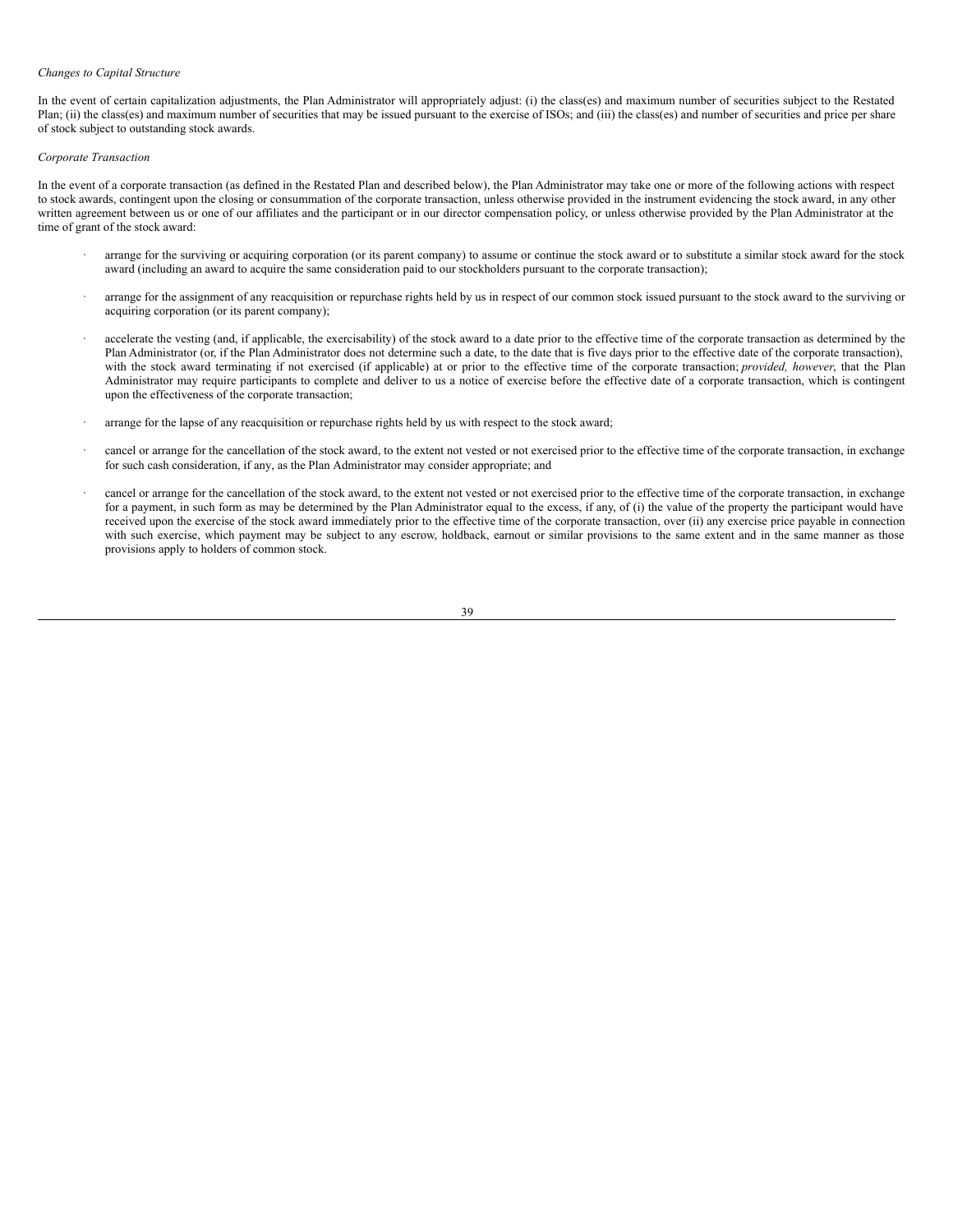*Changes to Capital Structure*

In the event of certain capitalization adjustments, the Plan Administrator will appropriately adjust: (i) the class(es) and maximum number of securities subject to the Restated Plan; (ii) the class(es) and maximum number of securities that may be issued pursuant to the exercise of ISOs; and (iii) the class(es) and number of securities and price per share of stock subject to outstanding stock awards.

*Corporate Transaction*

In the event of a corporate transaction (as defined in the Restated Plan and described below), the Plan Administrator may take one or more of the following actions with respect to stock awards, contingent upon the closing or consummation of the corporate transaction, unless otherwise provided in the instrument evidencing the stock award, in any other written agreement between us or one of our affiliates and the participant or in our director compensation policy, or unless otherwise provided by the Plan Administrator at the time of grant of the stock award:

- arrange for the surviving or acquiring corporation (or its parent company) to assume or continue the stock award or to substitute a similar stock award for the stock award (including an award to acquire the same consideration paid to our stockholders pursuant to the corporate transaction);

- arrange for the assignment of any reacquisition or repurchase rights held by us in respect of our common stock issued pursuant to the stock award to the surviving or acquiring corporation (or its parent company);

- accelerate the vesting (and, if applicable, the exercisability) of the stock award to a date prior to the effective time of the corporate transaction as determined by the Plan Administrator (or, if the Plan Administrator does not determine such a date, to the date that is five days prior to the effective date of the corporate transaction), with the stock award terminating if not exercised (if applicable) at or prior to the effective time of the corporate transaction; *provided, however*, that the Plan Administrator may require participants to complete and deliver to us a notice of exercise before the effective date of a corporate transaction, which is contingent upon the effectiveness of the corporate transaction;

- arrange for the lapse of any reacquisition or repurchase rights held by us with respect to the stock award;

- cancel or arrange for the cancellation of the stock award, to the extent not vested or not exercised prior to the effective time of the corporate transaction, in exchange for such cash consideration, if any, as the Plan Administrator may consider appropriate; and

- cancel or arrange for the cancellation of the stock award, to the extent not vested or not exercised prior to the effective time of the corporate transaction, in exchange for a payment, in such form as may be determined by the Plan Administrator equal to the excess, if any, of (i) the value of the property the participant would have received upon the exercise of the stock award immediately prior to the effective time of the corporate transaction, over (ii) any exercise price payable in connection with such exercise, which payment may be subject to any escrow, holdback, earnout or similar provisions to the same extent and in the same manner as those provisions apply to holders of common stock.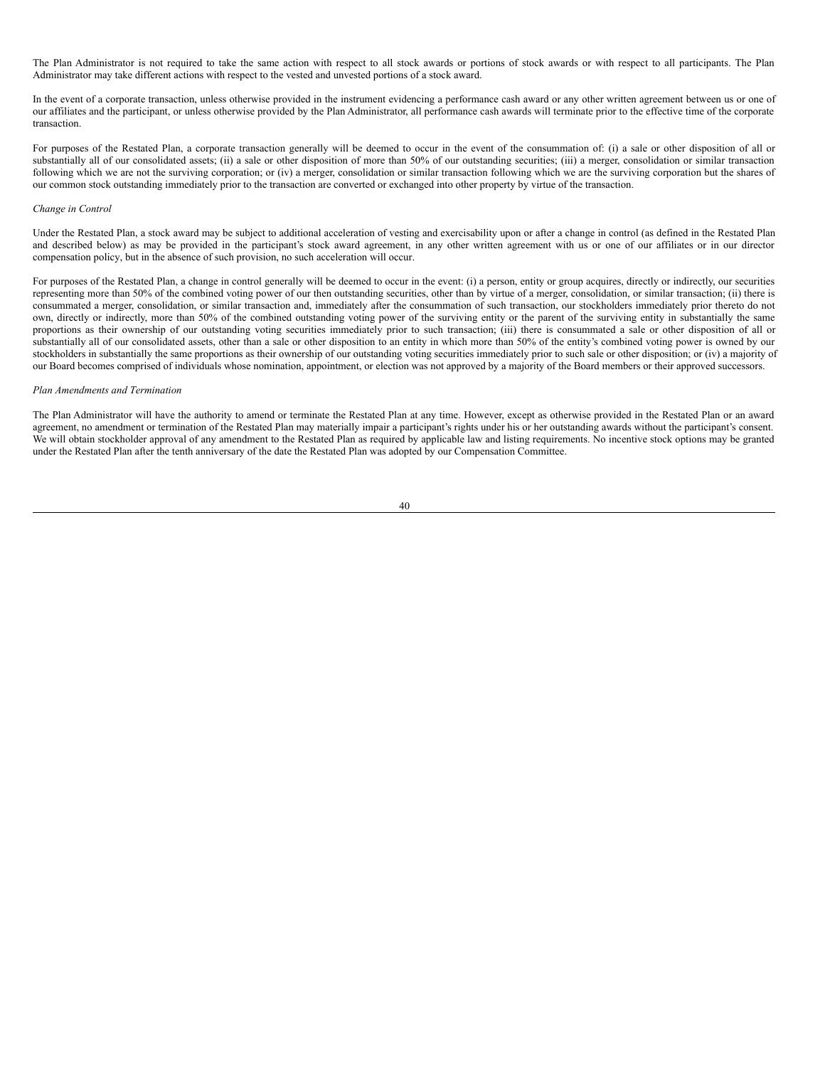The Plan Administrator is not required to take the same action with respect to all stock awards or portions of stock awards or with respect to all participants. The Plan Administrator may take different actions with respect to the vested and unvested portions of a stock award.

In the event of a corporate transaction, unless otherwise provided in the instrument evidencing a performance cash award or any other written agreement between us or one of our affiliates and the participant, or unless otherwise provided by the Plan Administrator, all performance cash awards will terminate prior to the effective time of the corporate transaction.

For purposes of the Restated Plan, a corporate transaction generally will be deemed to occur in the event of the consummation of: (i) a sale or other disposition of all or substantially all of our consolidated assets; (ii) a sale or other disposition of more than 50% of our outstanding securities; (iii) a merger, consolidation or similar transaction following which we are not the surviving corporation; or (iv) a merger, consolidation or similar transaction following which we are the surviving corporation but the shares of our common stock outstanding immediately prior to the transaction are converted or exchanged into other property by virtue of the transaction.

*Change in Control*

Under the Restated Plan, a stock award may be subject to additional acceleration of vesting and exercisability upon or after a change in control (as defined in the Restated Plan and described below) as may be provided in the participant's stock award agreement, in any other written agreement with us or one of our affiliates or in our director compensation policy, but in the absence of such provision, no such acceleration will occur.

For purposes of the Restated Plan, a change in control generally will be deemed to occur in the event: (i) a person, entity or group acquires, directly or indirectly, our securities representing more than 50% of the combined voting power of our then outstanding securities, other than by virtue of a merger, consolidation, or similar transaction; (ii) there is consummated a merger, consolidation, or similar transaction and, immediately after the consummation of such transaction, our stockholders immediately prior thereto do not own, directly or indirectly, more than 50% of the combined outstanding voting power of the surviving entity or the parent of the surviving entity in substantially the same proportions as their ownership of our outstanding voting securities immediately prior to such transaction; (iii) there is consummated a sale or other disposition of all or substantially all of our consolidated assets, other than a sale or other disposition to an entity in which more than 50% of the entity's combined voting power is owned by our stockholders in substantially the same proportions as their ownership of our outstanding voting securities immediately prior to such sale or other disposition; or (iv) a majority of our Board becomes comprised of individuals whose nomination, appointment, or election was not approved by a majority of the Board members or their approved successors.

*Plan Amendments and Termination*

The Plan Administrator will have the authority to amend or terminate the Restated Plan at any time. However, except as otherwise provided in the Restated Plan or an award agreement, no amendment or termination of the Restated Plan may materially impair a participant's rights under his or her outstanding awards without the participant's consent. We will obtain stockholder approval of any amendment to the Restated Plan as required by applicable law and listing requirements. No incentive stock options may be granted under the Restated Plan after the tenth anniversary of the date the Restated Plan was adopted by our Compensation Committee.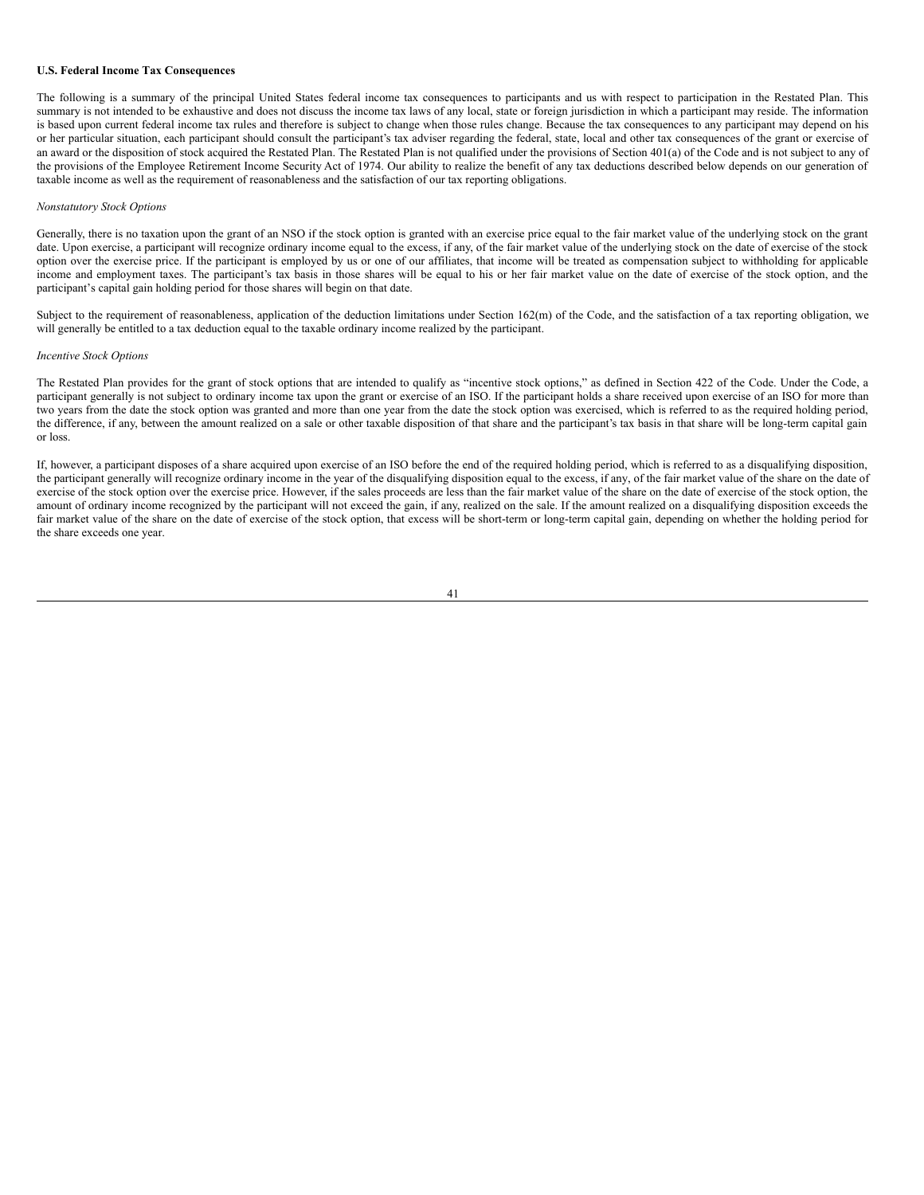**U.S. Federal Income Tax Consequences**

The following is a summary of the principal United States federal income tax consequences to participants and us with respect to participation in the Restated Plan. This summary is not intended to be exhaustive and does not discuss the income tax laws of any local, state or foreign jurisdiction in which a participant may reside. The information is based upon current federal income tax rules and therefore is subject to change when those rules change. Because the tax consequences to any participant may depend on his or her particular situation, each participant should consult the participant's tax adviser regarding the federal, state, local and other tax consequences of the grant or exercise of an award or the disposition of stock acquired the Restated Plan. The Restated Plan is not qualified under the provisions of Section 401(a) of the Code and is not subject to any of the provisions of the Employee Retirement Income Security Act of 1974. Our ability to realize the benefit of any tax deductions described below depends on our generation of taxable income as well as the requirement of reasonableness and the satisfaction of our tax reporting obligations.

*Nonstatutory Stock Options*

Generally, there is no taxation upon the grant of an NSO if the stock option is granted with an exercise price equal to the fair market value of the underlying stock on the grant date. Upon exercise, a participant will recognize ordinary income equal to the excess, if any, of the fair market value of the underlying stock on the date of exercise of the stock option over the exercise price. If the participant is employed by us or one of our affiliates, that income will be treated as compensation subject to withholding for applicable income and employment taxes. The participant's tax basis in those shares will be equal to his or her fair market value on the date of exercise of the stock option, and the participant's capital gain holding period for those shares will begin on that date.

Subject to the requirement of reasonableness, application of the deduction limitations under Section 162(m) of the Code, and the satisfaction of a tax reporting obligation, we will generally be entitled to a tax deduction equal to the taxable ordinary income realized by the participant.

*Incentive Stock Options*

The Restated Plan provides for the grant of stock options that are intended to qualify as "incentive stock options," as defined in Section 422 of the Code. Under the Code, a participant generally is not subject to ordinary income tax upon the grant or exercise of an ISO. If the participant holds a share received upon exercise of an ISO for more than two years from the date the stock option was granted and more than one year from the date the stock option was exercised, which is referred to as the required holding period, the difference, if any, between the amount realized on a sale or other taxable disposition of that share and the participant's tax basis in that share will be long-term capital gain or loss.

If, however, a participant disposes of a share acquired upon exercise of an ISO before the end of the required holding period, which is referred to as a disqualifying disposition, the participant generally will recognize ordinary income in the year of the disqualifying disposition equal to the excess, if any, of the fair market value of the share on the date of exercise of the stock option over the exercise price. However, if the sales proceeds are less than the fair market value of the share on the date of exercise of the stock option, the amount of ordinary income recognized by the participant will not exceed the gain, if any, realized on the sale. If the amount realized on a disqualifying disposition exceeds the fair market value of the share on the date of exercise of the stock option, that excess will be short-term or long-term capital gain, depending on whether the holding period for the share exceeds one year.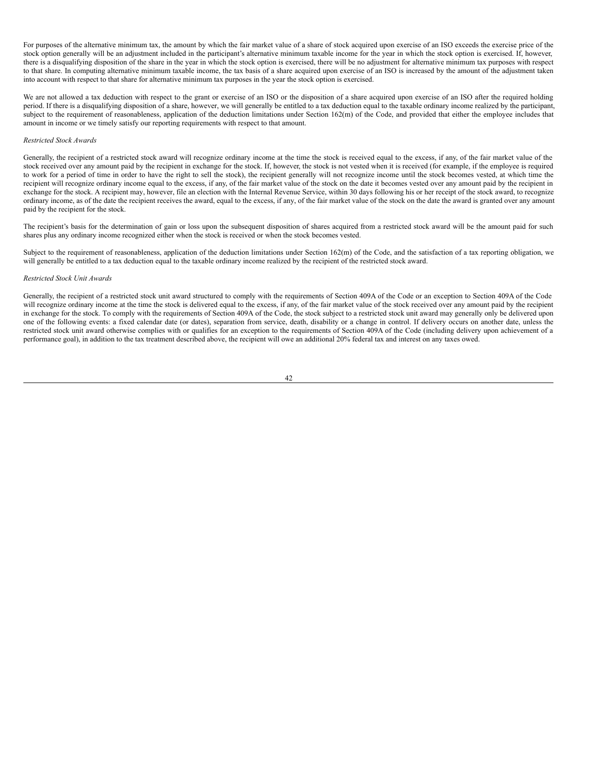For purposes of the alternative minimum tax, the amount by which the fair market value of a share of stock acquired upon exercise of an ISO exceeds the exercise price of the stock option generally will be an adjustment included in the participant's alternative minimum taxable income for the year in which the stock option is exercised. If, however, there is a disqualifying disposition of the share in the year in which the stock option is exercised, there will be no adjustment for alternative minimum tax purposes with respect to that share. In computing alternative minimum taxable income, the tax basis of a share acquired upon exercise of an ISO is increased by the amount of the adjustment taken into account with respect to that share for alternative minimum tax purposes in the year the stock option is exercised.

We are not allowed a tax deduction with respect to the grant or exercise of an ISO or the disposition of a share acquired upon exercise of an ISO after the required holding period. If there is a disqualifying disposition of a share, however, we will generally be entitled to a tax deduction equal to the taxable ordinary income realized by the participant, subject to the requirement of reasonableness, application of the deduction limitations under Section 162(m) of the Code, and provided that either the employee includes that amount in income or we timely satisfy our reporting requirements with respect to that amount.

*Restricted Stock Awards*

Generally, the recipient of a restricted stock award will recognize ordinary income at the time the stock is received equal to the excess, if any, of the fair market value of the stock received over any amount paid by the recipient in exchange for the stock. If, however, the stock is not vested when it is received (for example, if the employee is required to work for a period of time in order to have the right to sell the stock), the recipient generally will not recognize income until the stock becomes vested, at which time the recipient will recognize ordinary income equal to the excess, if any, of the fair market value of the stock on the date it becomes vested over any amount paid by the recipient in exchange for the stock. A recipient may, however, file an election with the Internal Revenue Service, within 30 days following his or her receipt of the stock award, to recognize ordinary income, as of the date the recipient receives the award, equal to the excess, if any, of the fair market value of the stock on the date the award is granted over any amount paid by the recipient for the stock.

The recipient's basis for the determination of gain or loss upon the subsequent disposition of shares acquired from a restricted stock award will be the amount paid for such shares plus any ordinary income recognized either when the stock is received or when the stock becomes vested.

Subject to the requirement of reasonableness, application of the deduction limitations under Section 162(m) of the Code, and the satisfaction of a tax reporting obligation, we will generally be entitled to a tax deduction equal to the taxable ordinary income realized by the recipient of the restricted stock award.

*Restricted Stock Unit Awards*

Generally, the recipient of a restricted stock unit award structured to comply with the requirements of Section 409A of the Code or an exception to Section 409A of the Code will recognize ordinary income at the time the stock is delivered equal to the excess, if any, of the fair market value of the stock received over any amount paid by the recipient in exchange for the stock. To comply with the requirements of Section 409A of the Code, the stock subject to a restricted stock unit award may generally only be delivered upon one of the following events: a fixed calendar date (or dates), separation from service, death, disability or a change in control. If delivery occurs on another date, unless the restricted stock unit award otherwise complies with or qualifies for an exception to the requirements of Section 409A of the Code (including delivery upon achievement of a performance goal), in addition to the tax treatment described above, the recipient will owe an additional 20% federal tax and interest on any taxes owed.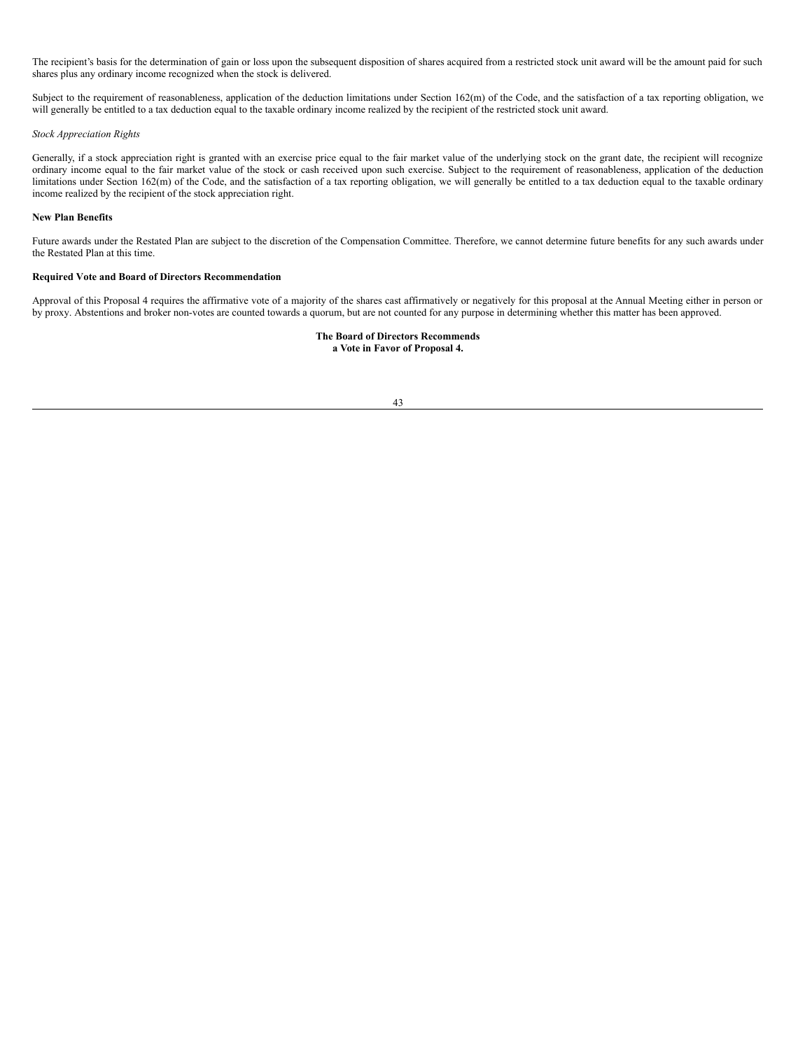The recipient's basis for the determination of gain or loss upon the subsequent disposition of shares acquired from a restricted stock unit award will be the amount paid for such shares plus any ordinary income recognized when the stock is delivered.

Subject to the requirement of reasonableness, application of the deduction limitations under Section 162(m) of the Code, and the satisfaction of a tax reporting obligation, we will generally be entitled to a tax deduction equal to the taxable ordinary income realized by the recipient of the restricted stock unit award.

*Stock Appreciation Rights*

Generally, if a stock appreciation right is granted with an exercise price equal to the fair market value of the underlying stock on the grant date, the recipient will recognize ordinary income equal to the fair market value of the stock or cash received upon such exercise. Subject to the requirement of reasonableness, application of the deduction limitations under Section 162(m) of the Code, and the satisfaction of a tax reporting obligation, we will generally be entitled to a tax deduction equal to the taxable ordinary income realized by the recipient of the stock appreciation right.

**New Plan Benefits**

Future awards under the Restated Plan are subject to the discretion of the Compensation Committee. Therefore, we cannot determine future benefits for any such awards under the Restated Plan at this time.

**Required Vote and Board of Directors Recommendation**

Approval of this Proposal 4 requires the affirmative vote of a majority of the shares cast affirmatively or negatively for this proposal at the Annual Meeting either in person or by proxy. Abstentions and broker non-votes are counted towards a quorum, but are not counted for any purpose in determining whether this matter has been approved.

**The Board of Directors Recommends a Vote in Favor of Proposal 4.**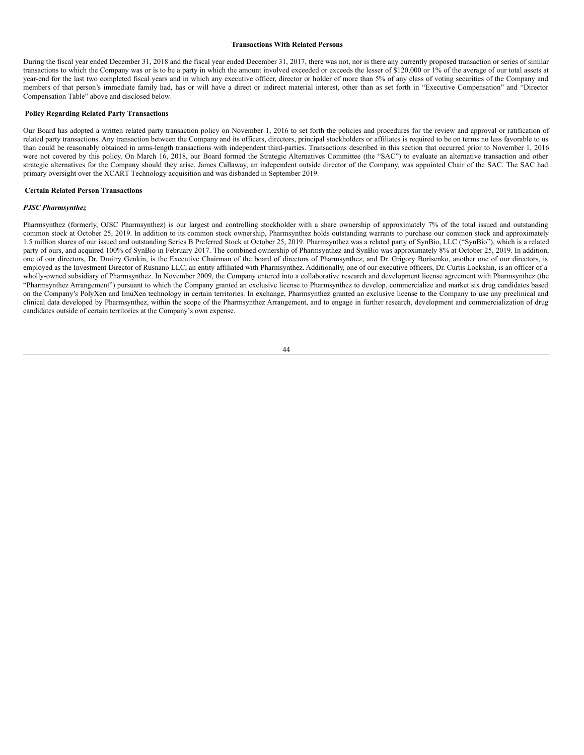## Transactions With Related Persons

During the fiscal year ended December 31, 2018 and the fiscal year ended December 31, 2017, there was not, nor is there any currently proposed transaction or series of similar transactions to which the Company was or is to be a party in which the amount involved exceeded or exceeds the lesser of $120,000 or 1% of the average of our total assets at year-end for the last two completed fiscal years and in which any executive officer, director or holder of more than 5% of any class of voting securities of the Company and members of that person's immediate family had, has or will have a direct or indirect material interest, other than as set forth in "Executive Compensation" and "Director Compensation Table" above and disclosed below.

### Policy Regarding Related Party Transactions

Our Board has adopted a written related party transaction policy on November 1, 2016 to set forth the policies and procedures for the review and approval or ratification of related party transactions. Any transaction between the Company and its officers, directors, principal stockholders or affiliates is required to be on terms no less favorable to us than could be reasonably obtained in arms-length transactions with independent third-parties. Transactions described in this section that occurred prior to November 1, 2016 were not covered by this policy. On March 16, 2018, our Board formed the Strategic Alternatives Committee (the "SAC") to evaluate an alternative transaction and other strategic alternatives for the Company should they arise. James Callaway, an independent outside director of the Company, was appointed Chair of the SAC. The SAC had primary oversight over the XCART Technology acquisition and was disbanded in September 2019.

### Certain Related Person Transactions

***PJSC Pharmsynthez***

Pharmsynthez (formerly, OJSC Pharmsynthez) is our largest and controlling stockholder with a share ownership of approximately 7% of the total issued and outstanding common stock at October 25, 2019. In addition to its common stock ownership, Pharmsynthez holds outstanding warrants to purchase our common stock and approximately 1.5 million shares of our issued and outstanding Series B Preferred Stock at October 25, 2019. Pharmsynthez was a related party of SynBio, LLC ("SynBio"), which is a related party of ours, and acquired 100% of SynBio in February 2017. The combined ownership of Pharmsynthez and SynBio was approximately 8% at October 25, 2019. In addition, one of our directors, Dr. Dmitry Genkin, is the Executive Chairman of the board of directors of Pharmsynthez, and Dr. Grigory Borisenko, another one of our directors, is employed as the Investment Director of Rusnano LLC, an entity affiliated with Pharmsynthez. Additionally, one of our executive officers, Dr. Curtis Lockshin, is an officer of a wholly-owned subsidiary of Pharmsynthez. In November 2009, the Company entered into a collaborative research and development license agreement with Pharmsynthez (the "Pharmsynthez Arrangement") pursuant to which the Company granted an exclusive license to Pharmsynthez to develop, commercialize and market six drug candidates based on the Company's PolyXen and ImuXen technology in certain territories. In exchange, Pharmsynthez granted an exclusive license to the Company to use any preclinical and clinical data developed by Pharmsynthez, within the scope of the Pharmsynthez Arrangement, and to engage in further research, development and commercialization of drug candidates outside of certain territories at the Company's own expense.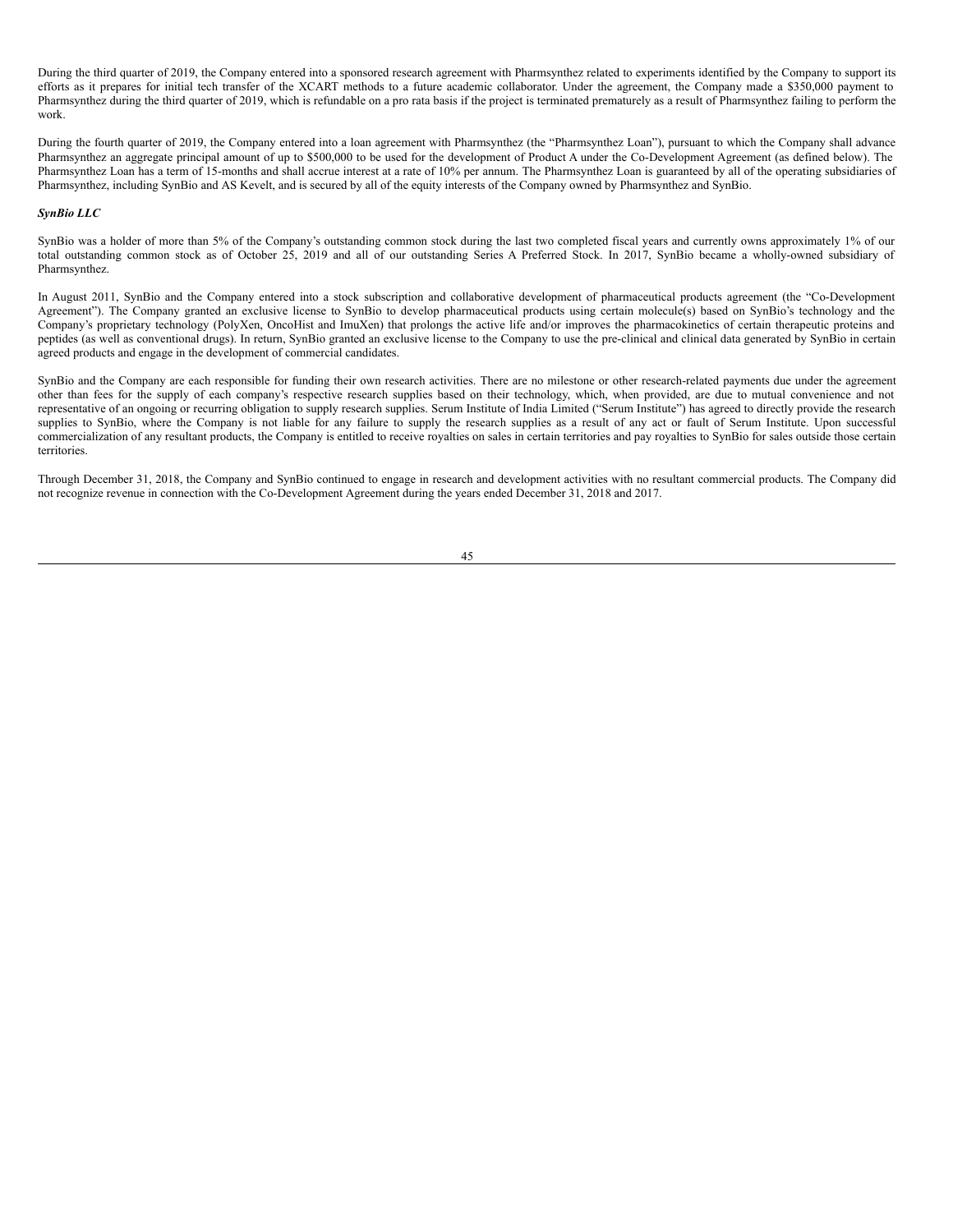During the third quarter of 2019, the Company entered into a sponsored research agreement with Pharmsynthez related to experiments identified by the Company to support its efforts as it prepares for initial tech transfer of the XCART methods to a future academic collaborator. Under the agreement, the Company made a $350,000 payment to Pharmsynthez during the third quarter of 2019, which is refundable on a pro rata basis if the project is terminated prematurely as a result of Pharmsynthez failing to perform the work.

During the fourth quarter of 2019, the Company entered into a loan agreement with Pharmsynthez (the "Pharmsynthez Loan"), pursuant to which the Company shall advance Pharmsynthez an aggregate principal amount of up to $500,000 to be used for the development of Product A under the Co-Development Agreement (as defined below). The Pharmsynthez Loan has a term of 15-months and shall accrue interest at a rate of 10% per annum. The Pharmsynthez Loan is guaranteed by all of the operating subsidiaries of Pharmsynthez, including SynBio and AS Kevelt, and is secured by all of the equity interests of the Company owned by Pharmsynthez and SynBio.

***SynBio LLC***

SynBio was a holder of more than 5% of the Company's outstanding common stock during the last two completed fiscal years and currently owns approximately 1% of our total outstanding common stock as of October 25, 2019 and all of our outstanding Series A Preferred Stock. In 2017, SynBio became a wholly-owned subsidiary of Pharmsynthez.

In August 2011, SynBio and the Company entered into a stock subscription and collaborative development of pharmaceutical products agreement (the "Co-Development Agreement"). The Company granted an exclusive license to SynBio to develop pharmaceutical products using certain molecule(s) based on SynBio's technology and the Company's proprietary technology (PolyXen, OncoHist and ImuXen) that prolongs the active life and/or improves the pharmacokinetics of certain therapeutic proteins and peptides (as well as conventional drugs). In return, SynBio granted an exclusive license to the Company to use the pre-clinical and clinical data generated by SynBio in certain agreed products and engage in the development of commercial candidates.

SynBio and the Company are each responsible for funding their own research activities. There are no milestone or other research-related payments due under the agreement other than fees for the supply of each company's respective research supplies based on their technology, which, when provided, are due to mutual convenience and not representative of an ongoing or recurring obligation to supply research supplies. Serum Institute of India Limited ("Serum Institute") has agreed to directly provide the research supplies to SynBio, where the Company is not liable for any failure to supply the research supplies as a result of any act or fault of Serum Institute. Upon successful commercialization of any resultant products, the Company is entitled to receive royalties on sales in certain territories and pay royalties to SynBio for sales outside those certain territories.

Through December 31, 2018, the Company and SynBio continued to engage in research and development activities with no resultant commercial products. The Company did not recognize revenue in connection with the Co-Development Agreement during the years ended December 31, 2018 and 2017.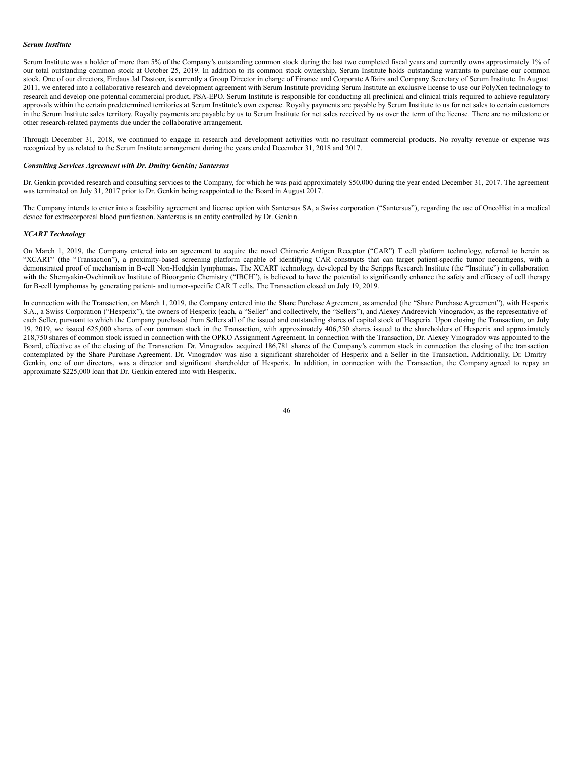***Serum Institute***

Serum Institute was a holder of more than 5% of the Company's outstanding common stock during the last two completed fiscal years and currently owns approximately 1% of our total outstanding common stock at October 25, 2019. In addition to its common stock ownership, Serum Institute holds outstanding warrants to purchase our common stock. One of our directors, Firdaus Jal Dastoor, is currently a Group Director in charge of Finance and Corporate Affairs and Company Secretary of Serum Institute. In August 2011, we entered into a collaborative research and development agreement with Serum Institute providing Serum Institute an exclusive license to use our PolyXen technology to research and develop one potential commercial product, PSA-EPO. Serum Institute is responsible for conducting all preclinical and clinical trials required to achieve regulatory approvals within the certain predetermined territories at Serum Institute's own expense. Royalty payments are payable by Serum Institute to us for net sales to certain customers in the Serum Institute sales territory. Royalty payments are payable by us to Serum Institute for net sales received by us over the term of the license. There are no milestone or other research-related payments due under the collaborative arrangement.

Through December 31, 2018, we continued to engage in research and development activities with no resultant commercial products. No royalty revenue or expense was recognized by us related to the Serum Institute arrangement during the years ended December 31, 2018 and 2017.

***Consulting Services Agreement with Dr. Dmitry Genkin; Santersus***

Dr. Genkin provided research and consulting services to the Company, for which he was paid approximately $50,000 during the year ended December 31, 2017. The agreement was terminated on July 31, 2017 prior to Dr. Genkin being reappointed to the Board in August 2017.

The Company intends to enter into a feasibility agreement and license option with Santersus SA, a Swiss corporation ("Santersus"), regarding the use of OncoHist in a medical device for extracorporeal blood purification. Santersus is an entity controlled by Dr. Genkin.

***XCART Technology***

On March 1, 2019, the Company entered into an agreement to acquire the novel Chimeric Antigen Receptor ("CAR") T cell platform technology, referred to herein as "XCART" (the "Transaction"), a proximity-based screening platform capable of identifying CAR constructs that can target patient-specific tumor neoantigens, with a demonstrated proof of mechanism in B-cell Non-Hodgkin lymphomas. The XCART technology, developed by the Scripps Research Institute (the "Institute") in collaboration with the Shemyakin-Ovchinnikov Institute of Bioorganic Chemistry ("IBCH"), is believed to have the potential to significantly enhance the safety and efficacy of cell therapy for B-cell lymphomas by generating patient- and tumor-specific CAR T cells. The Transaction closed on July 19, 2019.

In connection with the Transaction, on March 1, 2019, the Company entered into the Share Purchase Agreement, as amended (the "Share Purchase Agreement"), with Hesperix S.A., a Swiss Corporation ("Hesperix"), the owners of Hesperix (each, a "Seller" and collectively, the "Sellers"), and Alexey Andreevich Vinogradov, as the representative of each Seller, pursuant to which the Company purchased from Sellers all of the issued and outstanding shares of capital stock of Hesperix. Upon closing the Transaction, on July 19, 2019, we issued 625,000 shares of our common stock in the Transaction, with approximately 406,250 shares issued to the shareholders of Hesperix and approximately 218,750 shares of common stock issued in connection with the OPKO Assignment Agreement. In connection with the Transaction, Dr. Alexey Vinogradov was appointed to the Board, effective as of the closing of the Transaction. Dr. Vinogradov acquired 186,781 shares of the Company's common stock in connection the closing of the transaction contemplated by the Share Purchase Agreement. Dr. Vinogradov was also a significant shareholder of Hesperix and a Seller in the Transaction. Additionally, Dr. Dmitry Genkin, one of our directors, was a director and significant shareholder of Hesperix. In addition, in connection with the Transaction, the Company agreed to repay an approximate $225,000 loan that Dr. Genkin entered into with Hesperix.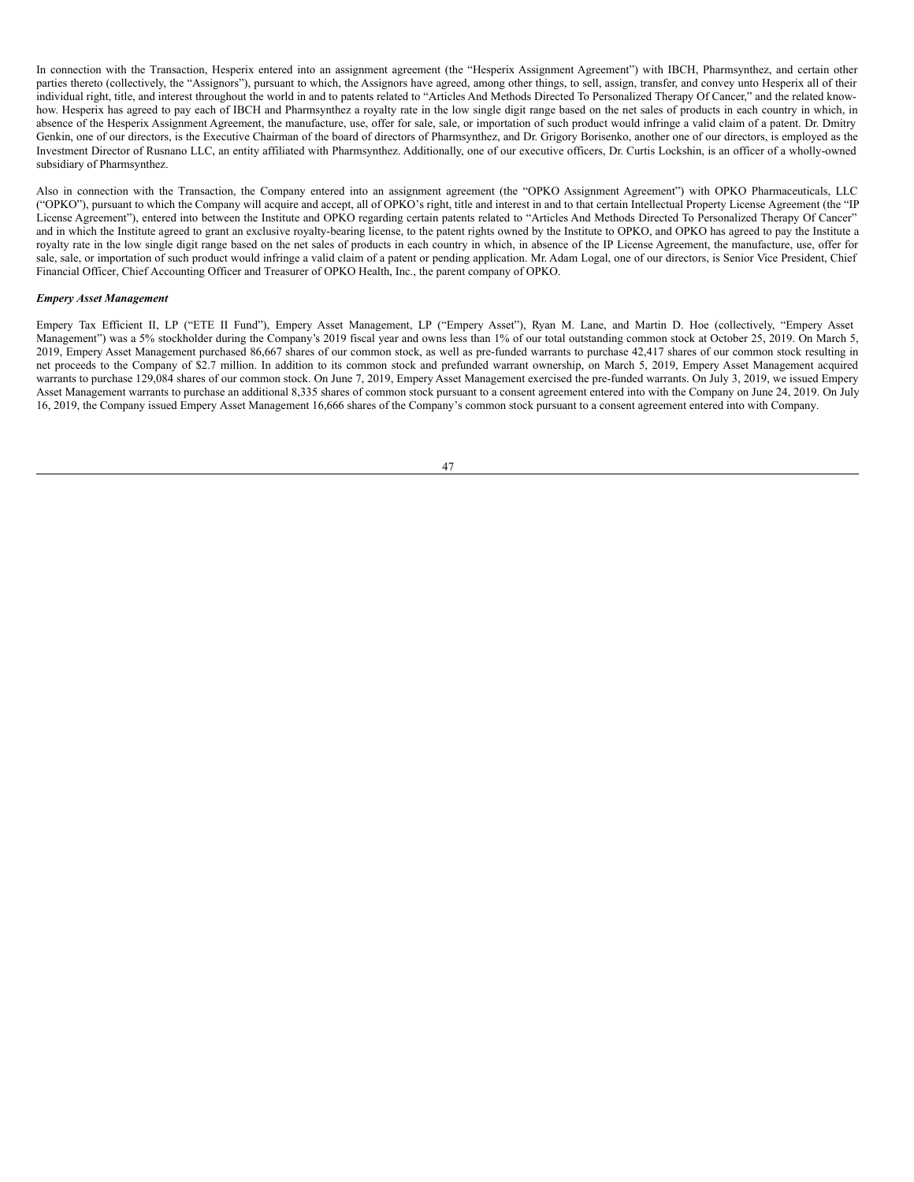In connection with the Transaction, Hesperix entered into an assignment agreement (the "Hesperix Assignment Agreement") with IBCH, Pharmsynthez, and certain other parties thereto (collectively, the "Assignors"), pursuant to which, the Assignors have agreed, among other things, to sell, assign, transfer, and convey unto Hesperix all of their individual right, title, and interest throughout the world in and to patents related to "Articles And Methods Directed To Personalized Therapy Of Cancer," and the related know-how. Hesperix has agreed to pay each of IBCH and Pharmsynthez a royalty rate in the low single digit range based on the net sales of products in each country in which, in absence of the Hesperix Assignment Agreement, the manufacture, use, offer for sale, sale, or importation of such product would infringe a valid claim of a patent. Dr. Dmitry Genkin, one of our directors, is the Executive Chairman of the board of directors of Pharmsynthez, and Dr. Grigory Borisenko, another one of our directors, is employed as the Investment Director of Rusnano LLC, an entity affiliated with Pharmsynthez. Additionally, one of our executive officers, Dr. Curtis Lockshin, is an officer of a wholly-owned subsidiary of Pharmsynthez.

Also in connection with the Transaction, the Company entered into an assignment agreement (the "OPKO Assignment Agreement") with OPKO Pharmaceuticals, LLC ("OPKO"), pursuant to which the Company will acquire and accept, all of OPKO's right, title and interest in and to that certain Intellectual Property License Agreement (the "IP License Agreement"), entered into between the Institute and OPKO regarding certain patents related to "Articles And Methods Directed To Personalized Therapy Of Cancer" and in which the Institute agreed to grant an exclusive royalty-bearing license, to the patent rights owned by the Institute to OPKO, and OPKO has agreed to pay the Institute a royalty rate in the low single digit range based on the net sales of products in each country in which, in absence of the IP License Agreement, the manufacture, use, offer for sale, sale, or importation of such product would infringe a valid claim of a patent or pending application. Mr. Adam Logal, one of our directors, is Senior Vice President, Chief Financial Officer, Chief Accounting Officer and Treasurer of OPKO Health, Inc., the parent company of OPKO.

***Empery Asset Management***

Empery Tax Efficient II, LP ("ETE II Fund"), Empery Asset Management, LP ("Empery Asset"), Ryan M. Lane, and Martin D. Hoe (collectively, "Empery Asset Management") was a 5% stockholder during the Company's 2019 fiscal year and owns less than 1% of our total outstanding common stock at October 25, 2019. On March 5, 2019, Empery Asset Management purchased 86,667 shares of our common stock, as well as pre-funded warrants to purchase 42,417 shares of our common stock resulting in net proceeds to the Company of $2.7 million. In addition to its common stock and prefunded warrant ownership, on March 5, 2019, Empery Asset Management acquired warrants to purchase 129,084 shares of our common stock. On June 7, 2019, Empery Asset Management exercised the pre-funded warrants. On July 3, 2019, we issued Empery Asset Management warrants to purchase an additional 8,335 shares of common stock pursuant to a consent agreement entered into with the Company on June 24, 2019. On July 16, 2019, the Company issued Empery Asset Management 16,666 shares of the Company's common stock pursuant to a consent agreement entered into with Company.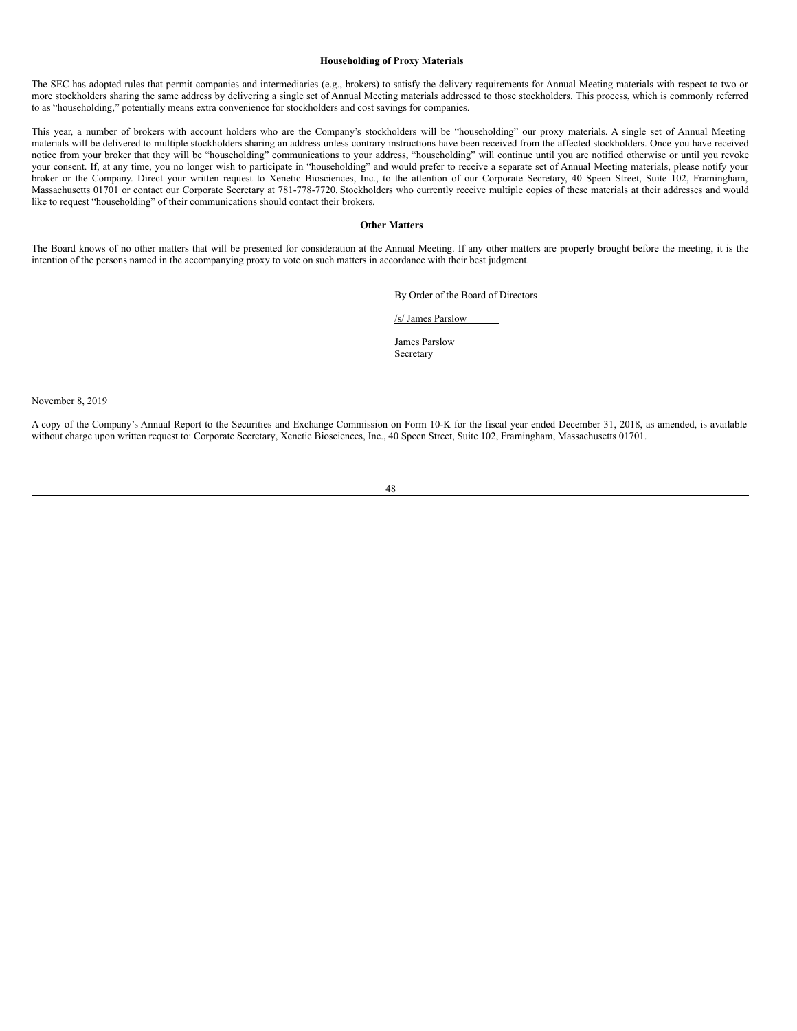### Householding of Proxy Materials

The SEC has adopted rules that permit companies and intermediaries (e.g., brokers) to satisfy the delivery requirements for Annual Meeting materials with respect to two or more stockholders sharing the same address by delivering a single set of Annual Meeting materials addressed to those stockholders. This process, which is commonly referred to as "householding," potentially means extra convenience for stockholders and cost savings for companies.

This year, a number of brokers with account holders who are the Company's stockholders will be "householding" our proxy materials. A single set of Annual Meeting materials will be delivered to multiple stockholders sharing an address unless contrary instructions have been received from the affected stockholders. Once you have received notice from your broker that they will be "householding" communications to your address, "householding" will continue until you are notified otherwise or until you revoke your consent. If, at any time, you no longer wish to participate in "householding" and would prefer to receive a separate set of Annual Meeting materials, please notify your broker or the Company. Direct your written request to Xenetic Biosciences, Inc., to the attention of our Corporate Secretary, 40 Speen Street, Suite 102, Framingham, Massachusetts 01701 or contact our Corporate Secretary at 781-778-7720. Stockholders who currently receive multiple copies of these materials at their addresses and would like to request "householding" of their communications should contact their brokers.

### Other Matters

The Board knows of no other matters that will be presented for consideration at the Annual Meeting. If any other matters are properly brought before the meeting, it is the intention of the persons named in the accompanying proxy to vote on such matters in accordance with their best judgment.

By Order of the Board of Directors

/s/ James Parslow

James Parslow
Secretary

November 8, 2019

A copy of the Company's Annual Report to the Securities and Exchange Commission on Form 10-K for the fiscal year ended December 31, 2018, as amended, is available without charge upon written request to: Corporate Secretary, Xenetic Biosciences, Inc., 40 Speen Street, Suite 102, Framingham, Massachusetts 01701.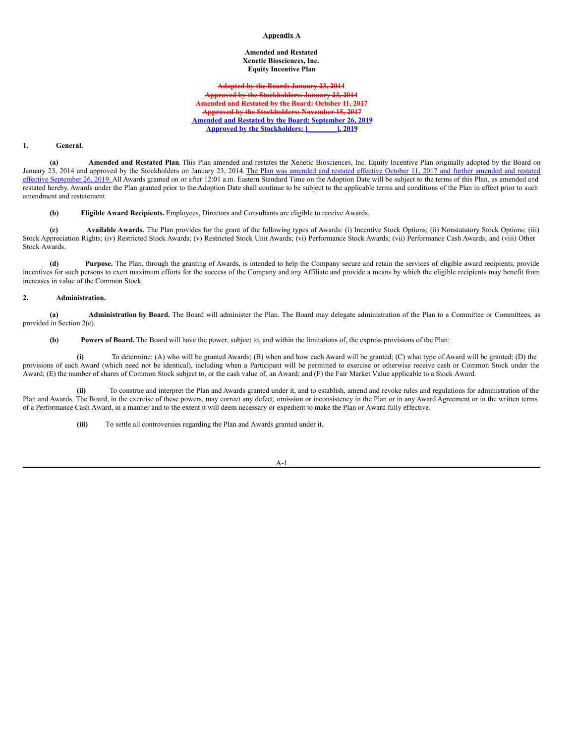**Appendix A**

**Amended and Restated**
**Xenetic Biosciences, Inc.**
**Equity Incentive Plan**

~~**Adopted by the Board: January 23, 2014**~~
~~**Approved by the Stockholders: January 23, 2014**~~
~~**Amended and Restated by the Board: October 11, 2017**~~
~~**Approved by the Stockholders: November 15, 2017**~~
**Amended and Restated by the Board: September 26, 2019**
**Approved by the Stockholders: [________], 2019**

**1. General.**

**(a) Amended and Restated Plan**. This Plan amended and restates the Xenetic Biosciences, Inc. Equity Incentive Plan originally adopted by the Board on January 23, 2014 and approved by the Stockholders on January 23, 2014. The Plan was amended and restated effective October 11, 2017 and further amended and restated effective September 26, 2019. All Awards granted on or after 12:01 a.m. Eastern Standard Time on the Adoption Date will be subject to the terms of this Plan, as amended and restated hereby. Awards under the Plan granted prior to the Adoption Date shall continue to be subject to the applicable terms and conditions of the Plan in effect prior to such amendment and restatement.

**(b) Eligible Award Recipients.** Employees, Directors and Consultants are eligible to receive Awards.

**(c) Available Awards.** The Plan provides for the grant of the following types of Awards: (i) Incentive Stock Options; (ii) Nonstatutory Stock Options; (iii) Stock Appreciation Rights; (iv) Restricted Stock Awards; (v) Restricted Stock Unit Awards; (vi) Performance Stock Awards; (vii) Performance Cash Awards; and (viii) Other Stock Awards.

**(d) Purpose.** The Plan, through the granting of Awards, is intended to help the Company secure and retain the services of eligible award recipients, provide incentives for such persons to exert maximum efforts for the success of the Company and any Affiliate and provide a means by which the eligible recipients may benefit from increases in value of the Common Stock.

**2. Administration.**

**(a) Administration by Board.** The Board will administer the Plan. The Board may delegate administration of the Plan to a Committee or Committees, as provided in Section 2(c).

**(b) Powers of Board.** The Board will have the power, subject to, and within the limitations of, the express provisions of the Plan:

**(i)** To determine: (A) who will be granted Awards; (B) when and how each Award will be granted; (C) what type of Award will be granted; (D) the provisions of each Award (which need not be identical), including when a Participant will be permitted to exercise or otherwise receive cash or Common Stock under the Award; (E) the number of shares of Common Stock subject to, or the cash value of, an Award; and (F) the Fair Market Value applicable to a Stock Award.

**(ii)** To construe and interpret the Plan and Awards granted under it, and to establish, amend and revoke rules and regulations for administration of the Plan and Awards. The Board, in the exercise of these powers, may correct any defect, omission or inconsistency in the Plan or in any Award Agreement or in the written terms of a Performance Cash Award, in a manner and to the extent it will deem necessary or expedient to make the Plan or Award fully effective.

**(iii)** To settle all controversies regarding the Plan and Awards granted under it.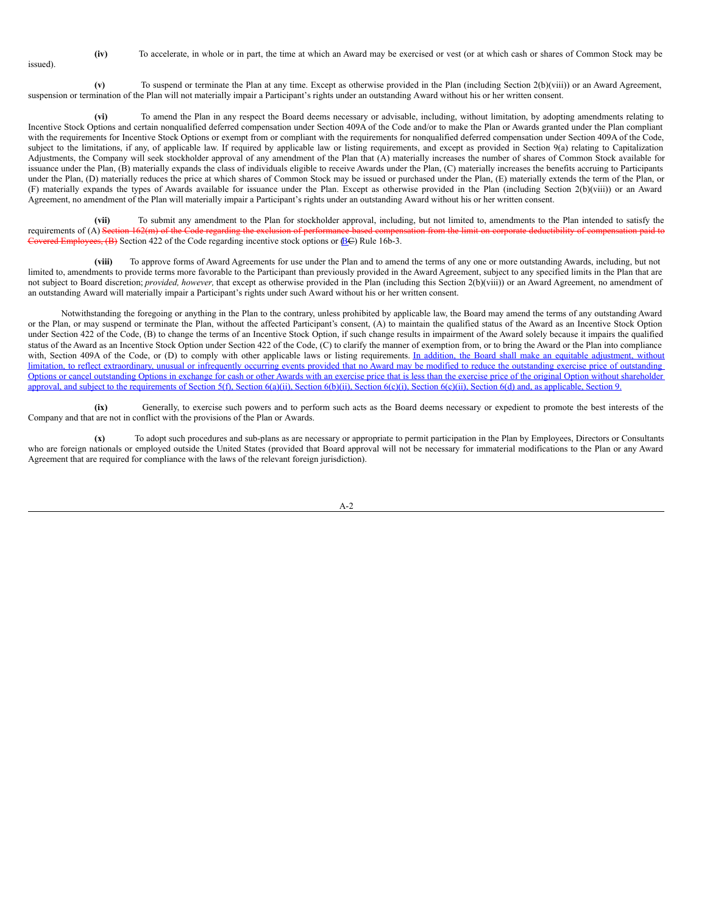**(iv)** To accelerate, in whole or in part, the time at which an Award may be exercised or vest (or at which cash or shares of Common Stock may be issued).

**(v)** To suspend or terminate the Plan at any time. Except as otherwise provided in the Plan (including Section 2(b)(viii)) or an Award Agreement, suspension or termination of the Plan will not materially impair a Participant's rights under an outstanding Award without his or her written consent.

**(vi)** To amend the Plan in any respect the Board deems necessary or advisable, including, without limitation, by adopting amendments relating to Incentive Stock Options and certain nonqualified deferred compensation under Section 409A of the Code and/or to make the Plan or Awards granted under the Plan compliant with the requirements for Incentive Stock Options or exempt from or compliant with the requirements for nonqualified deferred compensation under Section 409A of the Code, subject to the limitations, if any, of applicable law. If required by applicable law or listing requirements, and except as provided in Section 9(a) relating to Capitalization Adjustments, the Company will seek stockholder approval of any amendment of the Plan that (A) materially increases the number of shares of Common Stock available for issuance under the Plan, (B) materially expands the class of individuals eligible to receive Awards under the Plan, (C) materially increases the benefits accruing to Participants under the Plan, (D) materially reduces the price at which shares of Common Stock may be issued or purchased under the Plan, (E) materially extends the term of the Plan, or (F) materially expands the types of Awards available for issuance under the Plan. Except as otherwise provided in the Plan (including Section 2(b)(viii)) or an Award Agreement, no amendment of the Plan will materially impair a Participant's rights under an outstanding Award without his or her written consent.

**(vii)** To submit any amendment to the Plan for stockholder approval, including, but not limited to, amendments to the Plan intended to satisfy the requirements of (A) ~~Section 162(m) of the Code regarding the exclusion of performance-based compensation from the limit on corporate deductibility of compensation paid to Covered Employees, (B)~~ Section 422 of the Code regarding incentive stock options or (B~~C~~) Rule 16b-3.

**(viii)** To approve forms of Award Agreements for use under the Plan and to amend the terms of any one or more outstanding Awards, including, but not limited to, amendments to provide terms more favorable to the Participant than previously provided in the Award Agreement, subject to any specified limits in the Plan that are not subject to Board discretion; *provided, however,* that except as otherwise provided in the Plan (including this Section 2(b)(viii)) or an Award Agreement, no amendment of an outstanding Award will materially impair a Participant's rights under such Award without his or her written consent.

Notwithstanding the foregoing or anything in the Plan to the contrary, unless prohibited by applicable law, the Board may amend the terms of any outstanding Award or the Plan, or may suspend or terminate the Plan, without the affected Participant's consent, (A) to maintain the qualified status of the Award as an Incentive Stock Option under Section 422 of the Code, (B) to change the terms of an Incentive Stock Option, if such change results in impairment of the Award solely because it impairs the qualified status of the Award as an Incentive Stock Option under Section 422 of the Code, (C) to clarify the manner of exemption from, or to bring the Award or the Plan into compliance with, Section 409A of the Code, or (D) to comply with other applicable laws or listing requirements. In addition, the Board shall make an equitable adjustment, without limitation, to reflect extraordinary, unusual or infrequently occurring events provided that no Award may be modified to reduce the outstanding exercise price of outstanding Options or cancel outstanding Options in exchange for cash or other Awards with an exercise price that is less than the exercise price of the original Option without shareholder approval, and subject to the requirements of Section 5(f), Section 6(a)(ii), Section 6(b)(ii), Section 6(c)(i), Section 6(c)(ii), Section 6(d) and, as applicable, Section 9.

**(ix)** Generally, to exercise such powers and to perform such acts as the Board deems necessary or expedient to promote the best interests of the Company and that are not in conflict with the provisions of the Plan or Awards.

**(x)** To adopt such procedures and sub-plans as are necessary or appropriate to permit participation in the Plan by Employees, Directors or Consultants who are foreign nationals or employed outside the United States (provided that Board approval will not be necessary for immaterial modifications to the Plan or any Award Agreement that are required for compliance with the laws of the relevant foreign jurisdiction).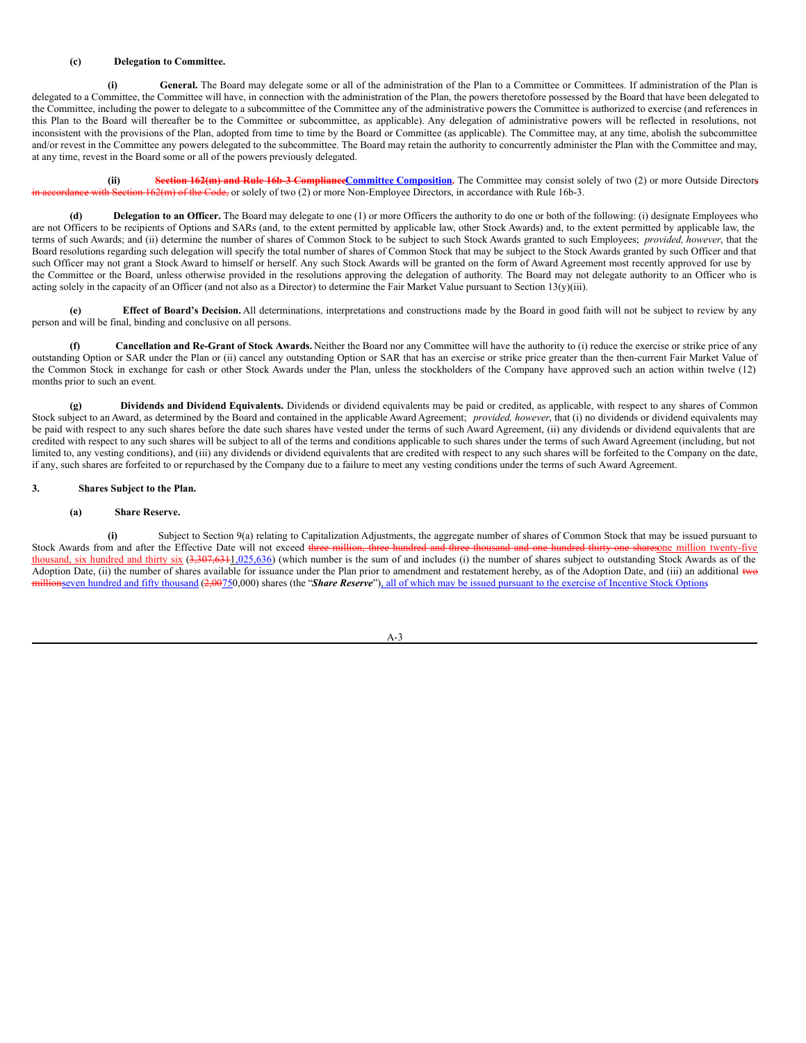**(c) Delegation to Committee.**

**(i) General.** The Board may delegate some or all of the administration of the Plan to a Committee or Committees. If administration of the Plan is delegated to a Committee, the Committee will have, in connection with the administration of the Plan, the powers theretofore possessed by the Board that have been delegated to the Committee, including the power to delegate to a subcommittee of the Committee any of the administrative powers the Committee is authorized to exercise (and references in this Plan to the Board will thereafter be to the Committee or subcommittee, as applicable). Any delegation of administrative powers will be reflected in resolutions, not inconsistent with the provisions of the Plan, adopted from time to time by the Board or Committee (as applicable). The Committee may, at any time, abolish the subcommittee and/or revest in the Committee any powers delegated to the subcommittee. The Board may retain the authority to concurrently administer the Plan with the Committee and may, at any time, revest in the Board some or all of the powers previously delegated.

**(ii) ~~Section 162(m) and Rule 16b-3 Compliance~~Committee Composition.** The Committee may consist solely of two (2) or more Outside Director~~s in accordance with Section 162(m) of the Code,~~ or solely of two (2) or more Non-Employee Directors, in accordance with Rule 16b-3.

**(d) Delegation to an Officer.** The Board may delegate to one (1) or more Officers the authority to do one or both of the following: (i) designate Employees who are not Officers to be recipients of Options and SARs (and, to the extent permitted by applicable law, other Stock Awards) and, to the extent permitted by applicable law, the terms of such Awards; and (ii) determine the number of shares of Common Stock to be subject to such Stock Awards granted to such Employees; *provided, however*, that the Board resolutions regarding such delegation will specify the total number of shares of Common Stock that may be subject to the Stock Awards granted by such Officer and that such Officer may not grant a Stock Award to himself or herself. Any such Stock Awards will be granted on the form of Award Agreement most recently approved for use by the Committee or the Board, unless otherwise provided in the resolutions approving the delegation of authority. The Board may not delegate authority to an Officer who is acting solely in the capacity of an Officer (and not also as a Director) to determine the Fair Market Value pursuant to Section 13(y)(iii).

**(e) Effect of Board's Decision.** All determinations, interpretations and constructions made by the Board in good faith will not be subject to review by any person and will be final, binding and conclusive on all persons.

**(f) Cancellation and Re-Grant of Stock Awards.** Neither the Board nor any Committee will have the authority to (i) reduce the exercise or strike price of any outstanding Option or SAR under the Plan or (ii) cancel any outstanding Option or SAR that has an exercise or strike price greater than the then-current Fair Market Value of the Common Stock in exchange for cash or other Stock Awards under the Plan, unless the stockholders of the Company have approved such an action within twelve (12) months prior to such an event.

**(g) Dividends and Dividend Equivalents.** Dividends or dividend equivalents may be paid or credited, as applicable, with respect to any shares of Common Stock subject to an Award, as determined by the Board and contained in the applicable Award Agreement; *provided, however*, that (i) no dividends or dividend equivalents may be paid with respect to any such shares before the date such shares have vested under the terms of such Award Agreement, (ii) any dividends or dividend equivalents that are credited with respect to any such shares will be subject to all of the terms and conditions applicable to such shares under the terms of such Award Agreement (including, but not limited to, any vesting conditions), and (iii) any dividends or dividend equivalents that are credited with respect to any such shares will be forfeited to the Company on the date, if any, such shares are forfeited to or repurchased by the Company due to a failure to meet any vesting conditions under the terms of such Award Agreement.

**3. Shares Subject to the Plan.**

**(a) Share Reserve.**

**(i)** Subject to Section 9(a) relating to Capitalization Adjustments, the aggregate number of shares of Common Stock that may be issued pursuant to Stock Awards from and after the Effective Date will not exceed ~~three million, three hundred and three thousand and one hundred thirty one shares~~one million twenty-five thousand, six hundred and thirty six (~~3,307,631~~1,025,636) (which number is the sum of and includes (i) the number of shares subject to outstanding Stock Awards as of the Adoption Date, (ii) the number of shares available for issuance under the Plan prior to amendment and restatement hereby, as of the Adoption Date, and (iii) an additional ~~two million~~seven hundred and fifty thousand (~~2,00~~750,000) shares (the "***Share Reserve***"), all of which may be issued pursuant to the exercise of Incentive Stock Options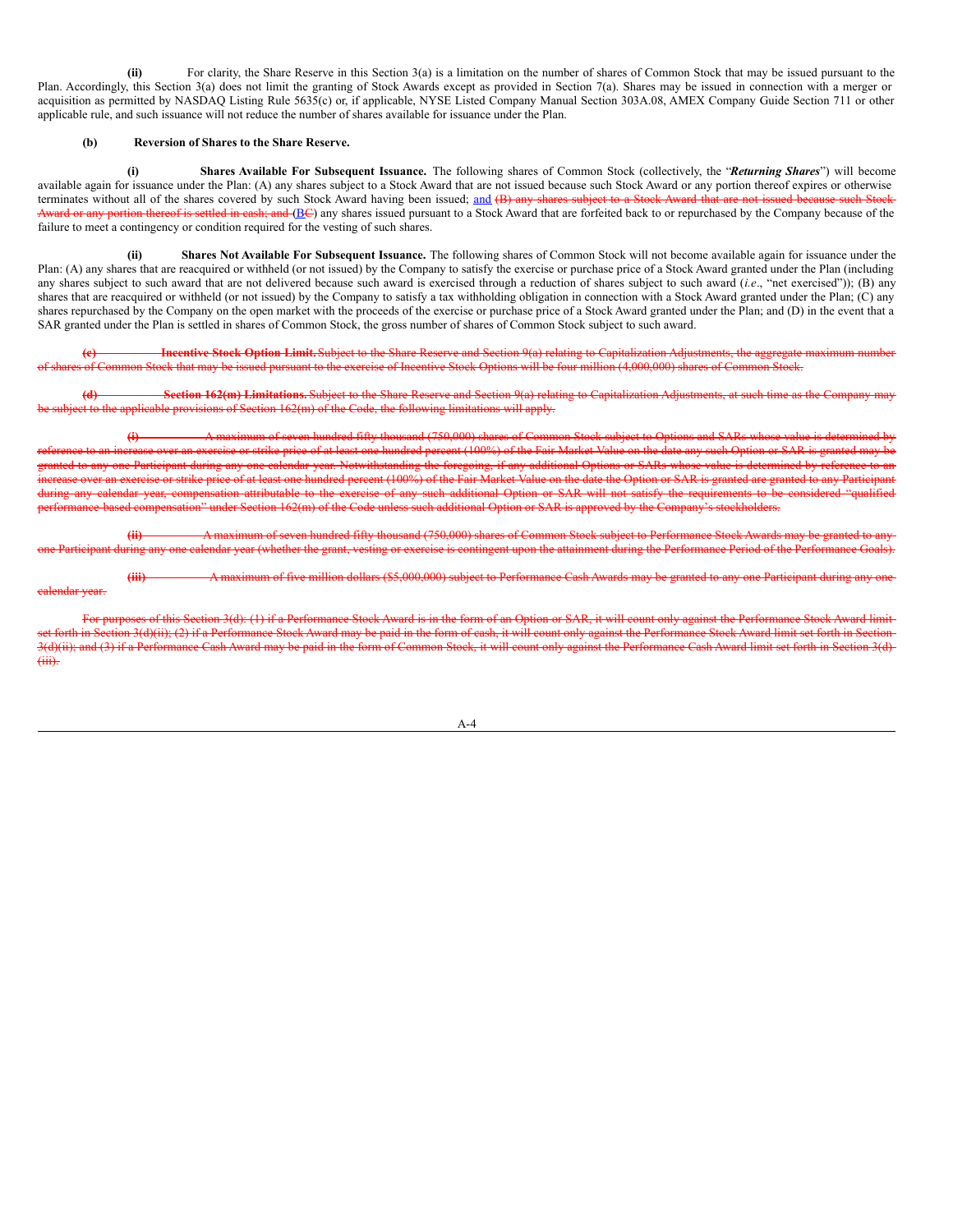**(ii)** For clarity, the Share Reserve in this Section 3(a) is a limitation on the number of shares of Common Stock that may be issued pursuant to the Plan. Accordingly, this Section 3(a) does not limit the granting of Stock Awards except as provided in Section 7(a). Shares may be issued in connection with a merger or acquisition as permitted by NASDAQ Listing Rule 5635(c) or, if applicable, NYSE Listed Company Manual Section 303A.08, AMEX Company Guide Section 711 or other applicable rule, and such issuance will not reduce the number of shares available for issuance under the Plan.

**(b) Reversion of Shares to the Share Reserve.**

**(i) Shares Available For Subsequent Issuance.** The following shares of Common Stock (collectively, the "***Returning Shares***") will become available again for issuance under the Plan: (A) any shares subject to a Stock Award that are not issued because such Stock Award or any portion thereof expires or otherwise terminates without all of the shares covered by such Stock Award having been issued; and ~~(B) any shares subject to a Stock Award that are not issued because such Stock Award or any portion thereof is settled in cash; and~~ (B~~C~~) any shares issued pursuant to a Stock Award that are forfeited back to or repurchased by the Company because of the failure to meet a contingency or condition required for the vesting of such shares.

**(ii) Shares Not Available For Subsequent Issuance.** The following shares of Common Stock will not become available again for issuance under the Plan: (A) any shares that are reacquired or withheld (or not issued) by the Company to satisfy the exercise or purchase price of a Stock Award granted under the Plan (including any shares subject to such award that are not delivered because such award is exercised through a reduction of shares subject to such award (*i.e*., "net exercised")); (B) any shares that are reacquired or withheld (or not issued) by the Company to satisfy a tax withholding obligation in connection with a Stock Award granted under the Plan; (C) any shares repurchased by the Company on the open market with the proceeds of the exercise or purchase price of a Stock Award granted under the Plan; and (D) in the event that a SAR granted under the Plan is settled in shares of Common Stock, the gross number of shares of Common Stock subject to such award.

~~**(c) Incentive Stock Option Limit.** Subject to the Share Reserve and Section 9(a) relating to Capitalization Adjustments, the aggregate maximum number of shares of Common Stock that may be issued pursuant to the exercise of Incentive Stock Options will be four million (4,000,000) shares of Common Stock.~~

~~**(d) Section 162(m) Limitations.** Subject to the Share Reserve and Section 9(a) relating to Capitalization Adjustments, at such time as the Company may be subject to the applicable provisions of Section 162(m) of the Code, the following limitations will apply.~~

~~**(i)** A maximum of seven hundred fifty thousand (750,000) shares of Common Stock subject to Options and SARs whose value is determined by reference to an increase over an exercise or strike price of at least one hundred percent (100%) of the Fair Market Value on the date any such Option or SAR is granted may be granted to any one Participant during any one calendar year. Notwithstanding the foregoing, if any additional Options or SARs whose value is determined by reference to an increase over an exercise or strike price of at least one hundred percent (100%) of the Fair Market Value on the date the Option or SAR is granted are granted to any Participant during any calendar year, compensation attributable to the exercise of any such additional Option or SAR will not satisfy the requirements to be considered "qualified performance-based compensation" under Section 162(m) of the Code unless such additional Option or SAR is approved by the Company's stockholders.~~

~~**(ii)** A maximum of seven hundred fifty thousand (750,000) shares of Common Stock subject to Performance Stock Awards may be granted to any one Participant during any one calendar year (whether the grant, vesting or exercise is contingent upon the attainment during the Performance Period of the Performance Goals).~~

~~**(iii)** A maximum of five million dollars ($5,000,000) subject to Performance Cash Awards may be granted to any one Participant during any one calendar year.~~

~~For purposes of this Section 3(d): (1) if a Performance Stock Award is in the form of an Option or SAR, it will count only against the Performance Stock Award limit set forth in Section 3(d)(ii); (2) if a Performance Stock Award may be paid in the form of cash, it will count only against the Performance Stock Award limit set forth in Section 3(d)(ii); and (3) if a Performance Cash Award may be paid in the form of Common Stock, it will count only against the Performance Cash Award limit set forth in Section 3(d)(iii).~~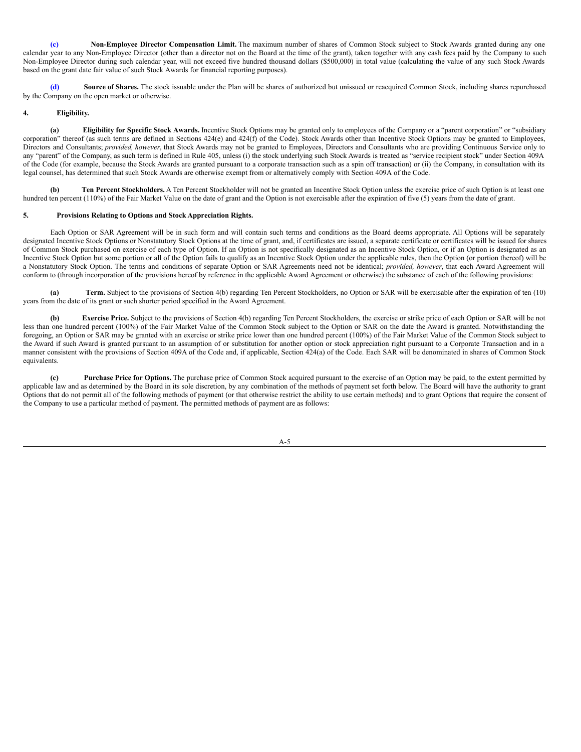**(c) Non-Employee Director Compensation Limit.** The maximum number of shares of Common Stock subject to Stock Awards granted during any one calendar year to any Non-Employee Director (other than a director not on the Board at the time of the grant), taken together with any cash fees paid by the Company to such Non-Employee Director during such calendar year, will not exceed five hundred thousand dollars ($500,000) in total value (calculating the value of any such Stock Awards based on the grant date fair value of such Stock Awards for financial reporting purposes).

**(d) Source of Shares.** The stock issuable under the Plan will be shares of authorized but unissued or reacquired Common Stock, including shares repurchased by the Company on the open market or otherwise.

**4. Eligibility.**

**(a) Eligibility for Specific Stock Awards.** Incentive Stock Options may be granted only to employees of the Company or a "parent corporation" or "subsidiary corporation" thereof (as such terms are defined in Sections 424(e) and 424(f) of the Code). Stock Awards other than Incentive Stock Options may be granted to Employees, Directors and Consultants; *provided, however*, that Stock Awards may not be granted to Employees, Directors and Consultants who are providing Continuous Service only to any "parent" of the Company, as such term is defined in Rule 405, unless (i) the stock underlying such Stock Awards is treated as "service recipient stock" under Section 409A of the Code (for example, because the Stock Awards are granted pursuant to a corporate transaction such as a spin off transaction) or (ii) the Company, in consultation with its legal counsel, has determined that such Stock Awards are otherwise exempt from or alternatively comply with Section 409A of the Code.

**(b) Ten Percent Stockholders.** A Ten Percent Stockholder will not be granted an Incentive Stock Option unless the exercise price of such Option is at least one hundred ten percent (110%) of the Fair Market Value on the date of grant and the Option is not exercisable after the expiration of five (5) years from the date of grant.

**5. Provisions Relating to Options and Stock Appreciation Rights.**

Each Option or SAR Agreement will be in such form and will contain such terms and conditions as the Board deems appropriate. All Options will be separately designated Incentive Stock Options or Nonstatutory Stock Options at the time of grant, and, if certificates are issued, a separate certificate or certificates will be issued for shares of Common Stock purchased on exercise of each type of Option. If an Option is not specifically designated as an Incentive Stock Option, or if an Option is designated as an Incentive Stock Option but some portion or all of the Option fails to qualify as an Incentive Stock Option under the applicable rules, then the Option (or portion thereof) will be a Nonstatutory Stock Option. The terms and conditions of separate Option or SAR Agreements need not be identical; *provided, however*, that each Award Agreement will conform to (through incorporation of the provisions hereof by reference in the applicable Award Agreement or otherwise) the substance of each of the following provisions:

**(a) Term.** Subject to the provisions of Section 4(b) regarding Ten Percent Stockholders, no Option or SAR will be exercisable after the expiration of ten (10) years from the date of its grant or such shorter period specified in the Award Agreement.

**(b) Exercise Price.** Subject to the provisions of Section 4(b) regarding Ten Percent Stockholders, the exercise or strike price of each Option or SAR will be not less than one hundred percent (100%) of the Fair Market Value of the Common Stock subject to the Option or SAR on the date the Award is granted. Notwithstanding the foregoing, an Option or SAR may be granted with an exercise or strike price lower than one hundred percent (100%) of the Fair Market Value of the Common Stock subject to the Award if such Award is granted pursuant to an assumption of or substitution for another option or stock appreciation right pursuant to a Corporate Transaction and in a manner consistent with the provisions of Section 409A of the Code and, if applicable, Section 424(a) of the Code. Each SAR will be denominated in shares of Common Stock equivalents.

**(c) Purchase Price for Options.** The purchase price of Common Stock acquired pursuant to the exercise of an Option may be paid, to the extent permitted by applicable law and as determined by the Board in its sole discretion, by any combination of the methods of payment set forth below. The Board will have the authority to grant Options that do not permit all of the following methods of payment (or that otherwise restrict the ability to use certain methods) and to grant Options that require the consent of the Company to use a particular method of payment. The permitted methods of payment are as follows: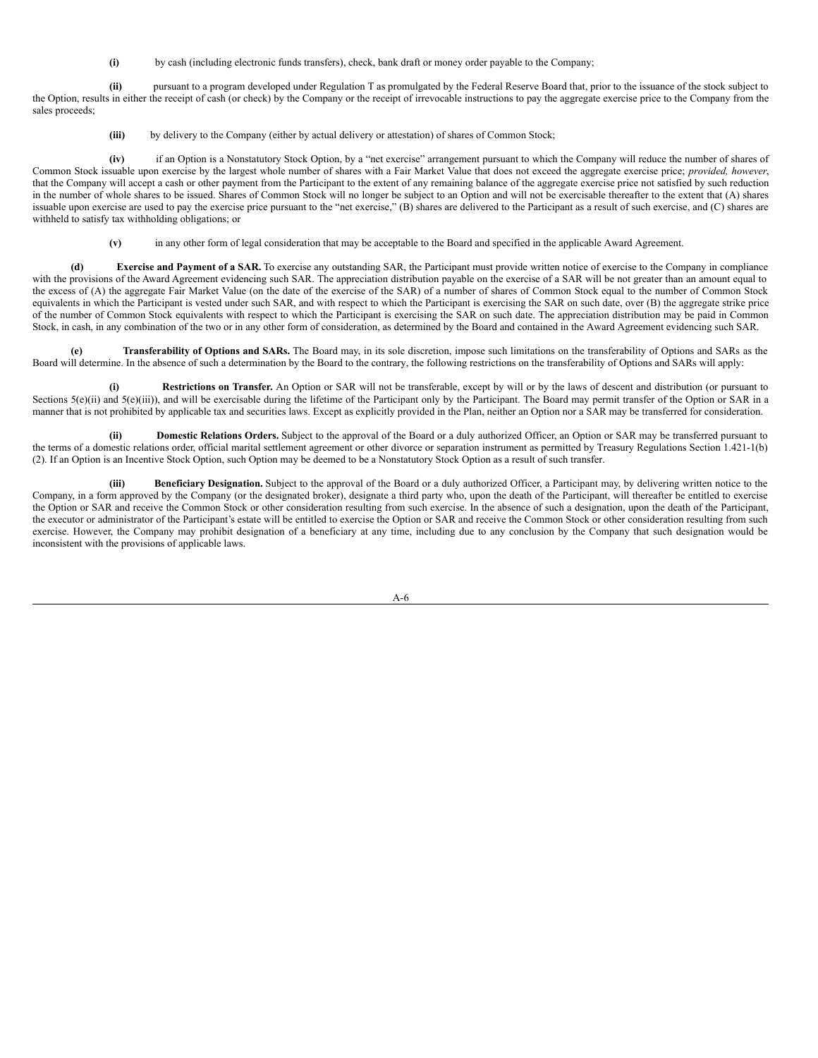**(i)** by cash (including electronic funds transfers), check, bank draft or money order payable to the Company;

**(ii)** pursuant to a program developed under Regulation T as promulgated by the Federal Reserve Board that, prior to the issuance of the stock subject to the Option, results in either the receipt of cash (or check) by the Company or the receipt of irrevocable instructions to pay the aggregate exercise price to the Company from the sales proceeds;

**(iii)** by delivery to the Company (either by actual delivery or attestation) of shares of Common Stock;

**(iv)** if an Option is a Nonstatutory Stock Option, by a "net exercise" arrangement pursuant to which the Company will reduce the number of shares of Common Stock issuable upon exercise by the largest whole number of shares with a Fair Market Value that does not exceed the aggregate exercise price; *provided, however*, that the Company will accept a cash or other payment from the Participant to the extent of any remaining balance of the aggregate exercise price not satisfied by such reduction in the number of whole shares to be issued. Shares of Common Stock will no longer be subject to an Option and will not be exercisable thereafter to the extent that (A) shares issuable upon exercise are used to pay the exercise price pursuant to the "net exercise," (B) shares are delivered to the Participant as a result of such exercise, and (C) shares are withheld to satisfy tax withholding obligations; or

**(v)** in any other form of legal consideration that may be acceptable to the Board and specified in the applicable Award Agreement.

**(d) Exercise and Payment of a SAR.** To exercise any outstanding SAR, the Participant must provide written notice of exercise to the Company in compliance with the provisions of the Award Agreement evidencing such SAR. The appreciation distribution payable on the exercise of a SAR will be not greater than an amount equal to the excess of (A) the aggregate Fair Market Value (on the date of the exercise of the SAR) of a number of shares of Common Stock equal to the number of Common Stock equivalents in which the Participant is vested under such SAR, and with respect to which the Participant is exercising the SAR on such date, over (B) the aggregate strike price of the number of Common Stock equivalents with respect to which the Participant is exercising the SAR on such date. The appreciation distribution may be paid in Common Stock, in cash, in any combination of the two or in any other form of consideration, as determined by the Board and contained in the Award Agreement evidencing such SAR.

**(e) Transferability of Options and SARs.** The Board may, in its sole discretion, impose such limitations on the transferability of Options and SARs as the Board will determine. In the absence of such a determination by the Board to the contrary, the following restrictions on the transferability of Options and SARs will apply:

**(i) Restrictions on Transfer.** An Option or SAR will not be transferable, except by will or by the laws of descent and distribution (or pursuant to Sections 5(e)(ii) and 5(e)(iii)), and will be exercisable during the lifetime of the Participant only by the Participant. The Board may permit transfer of the Option or SAR in a manner that is not prohibited by applicable tax and securities laws. Except as explicitly provided in the Plan, neither an Option nor a SAR may be transferred for consideration.

**(ii) Domestic Relations Orders.** Subject to the approval of the Board or a duly authorized Officer, an Option or SAR may be transferred pursuant to the terms of a domestic relations order, official marital settlement agreement or other divorce or separation instrument as permitted by Treasury Regulations Section 1.421-1(b)(2). If an Option is an Incentive Stock Option, such Option may be deemed to be a Nonstatutory Stock Option as a result of such transfer.

**(iii) Beneficiary Designation.** Subject to the approval of the Board or a duly authorized Officer, a Participant may, by delivering written notice to the Company, in a form approved by the Company (or the designated broker), designate a third party who, upon the death of the Participant, will thereafter be entitled to exercise the Option or SAR and receive the Common Stock or other consideration resulting from such exercise. In the absence of such a designation, upon the death of the Participant, the executor or administrator of the Participant's estate will be entitled to exercise the Option or SAR and receive the Common Stock or other consideration resulting from such exercise. However, the Company may prohibit designation of a beneficiary at any time, including due to any conclusion by the Company that such designation would be inconsistent with the provisions of applicable laws.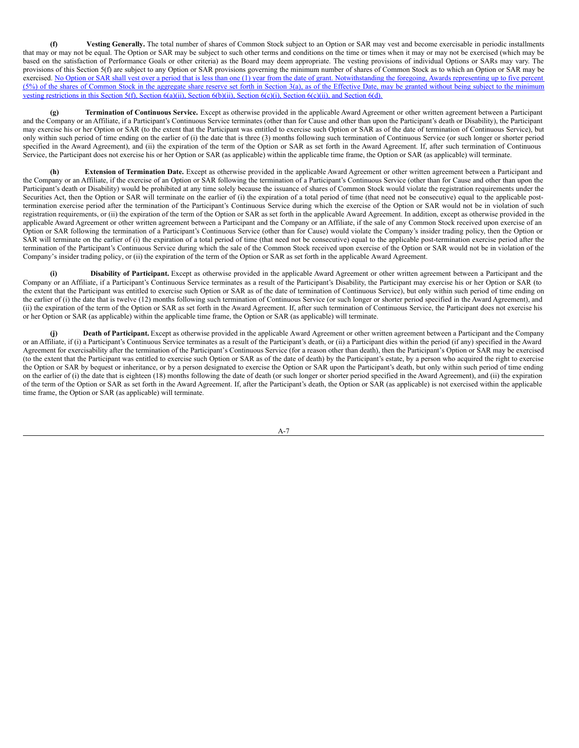**(f) Vesting Generally.** The total number of shares of Common Stock subject to an Option or SAR may vest and become exercisable in periodic installments that may or may not be equal. The Option or SAR may be subject to such other terms and conditions on the time or times when it may or may not be exercised (which may be based on the satisfaction of Performance Goals or other criteria) as the Board may deem appropriate. The vesting provisions of individual Options or SARs may vary. The provisions of this Section 5(f) are subject to any Option or SAR provisions governing the minimum number of shares of Common Stock as to which an Option or SAR may be exercised. No Option or SAR shall vest over a period that is less than one (1) year from the date of grant. Notwithstanding the foregoing, Awards representing up to five percent (5%) of the shares of Common Stock in the aggregate share reserve set forth in Section 3(a), as of the Effective Date, may be granted without being subject to the minimum vesting restrictions in this Section 5(f), Section 6(a)(ii), Section 6(b)(ii), Section 6(c)(i), Section 6(c)(ii), and Section 6(d).

**(g) Termination of Continuous Service.** Except as otherwise provided in the applicable Award Agreement or other written agreement between a Participant and the Company or an Affiliate, if a Participant's Continuous Service terminates (other than for Cause and other than upon the Participant's death or Disability), the Participant may exercise his or her Option or SAR (to the extent that the Participant was entitled to exercise such Option or SAR as of the date of termination of Continuous Service), but only within such period of time ending on the earlier of (i) the date that is three (3) months following such termination of Continuous Service (or such longer or shorter period specified in the Award Agreement), and (ii) the expiration of the term of the Option or SAR as set forth in the Award Agreement. If, after such termination of Continuous Service, the Participant does not exercise his or her Option or SAR (as applicable) within the applicable time frame, the Option or SAR (as applicable) will terminate.

**(h) Extension of Termination Date.** Except as otherwise provided in the applicable Award Agreement or other written agreement between a Participant and the Company or an Affiliate, if the exercise of an Option or SAR following the termination of a Participant's Continuous Service (other than for Cause and other than upon the Participant's death or Disability) would be prohibited at any time solely because the issuance of shares of Common Stock would violate the registration requirements under the Securities Act, then the Option or SAR will terminate on the earlier of (i) the expiration of a total period of time (that need not be consecutive) equal to the applicable post-termination exercise period after the termination of the Participant's Continuous Service during which the exercise of the Option or SAR would not be in violation of such registration requirements, or (ii) the expiration of the term of the Option or SAR as set forth in the applicable Award Agreement. In addition, except as otherwise provided in the applicable Award Agreement or other written agreement between a Participant and the Company or an Affiliate, if the sale of any Common Stock received upon exercise of an Option or SAR following the termination of a Participant's Continuous Service (other than for Cause) would violate the Company's insider trading policy, then the Option or SAR will terminate on the earlier of (i) the expiration of a total period of time (that need not be consecutive) equal to the applicable post-termination exercise period after the termination of the Participant's Continuous Service during which the sale of the Common Stock received upon exercise of the Option or SAR would not be in violation of the Company's insider trading policy, or (ii) the expiration of the term of the Option or SAR as set forth in the applicable Award Agreement.

**(i) Disability of Participant.** Except as otherwise provided in the applicable Award Agreement or other written agreement between a Participant and the Company or an Affiliate, if a Participant's Continuous Service terminates as a result of the Participant's Disability, the Participant may exercise his or her Option or SAR (to the extent that the Participant was entitled to exercise such Option or SAR as of the date of termination of Continuous Service), but only within such period of time ending on the earlier of (i) the date that is twelve (12) months following such termination of Continuous Service (or such longer or shorter period specified in the Award Agreement), and (ii) the expiration of the term of the Option or SAR as set forth in the Award Agreement. If, after such termination of Continuous Service, the Participant does not exercise his or her Option or SAR (as applicable) within the applicable time frame, the Option or SAR (as applicable) will terminate.

**(j) Death of Participant.** Except as otherwise provided in the applicable Award Agreement or other written agreement between a Participant and the Company or an Affiliate, if (i) a Participant's Continuous Service terminates as a result of the Participant's death, or (ii) a Participant dies within the period (if any) specified in the Award Agreement for exercisability after the termination of the Participant's Continuous Service (for a reason other than death), then the Participant's Option or SAR may be exercised (to the extent that the Participant was entitled to exercise such Option or SAR as of the date of death) by the Participant's estate, by a person who acquired the right to exercise the Option or SAR by bequest or inheritance, or by a person designated to exercise the Option or SAR upon the Participant's death, but only within such period of time ending on the earlier of (i) the date that is eighteen (18) months following the date of death (or such longer or shorter period specified in the Award Agreement), and (ii) the expiration of the term of the Option or SAR as set forth in the Award Agreement. If, after the Participant's death, the Option or SAR (as applicable) is not exercised within the applicable time frame, the Option or SAR (as applicable) will terminate.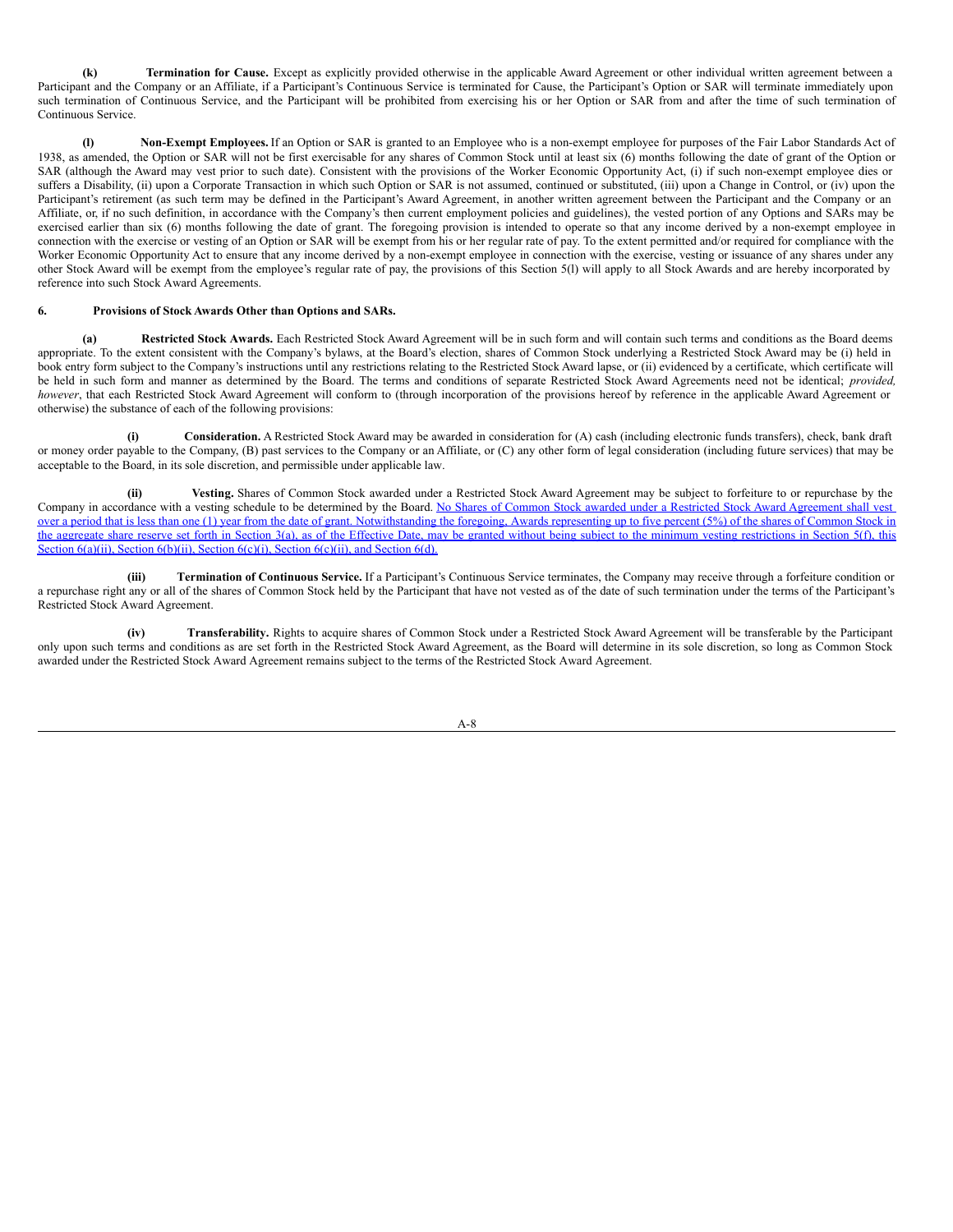**(k) Termination for Cause.** Except as explicitly provided otherwise in the applicable Award Agreement or other individual written agreement between a Participant and the Company or an Affiliate, if a Participant's Continuous Service is terminated for Cause, the Participant's Option or SAR will terminate immediately upon such termination of Continuous Service, and the Participant will be prohibited from exercising his or her Option or SAR from and after the time of such termination of Continuous Service.

**(l) Non-Exempt Employees.** If an Option or SAR is granted to an Employee who is a non-exempt employee for purposes of the Fair Labor Standards Act of 1938, as amended, the Option or SAR will not be first exercisable for any shares of Common Stock until at least six (6) months following the date of grant of the Option or SAR (although the Award may vest prior to such date). Consistent with the provisions of the Worker Economic Opportunity Act, (i) if such non-exempt employee dies or suffers a Disability, (ii) upon a Corporate Transaction in which such Option or SAR is not assumed, continued or substituted, (iii) upon a Change in Control, or (iv) upon the Participant's retirement (as such term may be defined in the Participant's Award Agreement, in another written agreement between the Participant and the Company or an Affiliate, or, if no such definition, in accordance with the Company's then current employment policies and guidelines), the vested portion of any Options and SARs may be exercised earlier than six (6) months following the date of grant. The foregoing provision is intended to operate so that any income derived by a non-exempt employee in connection with the exercise or vesting of an Option or SAR will be exempt from his or her regular rate of pay. To the extent permitted and/or required for compliance with the Worker Economic Opportunity Act to ensure that any income derived by a non-exempt employee in connection with the exercise, vesting or issuance of any shares under any other Stock Award will be exempt from the employee's regular rate of pay, the provisions of this Section 5(l) will apply to all Stock Awards and are hereby incorporated by reference into such Stock Award Agreements.

**6. Provisions of Stock Awards Other than Options and SARs.**

**(a) Restricted Stock Awards.** Each Restricted Stock Award Agreement will be in such form and will contain such terms and conditions as the Board deems appropriate. To the extent consistent with the Company's bylaws, at the Board's election, shares of Common Stock underlying a Restricted Stock Award may be (i) held in book entry form subject to the Company's instructions until any restrictions relating to the Restricted Stock Award lapse, or (ii) evidenced by a certificate, which certificate will be held in such form and manner as determined by the Board. The terms and conditions of separate Restricted Stock Award Agreements need not be identical; *provided, however*, that each Restricted Stock Award Agreement will conform to (through incorporation of the provisions hereof by reference in the applicable Award Agreement or otherwise) the substance of each of the following provisions:

**(i) Consideration.** A Restricted Stock Award may be awarded in consideration for (A) cash (including electronic funds transfers), check, bank draft or money order payable to the Company, (B) past services to the Company or an Affiliate, or (C) any other form of legal consideration (including future services) that may be acceptable to the Board, in its sole discretion, and permissible under applicable law.

**(ii) Vesting.** Shares of Common Stock awarded under a Restricted Stock Award Agreement may be subject to forfeiture to or repurchase by the Company in accordance with a vesting schedule to be determined by the Board. No Shares of Common Stock awarded under a Restricted Stock Award Agreement shall vest over a period that is less than one (1) year from the date of grant. Notwithstanding the foregoing, Awards representing up to five percent (5%) of the shares of Common Stock in the aggregate share reserve set forth in Section 3(a), as of the Effective Date, may be granted without being subject to the minimum vesting restrictions in Section 5(f), this Section 6(a)(ii), Section 6(b)(ii), Section 6(c)(i), Section 6(c)(ii), and Section 6(d).

**(iii) Termination of Continuous Service.** If a Participant's Continuous Service terminates, the Company may receive through a forfeiture condition or a repurchase right any or all of the shares of Common Stock held by the Participant that have not vested as of the date of such termination under the terms of the Participant's Restricted Stock Award Agreement.

**(iv) Transferability.** Rights to acquire shares of Common Stock under a Restricted Stock Award Agreement will be transferable by the Participant only upon such terms and conditions as are set forth in the Restricted Stock Award Agreement, as the Board will determine in its sole discretion, so long as Common Stock awarded under the Restricted Stock Award Agreement remains subject to the terms of the Restricted Stock Award Agreement.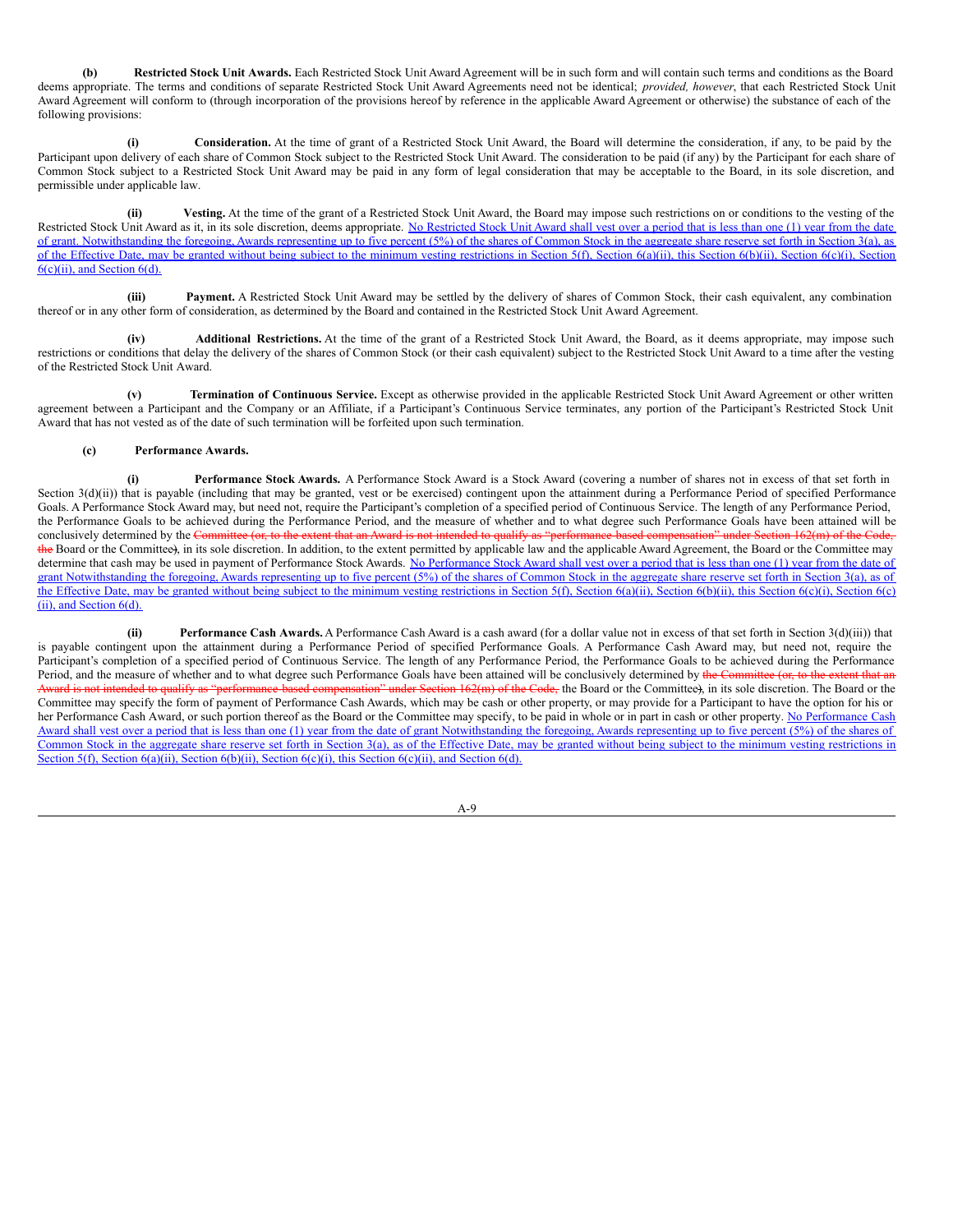**(b) Restricted Stock Unit Awards.** Each Restricted Stock Unit Award Agreement will be in such form and will contain such terms and conditions as the Board deems appropriate. The terms and conditions of separate Restricted Stock Unit Award Agreements need not be identical; *provided, however*, that each Restricted Stock Unit Award Agreement will conform to (through incorporation of the provisions hereof by reference in the applicable Award Agreement or otherwise) the substance of each of the following provisions:

**(i) Consideration.** At the time of grant of a Restricted Stock Unit Award, the Board will determine the consideration, if any, to be paid by the Participant upon delivery of each share of Common Stock subject to the Restricted Stock Unit Award. The consideration to be paid (if any) by the Participant for each share of Common Stock subject to a Restricted Stock Unit Award may be paid in any form of legal consideration that may be acceptable to the Board, in its sole discretion, and permissible under applicable law.

**(ii) Vesting.** At the time of the grant of a Restricted Stock Unit Award, the Board may impose such restrictions on or conditions to the vesting of the Restricted Stock Unit Award as it, in its sole discretion, deems appropriate. No Restricted Stock Unit Award shall vest over a period that is less than one (1) year from the date of grant. Notwithstanding the foregoing, Awards representing up to five percent (5%) of the shares of Common Stock in the aggregate share reserve set forth in Section 3(a), as of the Effective Date, may be granted without being subject to the minimum vesting restrictions in Section 5(f), Section 6(a)(ii), this Section 6(b)(ii), Section 6(c)(i), Section 6(c)(ii), and Section 6(d).

**(iii) Payment.** A Restricted Stock Unit Award may be settled by the delivery of shares of Common Stock, their cash equivalent, any combination thereof or in any other form of consideration, as determined by the Board and contained in the Restricted Stock Unit Award Agreement.

**(iv) Additional Restrictions.** At the time of the grant of a Restricted Stock Unit Award, the Board, as it deems appropriate, may impose such restrictions or conditions that delay the delivery of the shares of Common Stock (or their cash equivalent) subject to the Restricted Stock Unit Award to a time after the vesting of the Restricted Stock Unit Award.

**(v) Termination of Continuous Service.** Except as otherwise provided in the applicable Restricted Stock Unit Award Agreement or other written agreement between a Participant and the Company or an Affiliate, if a Participant's Continuous Service terminates, any portion of the Participant's Restricted Stock Unit Award that has not vested as of the date of such termination will be forfeited upon such termination.

**(c) Performance Awards.**

**(i) Performance Stock Awards.** A Performance Stock Award is a Stock Award (covering a number of shares not in excess of that set forth in Section 3(d)(ii)) that is payable (including that may be granted, vest or be exercised) contingent upon the attainment during a Performance Period of specified Performance Goals. A Performance Stock Award may, but need not, require the Participant's completion of a specified period of Continuous Service. The length of any Performance Period, the Performance Goals to be achieved during the Performance Period, and the measure of whether and to what degree such Performance Goals have been attained will be conclusively determined by the ~~Committee (or, to the extent that an Award is not intended to qualify as "performance-based compensation" under Section 162(m) of the Code, the~~ Board or the Committee~~)~~, in its sole discretion. In addition, to the extent permitted by applicable law and the applicable Award Agreement, the Board or the Committee may determine that cash may be used in payment of Performance Stock Awards. No Performance Stock Award shall vest over a period that is less than one (1) year from the date of grant Notwithstanding the foregoing, Awards representing up to five percent (5%) of the shares of Common Stock in the aggregate share reserve set forth in Section 3(a), as of the Effective Date, may be granted without being subject to the minimum vesting restrictions in Section 5(f), Section 6(a)(ii), Section 6(b)(ii), this Section 6(c)(i), Section 6(c)(ii), and Section 6(d).

**(ii) Performance Cash Awards.** A Performance Cash Award is a cash award (for a dollar value not in excess of that set forth in Section 3(d)(iii)) that is payable contingent upon the attainment during a Performance Period of specified Performance Goals. A Performance Cash Award may, but need not, require the Participant's completion of a specified period of Continuous Service. The length of any Performance Period, the Performance Goals to be achieved during the Performance Period, and the measure of whether and to what degree such Performance Goals have been attained will be conclusively determined by ~~the Committee (or, to the extent that an Award is not intended to qualify as "performance-based compensation" under Section 162(m) of the Code,~~ the Board or the Committee~~)~~, in its sole discretion. The Board or the Committee may specify the form of payment of Performance Cash Awards, which may be cash or other property, or may provide for a Participant to have the option for his or her Performance Cash Award, or such portion thereof as the Board or the Committee may specify, to be paid in whole or in part in cash or other property. No Performance Cash Award shall vest over a period that is less than one (1) year from the date of grant Notwithstanding the foregoing, Awards representing up to five percent (5%) of the shares of Common Stock in the aggregate share reserve set forth in Section 3(a), as of the Effective Date, may be granted without being subject to the minimum vesting restrictions in Section 5(f), Section 6(a)(ii), Section 6(b)(ii), Section 6(c)(i), this Section 6(c)(ii), and Section 6(d).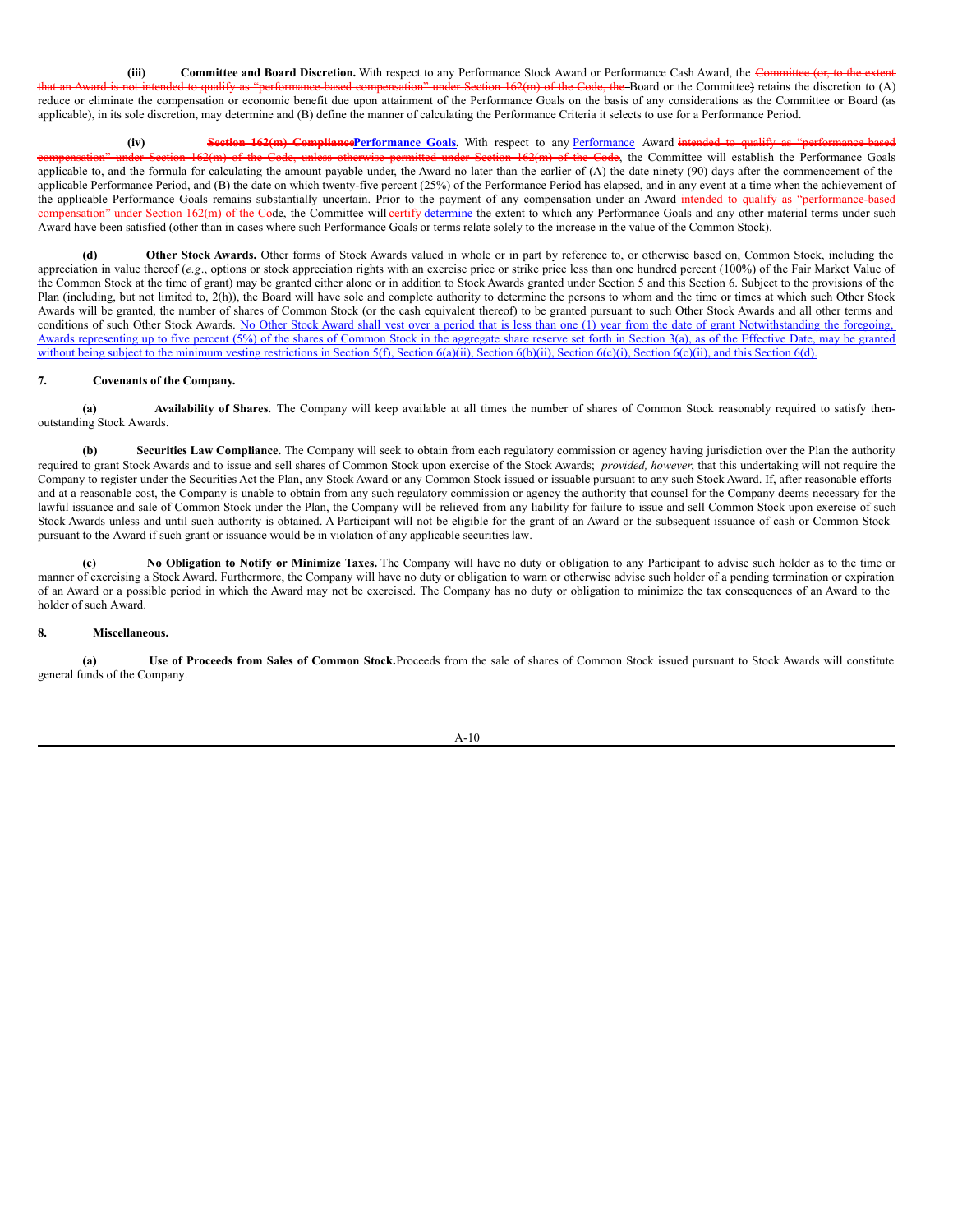(iii) **Committee and Board Discretion.** With respect to any Performance Stock Award or Performance Cash Award, the ~~Committee (or, to the extent that an Award is not intended to qualify as "performance-based compensation" under Section 162(m) of the Code, the~~ Board or the Committee~~)~~ retains the discretion to (A) reduce or eliminate the compensation or economic benefit due upon attainment of the Performance Goals on the basis of any considerations as the Committee or Board (as applicable), in its sole discretion, may determine and (B) define the manner of calculating the Performance Criteria it selects to use for a Performance Period.

(iv) ~~**Section 162(m) Compliance**~~**Performance Goals.** With respect to any Performance Award ~~intended to qualify as "performance-based compensation" under Section 162(m) of the Code, unless otherwise permitted under Section 162(m) of the Code~~, the Committee will establish the Performance Goals applicable to, and the formula for calculating the amount payable under, the Award no later than the earlier of (A) the date ninety (90) days after the commencement of the applicable Performance Period, and (B) the date on which twenty-five percent (25%) of the Performance Period has elapsed, and in any event at a time when the achievement of the applicable Performance Goals remains substantially uncertain. Prior to the payment of any compensation under an Award ~~intended to qualify as "performance-based compensation" under Section 162(m) of the Code~~, the Committee will ~~certify~~ determine the extent to which any Performance Goals and any other material terms under such Award have been satisfied (other than in cases where such Performance Goals or terms relate solely to the increase in the value of the Common Stock).

**(d) Other Stock Awards.** Other forms of Stock Awards valued in whole or in part by reference to, or otherwise based on, Common Stock, including the appreciation in value thereof (*e.g*., options or stock appreciation rights with an exercise price or strike price less than one hundred percent (100%) of the Fair Market Value of the Common Stock at the time of grant) may be granted either alone or in addition to Stock Awards granted under Section 5 and this Section 6. Subject to the provisions of the Plan (including, but not limited to, 2(h)), the Board will have sole and complete authority to determine the persons to whom and the time or times at which such Other Stock Awards will be granted, the number of shares of Common Stock (or the cash equivalent thereof) to be granted pursuant to such Other Stock Awards and all other terms and conditions of such Other Stock Awards. No Other Stock Award shall vest over a period that is less than one (1) year from the date of grant Notwithstanding the foregoing, Awards representing up to five percent (5%) of the shares of Common Stock in the aggregate share reserve set forth in Section 3(a), as of the Effective Date, may be granted without being subject to the minimum vesting restrictions in Section 5(f), Section 6(a)(ii), Section 6(b)(ii), Section 6(c)(i), Section 6(c)(ii), and this Section 6(d).

## 7. Covenants of the Company.

**(a) Availability of Shares.** The Company will keep available at all times the number of shares of Common Stock reasonably required to satisfy then-outstanding Stock Awards.

**(b) Securities Law Compliance.** The Company will seek to obtain from each regulatory commission or agency having jurisdiction over the Plan the authority required to grant Stock Awards and to issue and sell shares of Common Stock upon exercise of the Stock Awards; *provided, however*, that this undertaking will not require the Company to register under the Securities Act the Plan, any Stock Award or any Common Stock issued or issuable pursuant to any such Stock Award. If, after reasonable efforts and at a reasonable cost, the Company is unable to obtain from any such regulatory commission or agency the authority that counsel for the Company deems necessary for the lawful issuance and sale of Common Stock under the Plan, the Company will be relieved from any liability for failure to issue and sell Common Stock upon exercise of such Stock Awards unless and until such authority is obtained. A Participant will not be eligible for the grant of an Award or the subsequent issuance of cash or Common Stock pursuant to the Award if such grant or issuance would be in violation of any applicable securities law.

**(c) No Obligation to Notify or Minimize Taxes.** The Company will have no duty or obligation to any Participant to advise such holder as to the time or manner of exercising a Stock Award. Furthermore, the Company will have no duty or obligation to warn or otherwise advise such holder of a pending termination or expiration of an Award or a possible period in which the Award may not be exercised. The Company has no duty or obligation to minimize the tax consequences of an Award to the holder of such Award.

## 8. Miscellaneous.

**(a) Use of Proceeds from Sales of Common Stock.** Proceeds from the sale of shares of Common Stock issued pursuant to Stock Awards will constitute general funds of the Company.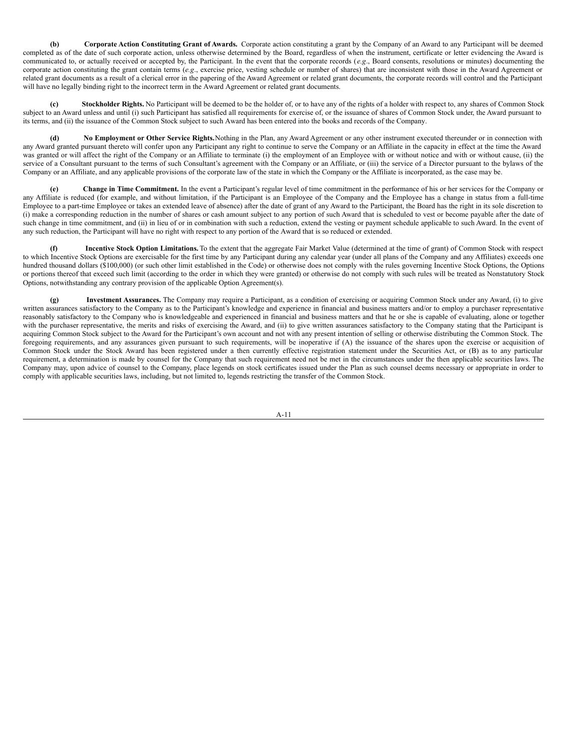**(b) Corporate Action Constituting Grant of Awards.** Corporate action constituting a grant by the Company of an Award to any Participant will be deemed completed as of the date of such corporate action, unless otherwise determined by the Board, regardless of when the instrument, certificate or letter evidencing the Award is communicated to, or actually received or accepted by, the Participant. In the event that the corporate records (*e.g*., Board consents, resolutions or minutes) documenting the corporate action constituting the grant contain terms (*e.g*., exercise price, vesting schedule or number of shares) that are inconsistent with those in the Award Agreement or related grant documents as a result of a clerical error in the papering of the Award Agreement or related grant documents, the corporate records will control and the Participant will have no legally binding right to the incorrect term in the Award Agreement or related grant documents.

**(c) Stockholder Rights.** No Participant will be deemed to be the holder of, or to have any of the rights of a holder with respect to, any shares of Common Stock subject to an Award unless and until (i) such Participant has satisfied all requirements for exercise of, or the issuance of shares of Common Stock under, the Award pursuant to its terms, and (ii) the issuance of the Common Stock subject to such Award has been entered into the books and records of the Company.

**(d) No Employment or Other Service Rights.** Nothing in the Plan, any Award Agreement or any other instrument executed thereunder or in connection with any Award granted pursuant thereto will confer upon any Participant any right to continue to serve the Company or an Affiliate in the capacity in effect at the time the Award was granted or will affect the right of the Company or an Affiliate to terminate (i) the employment of an Employee with or without notice and with or without cause, (ii) the service of a Consultant pursuant to the terms of such Consultant's agreement with the Company or an Affiliate, or (iii) the service of a Director pursuant to the bylaws of the Company or an Affiliate, and any applicable provisions of the corporate law of the state in which the Company or the Affiliate is incorporated, as the case may be.

**(e) Change in Time Commitment.** In the event a Participant's regular level of time commitment in the performance of his or her services for the Company or any Affiliate is reduced (for example, and without limitation, if the Participant is an Employee of the Company and the Employee has a change in status from a full-time Employee to a part-time Employee or takes an extended leave of absence) after the date of grant of any Award to the Participant, the Board has the right in its sole discretion to (i) make a corresponding reduction in the number of shares or cash amount subject to any portion of such Award that is scheduled to vest or become payable after the date of such change in time commitment, and (ii) in lieu of or in combination with such a reduction, extend the vesting or payment schedule applicable to such Award. In the event of any such reduction, the Participant will have no right with respect to any portion of the Award that is so reduced or extended.

**(f) Incentive Stock Option Limitations.** To the extent that the aggregate Fair Market Value (determined at the time of grant) of Common Stock with respect to which Incentive Stock Options are exercisable for the first time by any Participant during any calendar year (under all plans of the Company and any Affiliates) exceeds one hundred thousand dollars ($100,000) (or such other limit established in the Code) or otherwise does not comply with the rules governing Incentive Stock Options, the Options or portions thereof that exceed such limit (according to the order in which they were granted) or otherwise do not comply with such rules will be treated as Nonstatutory Stock Options, notwithstanding any contrary provision of the applicable Option Agreement(s).

**(g) Investment Assurances.** The Company may require a Participant, as a condition of exercising or acquiring Common Stock under any Award, (i) to give written assurances satisfactory to the Company as to the Participant's knowledge and experience in financial and business matters and/or to employ a purchaser representative reasonably satisfactory to the Company who is knowledgeable and experienced in financial and business matters and that he or she is capable of evaluating, alone or together with the purchaser representative, the merits and risks of exercising the Award, and (ii) to give written assurances satisfactory to the Company stating that the Participant is acquiring Common Stock subject to the Award for the Participant's own account and not with any present intention of selling or otherwise distributing the Common Stock. The foregoing requirements, and any assurances given pursuant to such requirements, will be inoperative if (A) the issuance of the shares upon the exercise or acquisition of Common Stock under the Stock Award has been registered under a then currently effective registration statement under the Securities Act, or (B) as to any particular requirement, a determination is made by counsel for the Company that such requirement need not be met in the circumstances under the then applicable securities laws. The Company may, upon advice of counsel to the Company, place legends on stock certificates issued under the Plan as such counsel deems necessary or appropriate in order to comply with applicable securities laws, including, but not limited to, legends restricting the transfer of the Common Stock.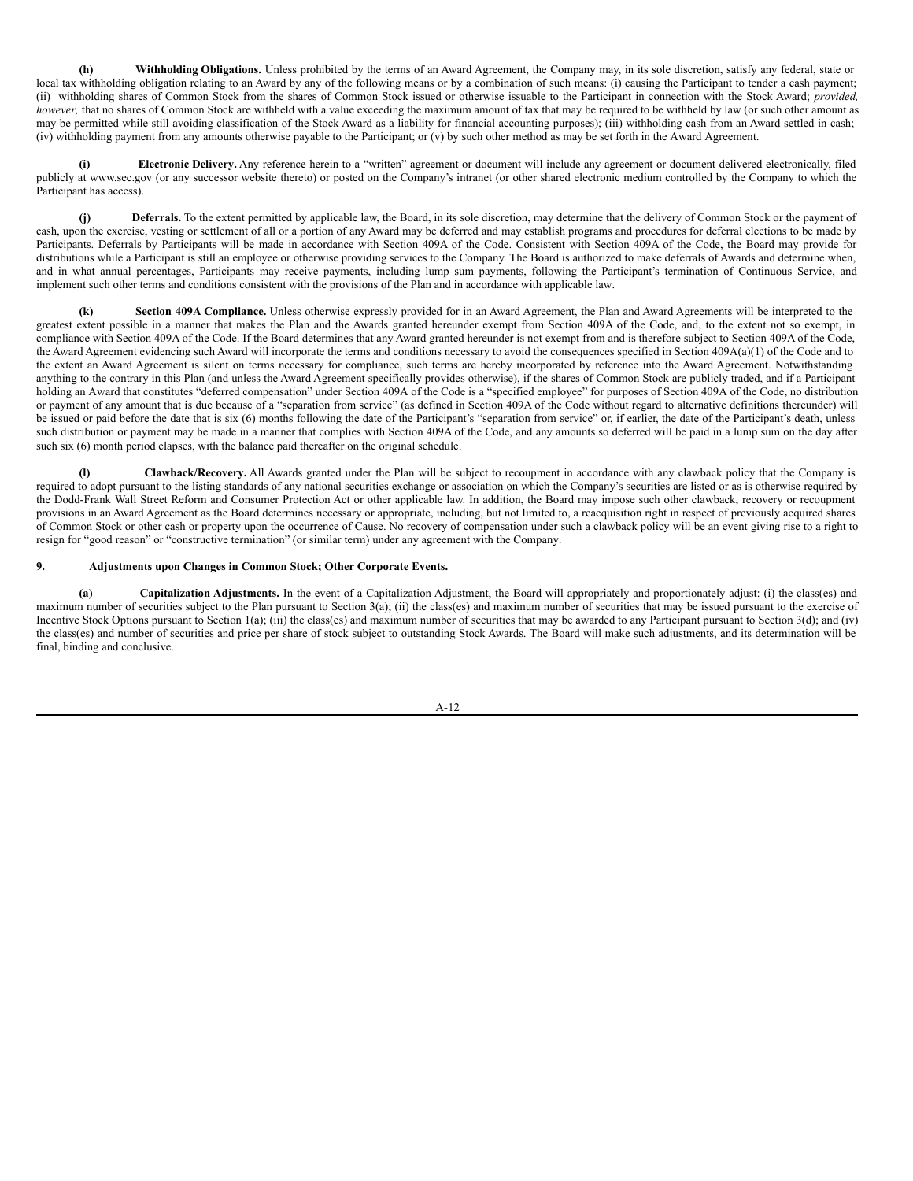**(h) Withholding Obligations.** Unless prohibited by the terms of an Award Agreement, the Company may, in its sole discretion, satisfy any federal, state or local tax withholding obligation relating to an Award by any of the following means or by a combination of such means: (i) causing the Participant to tender a cash payment; (ii) withholding shares of Common Stock from the shares of Common Stock issued or otherwise issuable to the Participant in connection with the Stock Award; *provided, however,* that no shares of Common Stock are withheld with a value exceeding the maximum amount of tax that may be required to be withheld by law (or such other amount as may be permitted while still avoiding classification of the Stock Award as a liability for financial accounting purposes); (iii) withholding cash from an Award settled in cash; (iv) withholding payment from any amounts otherwise payable to the Participant; or (v) by such other method as may be set forth in the Award Agreement.

**(i) Electronic Delivery.** Any reference herein to a "written" agreement or document will include any agreement or document delivered electronically, filed publicly at www.sec.gov (or any successor website thereto) or posted on the Company's intranet (or other shared electronic medium controlled by the Company to which the Participant has access).

**(j) Deferrals.** To the extent permitted by applicable law, the Board, in its sole discretion, may determine that the delivery of Common Stock or the payment of cash, upon the exercise, vesting or settlement of all or a portion of any Award may be deferred and may establish programs and procedures for deferral elections to be made by Participants. Deferrals by Participants will be made in accordance with Section 409A of the Code. Consistent with Section 409A of the Code, the Board may provide for distributions while a Participant is still an employee or otherwise providing services to the Company. The Board is authorized to make deferrals of Awards and determine when, and in what annual percentages, Participants may receive payments, including lump sum payments, following the Participant's termination of Continuous Service, and implement such other terms and conditions consistent with the provisions of the Plan and in accordance with applicable law.

**(k) Section 409A Compliance.** Unless otherwise expressly provided for in an Award Agreement, the Plan and Award Agreements will be interpreted to the greatest extent possible in a manner that makes the Plan and the Awards granted hereunder exempt from Section 409A of the Code, and, to the extent not so exempt, in compliance with Section 409A of the Code. If the Board determines that any Award granted hereunder is not exempt from and is therefore subject to Section 409A of the Code, the Award Agreement evidencing such Award will incorporate the terms and conditions necessary to avoid the consequences specified in Section 409A(a)(1) of the Code and to the extent an Award Agreement is silent on terms necessary for compliance, such terms are hereby incorporated by reference into the Award Agreement. Notwithstanding anything to the contrary in this Plan (and unless the Award Agreement specifically provides otherwise), if the shares of Common Stock are publicly traded, and if a Participant holding an Award that constitutes "deferred compensation" under Section 409A of the Code is a "specified employee" for purposes of Section 409A of the Code, no distribution or payment of any amount that is due because of a "separation from service" (as defined in Section 409A of the Code without regard to alternative definitions thereunder) will be issued or paid before the date that is six (6) months following the date of the Participant's "separation from service" or, if earlier, the date of the Participant's death, unless such distribution or payment may be made in a manner that complies with Section 409A of the Code, and any amounts so deferred will be paid in a lump sum on the day after such six (6) month period elapses, with the balance paid thereafter on the original schedule.

**(l) Clawback/Recovery.** All Awards granted under the Plan will be subject to recoupment in accordance with any clawback policy that the Company is required to adopt pursuant to the listing standards of any national securities exchange or association on which the Company's securities are listed or as is otherwise required by the Dodd-Frank Wall Street Reform and Consumer Protection Act or other applicable law. In addition, the Board may impose such other clawback, recovery or recoupment provisions in an Award Agreement as the Board determines necessary or appropriate, including, but not limited to, a reacquisition right in respect of previously acquired shares of Common Stock or other cash or property upon the occurrence of Cause. No recovery of compensation under such a clawback policy will be an event giving rise to a right to resign for "good reason" or "constructive termination" (or similar term) under any agreement with the Company.

**9. Adjustments upon Changes in Common Stock; Other Corporate Events.**

**(a) Capitalization Adjustments.** In the event of a Capitalization Adjustment, the Board will appropriately and proportionately adjust: (i) the class(es) and maximum number of securities subject to the Plan pursuant to Section 3(a); (ii) the class(es) and maximum number of securities that may be issued pursuant to the exercise of Incentive Stock Options pursuant to Section 1(a); (iii) the class(es) and maximum number of securities that may be awarded to any Participant pursuant to Section 3(d); and (iv) the class(es) and number of securities and price per share of stock subject to outstanding Stock Awards. The Board will make such adjustments, and its determination will be final, binding and conclusive.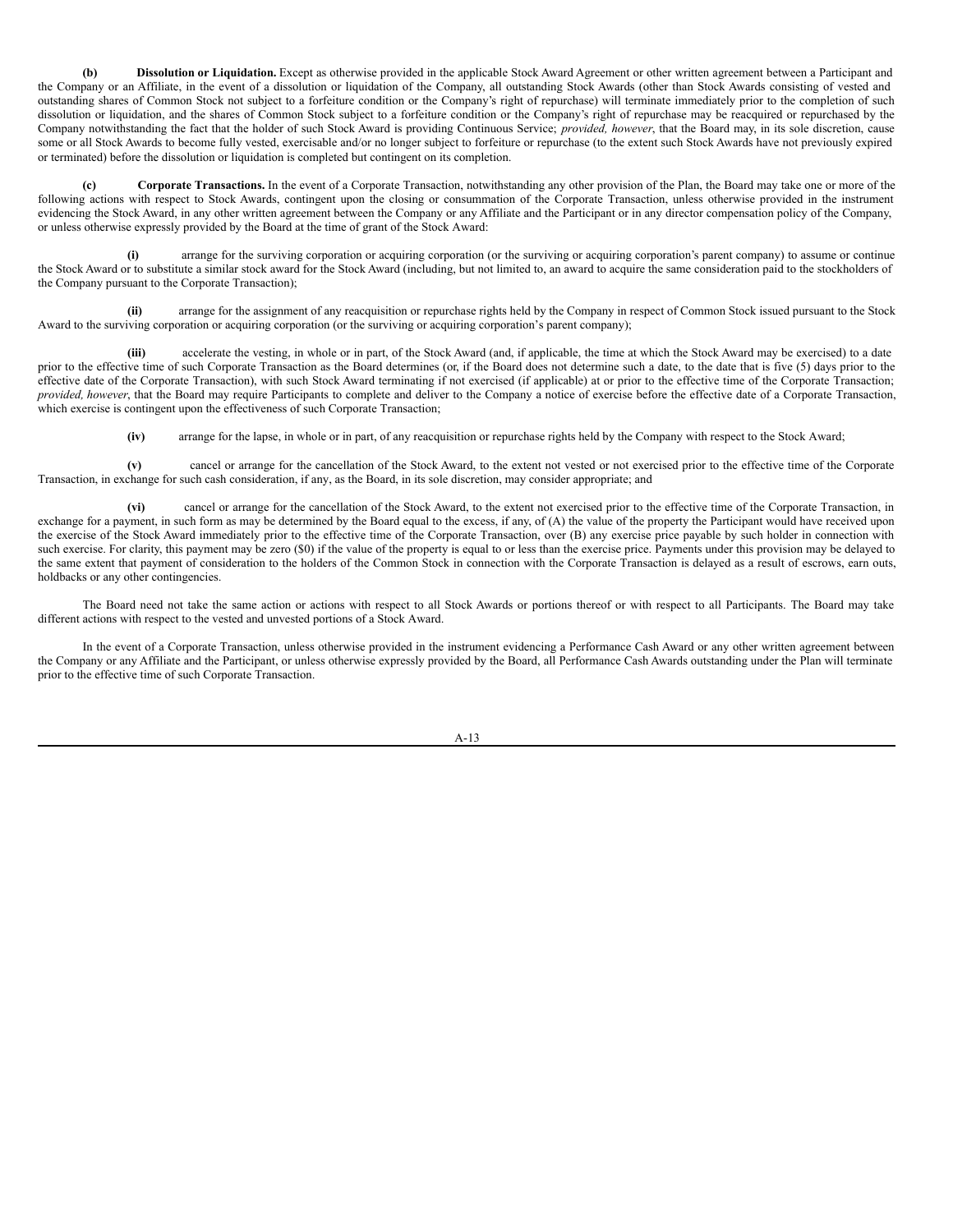**(b) Dissolution or Liquidation.** Except as otherwise provided in the applicable Stock Award Agreement or other written agreement between a Participant and the Company or an Affiliate, in the event of a dissolution or liquidation of the Company, all outstanding Stock Awards (other than Stock Awards consisting of vested and outstanding shares of Common Stock not subject to a forfeiture condition or the Company's right of repurchase) will terminate immediately prior to the completion of such dissolution or liquidation, and the shares of Common Stock subject to a forfeiture condition or the Company's right of repurchase may be reacquired or repurchased by the Company notwithstanding the fact that the holder of such Stock Award is providing Continuous Service; *provided, however*, that the Board may, in its sole discretion, cause some or all Stock Awards to become fully vested, exercisable and/or no longer subject to forfeiture or repurchase (to the extent such Stock Awards have not previously expired or terminated) before the dissolution or liquidation is completed but contingent on its completion.

**(c) Corporate Transactions.** In the event of a Corporate Transaction, notwithstanding any other provision of the Plan, the Board may take one or more of the following actions with respect to Stock Awards, contingent upon the closing or consummation of the Corporate Transaction, unless otherwise provided in the instrument evidencing the Stock Award, in any other written agreement between the Company or any Affiliate and the Participant or in any director compensation policy of the Company, or unless otherwise expressly provided by the Board at the time of grant of the Stock Award:

**(i)** arrange for the surviving corporation or acquiring corporation (or the surviving or acquiring corporation's parent company) to assume or continue the Stock Award or to substitute a similar stock award for the Stock Award (including, but not limited to, an award to acquire the same consideration paid to the stockholders of the Company pursuant to the Corporate Transaction);

**(ii)** arrange for the assignment of any reacquisition or repurchase rights held by the Company in respect of Common Stock issued pursuant to the Stock Award to the surviving corporation or acquiring corporation (or the surviving or acquiring corporation's parent company);

**(iii)** accelerate the vesting, in whole or in part, of the Stock Award (and, if applicable, the time at which the Stock Award may be exercised) to a date prior to the effective time of such Corporate Transaction as the Board determines (or, if the Board does not determine such a date, to the date that is five (5) days prior to the effective date of the Corporate Transaction), with such Stock Award terminating if not exercised (if applicable) at or prior to the effective time of the Corporate Transaction; *provided, however*, that the Board may require Participants to complete and deliver to the Company a notice of exercise before the effective date of a Corporate Transaction, which exercise is contingent upon the effectiveness of such Corporate Transaction;

**(iv)** arrange for the lapse, in whole or in part, of any reacquisition or repurchase rights held by the Company with respect to the Stock Award;

**(v)** cancel or arrange for the cancellation of the Stock Award, to the extent not vested or not exercised prior to the effective time of the Corporate Transaction, in exchange for such cash consideration, if any, as the Board, in its sole discretion, may consider appropriate; and

**(vi)** cancel or arrange for the cancellation of the Stock Award, to the extent not exercised prior to the effective time of the Corporate Transaction, in exchange for a payment, in such form as may be determined by the Board equal to the excess, if any, of (A) the value of the property the Participant would have received upon the exercise of the Stock Award immediately prior to the effective time of the Corporate Transaction, over (B) any exercise price payable by such holder in connection with such exercise. For clarity, this payment may be zero ($0) if the value of the property is equal to or less than the exercise price. Payments under this provision may be delayed to the same extent that payment of consideration to the holders of the Common Stock in connection with the Corporate Transaction is delayed as a result of escrows, earn outs, holdbacks or any other contingencies.

The Board need not take the same action or actions with respect to all Stock Awards or portions thereof or with respect to all Participants. The Board may take different actions with respect to the vested and unvested portions of a Stock Award.

In the event of a Corporate Transaction, unless otherwise provided in the instrument evidencing a Performance Cash Award or any other written agreement between the Company or any Affiliate and the Participant, or unless otherwise expressly provided by the Board, all Performance Cash Awards outstanding under the Plan will terminate prior to the effective time of such Corporate Transaction.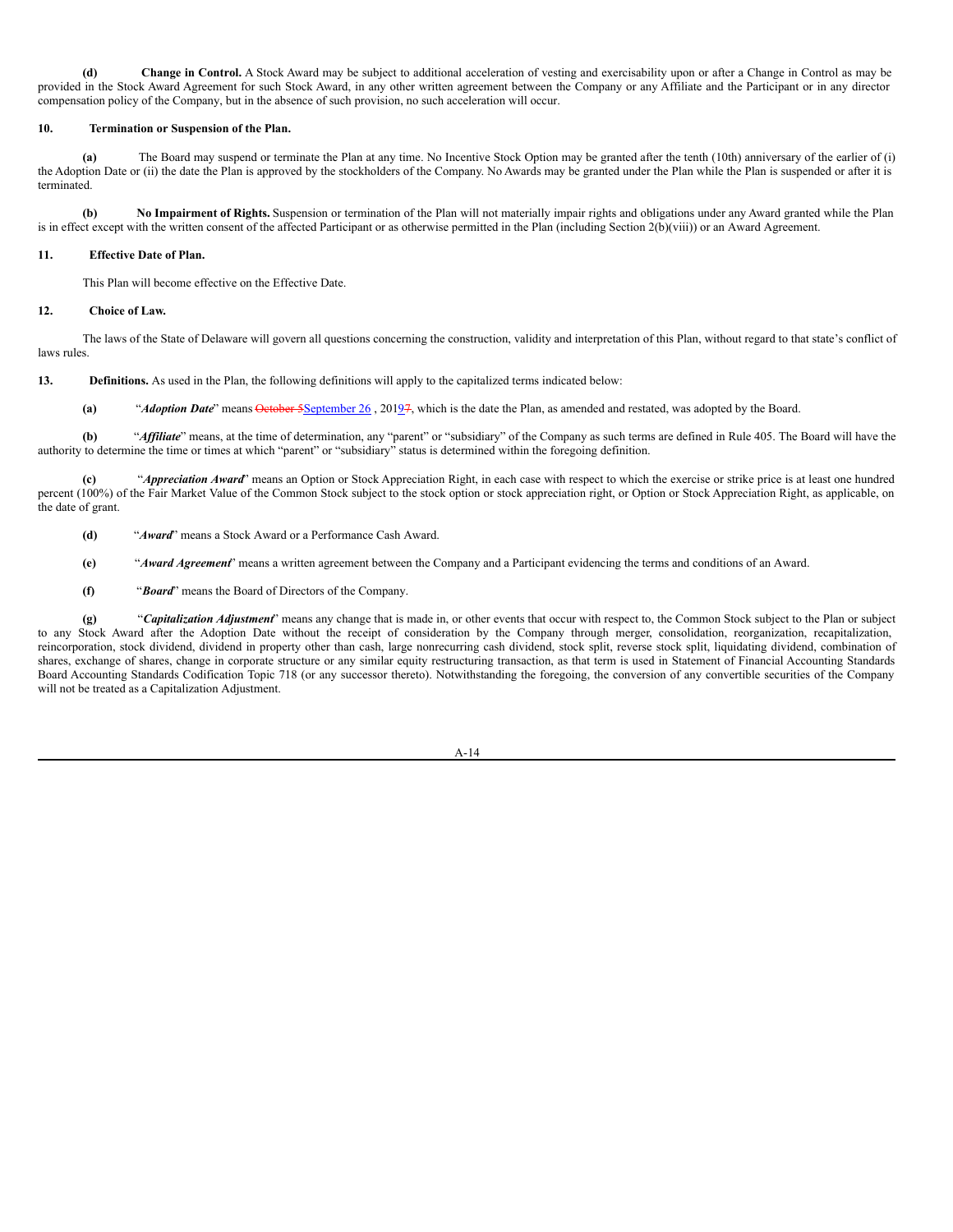**(d) Change in Control.** A Stock Award may be subject to additional acceleration of vesting and exercisability upon or after a Change in Control as may be provided in the Stock Award Agreement for such Stock Award, in any other written agreement between the Company or any Affiliate and the Participant or in any director compensation policy of the Company, but in the absence of such provision, no such acceleration will occur.

**10. Termination or Suspension of the Plan.**

**(a)** The Board may suspend or terminate the Plan at any time. No Incentive Stock Option may be granted after the tenth (10th) anniversary of the earlier of (i) the Adoption Date or (ii) the date the Plan is approved by the stockholders of the Company. No Awards may be granted under the Plan while the Plan is suspended or after it is terminated.

**(b) No Impairment of Rights.** Suspension or termination of the Plan will not materially impair rights and obligations under any Award granted while the Plan is in effect except with the written consent of the affected Participant or as otherwise permitted in the Plan (including Section 2(b)(viii)) or an Award Agreement.

**11. Effective Date of Plan.**

This Plan will become effective on the Effective Date.

**12. Choice of Law.**

The laws of the State of Delaware will govern all questions concerning the construction, validity and interpretation of this Plan, without regard to that state's conflict of laws rules.

**13. Definitions.** As used in the Plan, the following definitions will apply to the capitalized terms indicated below:

**(a)** "***Adoption Date***" means ~~October 5~~September 26 , 201~~7~~9, which is the date the Plan, as amended and restated, was adopted by the Board.

**(b)** "***Affiliate***" means, at the time of determination, any "parent" or "subsidiary" of the Company as such terms are defined in Rule 405. The Board will have the authority to determine the time or times at which "parent" or "subsidiary" status is determined within the foregoing definition.

**(c)** "***Appreciation Award***" means an Option or Stock Appreciation Right, in each case with respect to which the exercise or strike price is at least one hundred percent (100%) of the Fair Market Value of the Common Stock subject to the stock option or stock appreciation right, or Option or Stock Appreciation Right, as applicable, on the date of grant.

**(d)** "***Award***" means a Stock Award or a Performance Cash Award.

**(e)** "***Award Agreement***" means a written agreement between the Company and a Participant evidencing the terms and conditions of an Award.

**(f)** "***Board***" means the Board of Directors of the Company.

**(g)** "***Capitalization Adjustment***" means any change that is made in, or other events that occur with respect to, the Common Stock subject to the Plan or subject to any Stock Award after the Adoption Date without the receipt of consideration by the Company through merger, consolidation, reorganization, recapitalization, reincorporation, stock dividend, dividend in property other than cash, large nonrecurring cash dividend, stock split, reverse stock split, liquidating dividend, combination of shares, exchange of shares, change in corporate structure or any similar equity restructuring transaction, as that term is used in Statement of Financial Accounting Standards Board Accounting Standards Codification Topic 718 (or any successor thereto). Notwithstanding the foregoing, the conversion of any convertible securities of the Company will not be treated as a Capitalization Adjustment.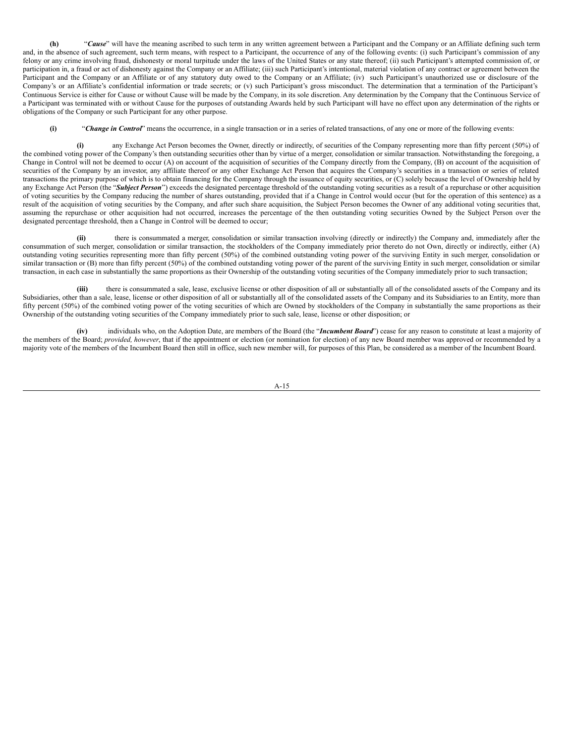**(h)** "***Cause***" will have the meaning ascribed to such term in any written agreement between a Participant and the Company or an Affiliate defining such term and, in the absence of such agreement, such term means, with respect to a Participant, the occurrence of any of the following events: (i) such Participant's commission of any felony or any crime involving fraud, dishonesty or moral turpitude under the laws of the United States or any state thereof; (ii) such Participant's attempted commission of, or participation in, a fraud or act of dishonesty against the Company or an Affiliate; (iii) such Participant's intentional, material violation of any contract or agreement between the Participant and the Company or an Affiliate or of any statutory duty owed to the Company or an Affiliate; (iv) such Participant's unauthorized use or disclosure of the Company's or an Affiliate's confidential information or trade secrets; or (v) such Participant's gross misconduct. The determination that a termination of the Participant's Continuous Service is either for Cause or without Cause will be made by the Company, in its sole discretion. Any determination by the Company that the Continuous Service of a Participant was terminated with or without Cause for the purposes of outstanding Awards held by such Participant will have no effect upon any determination of the rights or obligations of the Company or such Participant for any other purpose.

**(i)** "***Change in Control***" means the occurrence, in a single transaction or in a series of related transactions, of any one or more of the following events:

**(i)** any Exchange Act Person becomes the Owner, directly or indirectly, of securities of the Company representing more than fifty percent (50%) of the combined voting power of the Company's then outstanding securities other than by virtue of a merger, consolidation or similar transaction. Notwithstanding the foregoing, a Change in Control will not be deemed to occur (A) on account of the acquisition of securities of the Company directly from the Company, (B) on account of the acquisition of securities of the Company by an investor, any affiliate thereof or any other Exchange Act Person that acquires the Company's securities in a transaction or series of related transactions the primary purpose of which is to obtain financing for the Company through the issuance of equity securities, or (C) solely because the level of Ownership held by any Exchange Act Person (the "***Subject Person***") exceeds the designated percentage threshold of the outstanding voting securities as a result of a repurchase or other acquisition of voting securities by the Company reducing the number of shares outstanding, provided that if a Change in Control would occur (but for the operation of this sentence) as a result of the acquisition of voting securities by the Company, and after such share acquisition, the Subject Person becomes the Owner of any additional voting securities that, assuming the repurchase or other acquisition had not occurred, increases the percentage of the then outstanding voting securities Owned by the Subject Person over the designated percentage threshold, then a Change in Control will be deemed to occur;

**(ii)** there is consummated a merger, consolidation or similar transaction involving (directly or indirectly) the Company and, immediately after the consummation of such merger, consolidation or similar transaction, the stockholders of the Company immediately prior thereto do not Own, directly or indirectly, either (A) outstanding voting securities representing more than fifty percent (50%) of the combined outstanding voting power of the surviving Entity in such merger, consolidation or similar transaction or (B) more than fifty percent (50%) of the combined outstanding voting power of the parent of the surviving Entity in such merger, consolidation or similar transaction, in each case in substantially the same proportions as their Ownership of the outstanding voting securities of the Company immediately prior to such transaction;

**(iii)** there is consummated a sale, lease, exclusive license or other disposition of all or substantially all of the consolidated assets of the Company and its Subsidiaries, other than a sale, lease, license or other disposition of all or substantially all of the consolidated assets of the Company and its Subsidiaries to an Entity, more than fifty percent (50%) of the combined voting power of the voting securities of which are Owned by stockholders of the Company in substantially the same proportions as their Ownership of the outstanding voting securities of the Company immediately prior to such sale, lease, license or other disposition; or

**(iv)** individuals who, on the Adoption Date, are members of the Board (the "***Incumbent Board***") cease for any reason to constitute at least a majority of the members of the Board; *provided, however*, that if the appointment or election (or nomination for election) of any new Board member was approved or recommended by a majority vote of the members of the Incumbent Board then still in office, such new member will, for purposes of this Plan, be considered as a member of the Incumbent Board.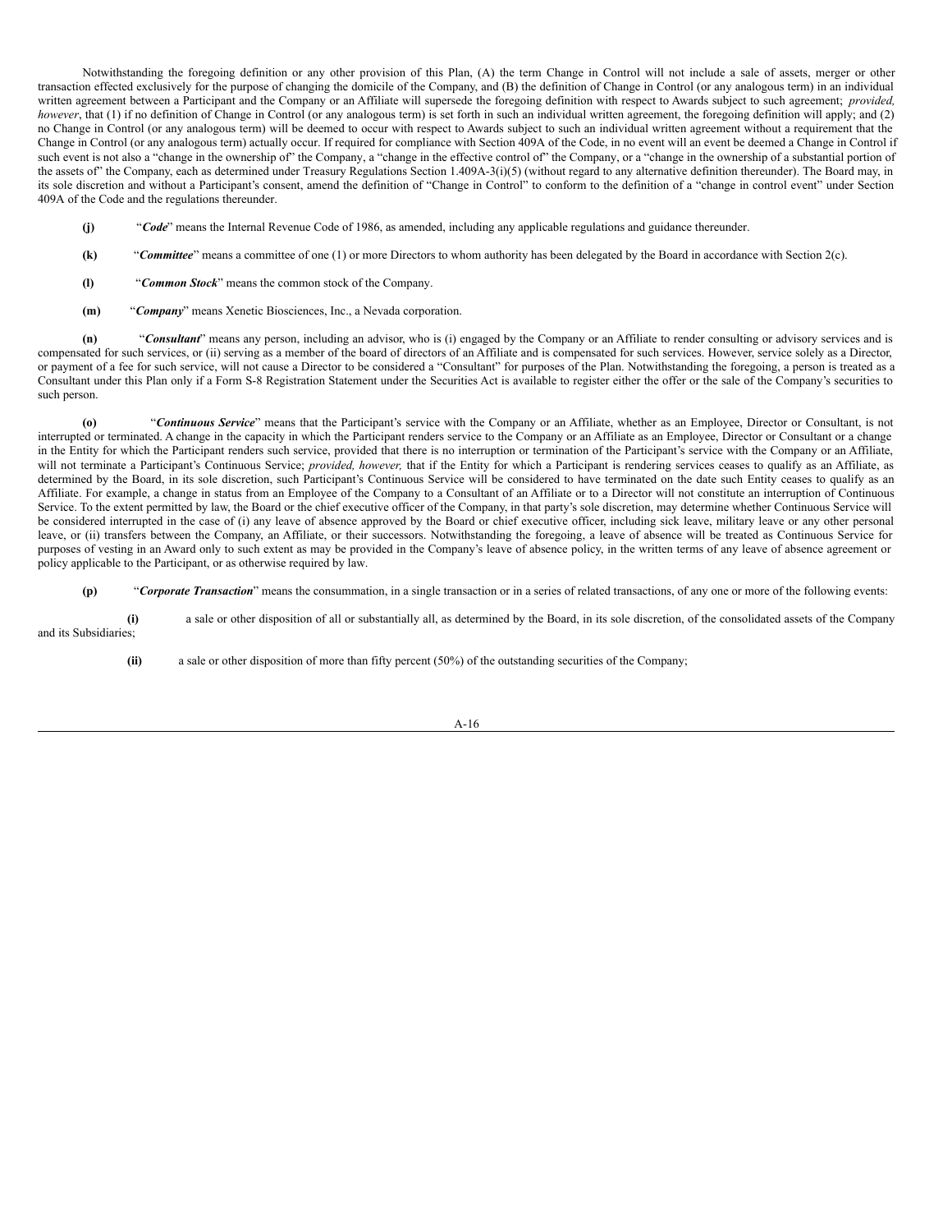Notwithstanding the foregoing definition or any other provision of this Plan, (A) the term Change in Control will not include a sale of assets, merger or other transaction effected exclusively for the purpose of changing the domicile of the Company, and (B) the definition of Change in Control (or any analogous term) in an individual written agreement between a Participant and the Company or an Affiliate will supersede the foregoing definition with respect to Awards subject to such agreement; *provided, however*, that (1) if no definition of Change in Control (or any analogous term) is set forth in such an individual written agreement, the foregoing definition will apply; and (2) no Change in Control (or any analogous term) will be deemed to occur with respect to Awards subject to such an individual written agreement without a requirement that the Change in Control (or any analogous term) actually occur. If required for compliance with Section 409A of the Code, in no event will an event be deemed a Change in Control if such event is not also a "change in the ownership of" the Company, a "change in the effective control of" the Company, or a "change in the ownership of a substantial portion of the assets of" the Company, each as determined under Treasury Regulations Section 1.409A-3(i)(5) (without regard to any alternative definition thereunder). The Board may, in its sole discretion and without a Participant's consent, amend the definition of "Change in Control" to conform to the definition of a "change in control event" under Section 409A of the Code and the regulations thereunder.

**(j)** "***Code***" means the Internal Revenue Code of 1986, as amended, including any applicable regulations and guidance thereunder.

**(k)** "***Committee***" means a committee of one (1) or more Directors to whom authority has been delegated by the Board in accordance with Section 2(c).

**(l)** "***Common Stock***" means the common stock of the Company.

**(m)** "***Company***" means Xenetic Biosciences, Inc., a Nevada corporation.

**(n)** "***Consultant***" means any person, including an advisor, who is (i) engaged by the Company or an Affiliate to render consulting or advisory services and is compensated for such services, or (ii) serving as a member of the board of directors of an Affiliate and is compensated for such services. However, service solely as a Director, or payment of a fee for such service, will not cause a Director to be considered a "Consultant" for purposes of the Plan. Notwithstanding the foregoing, a person is treated as a Consultant under this Plan only if a Form S-8 Registration Statement under the Securities Act is available to register either the offer or the sale of the Company's securities to such person.

**(o)** "***Continuous Service***" means that the Participant's service with the Company or an Affiliate, whether as an Employee, Director or Consultant, is not interrupted or terminated. A change in the capacity in which the Participant renders service to the Company or an Affiliate as an Employee, Director or Consultant or a change in the Entity for which the Participant renders such service, provided that there is no interruption or termination of the Participant's service with the Company or an Affiliate, will not terminate a Participant's Continuous Service; *provided, however,* that if the Entity for which a Participant is rendering services ceases to qualify as an Affiliate, as determined by the Board, in its sole discretion, such Participant's Continuous Service will be considered to have terminated on the date such Entity ceases to qualify as an Affiliate. For example, a change in status from an Employee of the Company to a Consultant of an Affiliate or to a Director will not constitute an interruption of Continuous Service. To the extent permitted by law, the Board or the chief executive officer of the Company, in that party's sole discretion, may determine whether Continuous Service will be considered interrupted in the case of (i) any leave of absence approved by the Board or chief executive officer, including sick leave, military leave or any other personal leave, or (ii) transfers between the Company, an Affiliate, or their successors. Notwithstanding the foregoing, a leave of absence will be treated as Continuous Service for purposes of vesting in an Award only to such extent as may be provided in the Company's leave of absence policy, in the written terms of any leave of absence agreement or policy applicable to the Participant, or as otherwise required by law.

**(p)** "***Corporate Transaction***" means the consummation, in a single transaction or in a series of related transactions, of any one or more of the following events:

**(i)** a sale or other disposition of all or substantially all, as determined by the Board, in its sole discretion, of the consolidated assets of the Company and its Subsidiaries;

**(ii)** a sale or other disposition of more than fifty percent (50%) of the outstanding securities of the Company;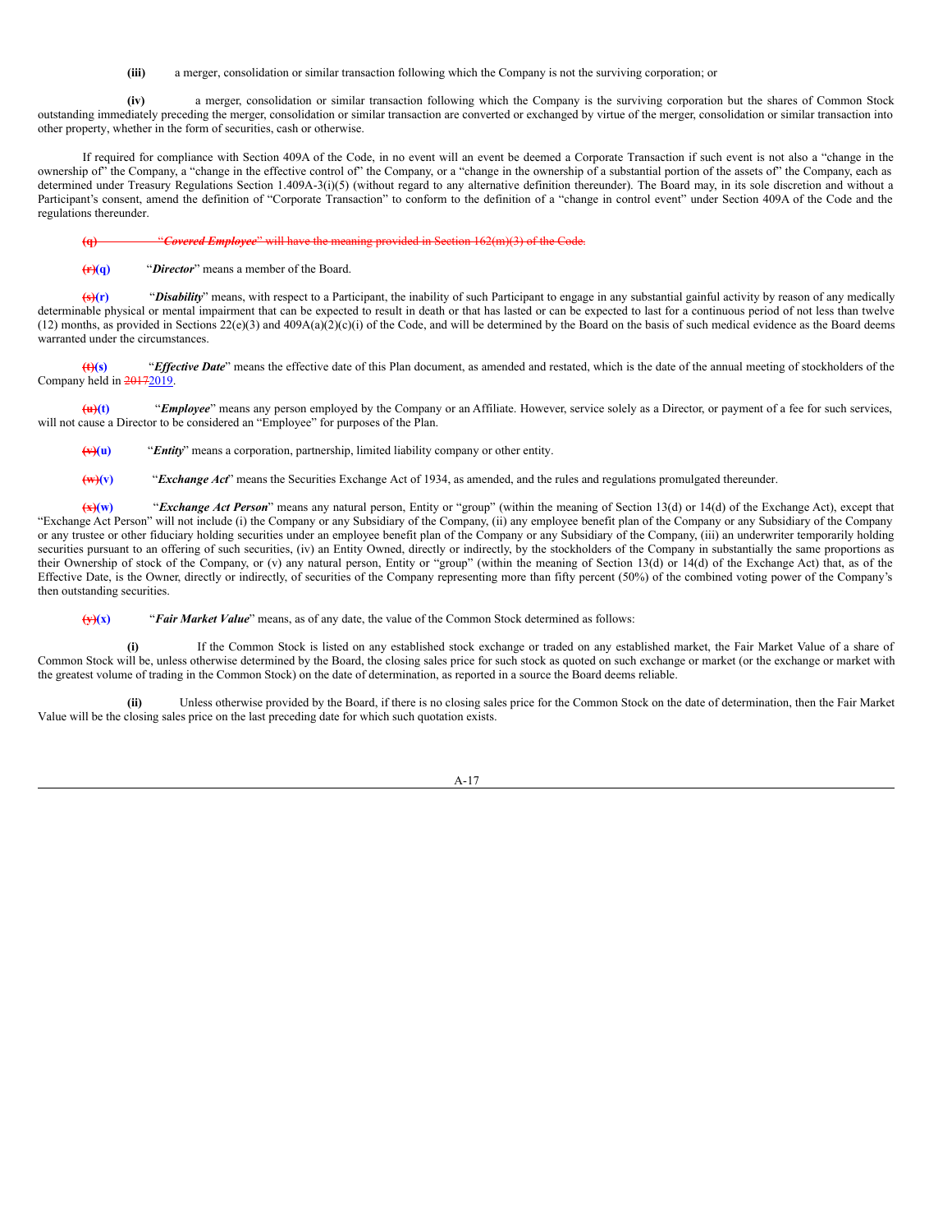**(iii)** a merger, consolidation or similar transaction following which the Company is not the surviving corporation; or

**(iv)** a merger, consolidation or similar transaction following which the Company is the surviving corporation but the shares of Common Stock outstanding immediately preceding the merger, consolidation or similar transaction are converted or exchanged by virtue of the merger, consolidation or similar transaction into other property, whether in the form of securities, cash or otherwise.

If required for compliance with Section 409A of the Code, in no event will an event be deemed a Corporate Transaction if such event is not also a "change in the ownership of" the Company, a "change in the effective control of" the Company, or a "change in the ownership of a substantial portion of the assets of" the Company, each as determined under Treasury Regulations Section 1.409A-3(i)(5) (without regard to any alternative definition thereunder). The Board may, in its sole discretion and without a Participant's consent, amend the definition of "Corporate Transaction" to conform to the definition of a "change in control event" under Section 409A of the Code and the regulations thereunder.

~~**(q)** "***Covered Employee***" will have the meaning provided in Section 162(m)(3) of the Code.~~

~~**(r)**~~**(q)** "***Director***" means a member of the Board.

~~**(s)**~~**(r)** "***Disability***" means, with respect to a Participant, the inability of such Participant to engage in any substantial gainful activity by reason of any medically determinable physical or mental impairment that can be expected to result in death or that has lasted or can be expected to last for a continuous period of not less than twelve (12) months, as provided in Sections 22(e)(3) and 409A(a)(2)(c)(i) of the Code, and will be determined by the Board on the basis of such medical evidence as the Board deems warranted under the circumstances.

~~**(t)**~~**(s)** "***Effective Date***" means the effective date of this Plan document, as amended and restated, which is the date of the annual meeting of stockholders of the Company held in ~~2017~~2019.

~~**(u)**~~**(t)** "***Employee***" means any person employed by the Company or an Affiliate. However, service solely as a Director, or payment of a fee for such services, will not cause a Director to be considered an "Employee" for purposes of the Plan.

~~**(v)**~~**(u)** "***Entity***" means a corporation, partnership, limited liability company or other entity.

~~**(w)**~~**(v)** "***Exchange Act***" means the Securities Exchange Act of 1934, as amended, and the rules and regulations promulgated thereunder.

~~**(x)**~~**(w)** "***Exchange Act Person***" means any natural person, Entity or "group" (within the meaning of Section 13(d) or 14(d) of the Exchange Act), except that "Exchange Act Person" will not include (i) the Company or any Subsidiary of the Company, (ii) any employee benefit plan of the Company or any Subsidiary of the Company or any trustee or other fiduciary holding securities under an employee benefit plan of the Company or any Subsidiary of the Company, (iii) an underwriter temporarily holding securities pursuant to an offering of such securities, (iv) an Entity Owned, directly or indirectly, by the stockholders of the Company in substantially the same proportions as their Ownership of stock of the Company, or (v) any natural person, Entity or "group" (within the meaning of Section 13(d) or 14(d) of the Exchange Act) that, as of the Effective Date, is the Owner, directly or indirectly, of securities of the Company representing more than fifty percent (50%) of the combined voting power of the Company's then outstanding securities.

~~**(y)**~~**(x)** "***Fair Market Value***" means, as of any date, the value of the Common Stock determined as follows:

**(i)** If the Common Stock is listed on any established stock exchange or traded on any established market, the Fair Market Value of a share of Common Stock will be, unless otherwise determined by the Board, the closing sales price for such stock as quoted on such exchange or market (or the exchange or market with the greatest volume of trading in the Common Stock) on the date of determination, as reported in a source the Board deems reliable.

**(ii)** Unless otherwise provided by the Board, if there is no closing sales price for the Common Stock on the date of determination, then the Fair Market Value will be the closing sales price on the last preceding date for which such quotation exists.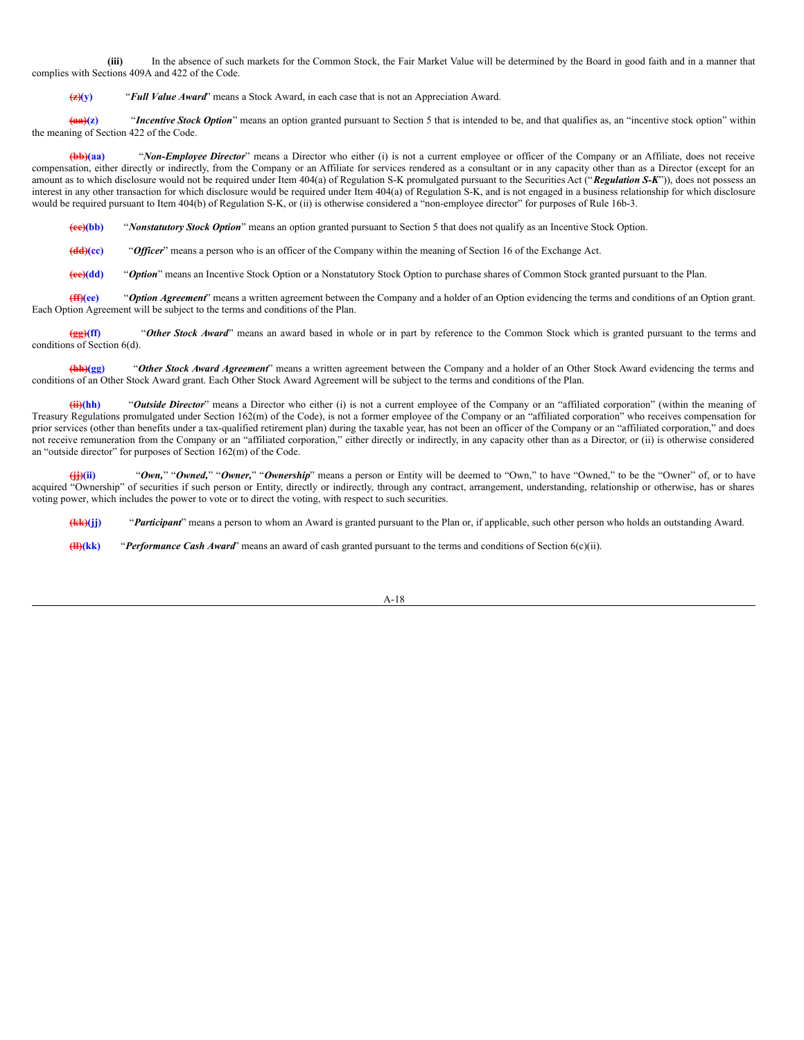**(iii)** In the absence of such markets for the Common Stock, the Fair Market Value will be determined by the Board in good faith and in a manner that complies with Sections 409A and 422 of the Code.

~~(z)~~**(y)** "***Full Value Award***" means a Stock Award, in each case that is not an Appreciation Award.

~~(aa)~~**(z)** "***Incentive Stock Option***" means an option granted pursuant to Section 5 that is intended to be, and that qualifies as, an "incentive stock option" within the meaning of Section 422 of the Code.

~~(bb)~~**(aa)** "***Non-Employee Director***" means a Director who either (i) is not a current employee or officer of the Company or an Affiliate, does not receive compensation, either directly or indirectly, from the Company or an Affiliate for services rendered as a consultant or in any capacity other than as a Director (except for an amount as to which disclosure would not be required under Item 404(a) of Regulation S-K promulgated pursuant to the Securities Act ("***Regulation S-K***")), does not possess an interest in any other transaction for which disclosure would be required under Item 404(a) of Regulation S-K, and is not engaged in a business relationship for which disclosure would be required pursuant to Item 404(b) of Regulation S-K, or (ii) is otherwise considered a "non-employee director" for purposes of Rule 16b-3.

~~(cc)~~**(bb)** "***Nonstatutory Stock Option***" means an option granted pursuant to Section 5 that does not qualify as an Incentive Stock Option.

~~(dd)~~**(cc)** "***Officer***" means a person who is an officer of the Company within the meaning of Section 16 of the Exchange Act.

~~(ee)~~**(dd)** "***Option***" means an Incentive Stock Option or a Nonstatutory Stock Option to purchase shares of Common Stock granted pursuant to the Plan.

~~(ff)~~**(ee)** "***Option Agreement***" means a written agreement between the Company and a holder of an Option evidencing the terms and conditions of an Option grant. Each Option Agreement will be subject to the terms and conditions of the Plan.

~~(gg)~~**(ff)** "***Other Stock Award***" means an award based in whole or in part by reference to the Common Stock which is granted pursuant to the terms and conditions of Section 6(d).

~~(hh)~~**(gg)** "***Other Stock Award Agreement***" means a written agreement between the Company and a holder of an Other Stock Award evidencing the terms and conditions of an Other Stock Award grant. Each Other Stock Award Agreement will be subject to the terms and conditions of the Plan.

~~(ii)~~**(hh)** "***Outside Director***" means a Director who either (i) is not a current employee of the Company or an "affiliated corporation" (within the meaning of Treasury Regulations promulgated under Section 162(m) of the Code), is not a former employee of the Company or an "affiliated corporation" who receives compensation for prior services (other than benefits under a tax-qualified retirement plan) during the taxable year, has not been an officer of the Company or an "affiliated corporation," and does not receive remuneration from the Company or an "affiliated corporation," either directly or indirectly, in any capacity other than as a Director, or (ii) is otherwise considered an "outside director" for purposes of Section 162(m) of the Code.

~~(jj)~~**(ii)** "***Own,***" "***Owned,***" "***Owner,***" "***Ownership***" means a person or Entity will be deemed to "Own," to have "Owned," to be the "Owner" of, or to have acquired "Ownership" of securities if such person or Entity, directly or indirectly, through any contract, arrangement, understanding, relationship or otherwise, has or shares voting power, which includes the power to vote or to direct the voting, with respect to such securities.

~~(kk)~~**(jj)** "***Participant***" means a person to whom an Award is granted pursuant to the Plan or, if applicable, such other person who holds an outstanding Award.

~~(ll)~~**(kk)** "***Performance Cash Award***" means an award of cash granted pursuant to the terms and conditions of Section 6(c)(ii).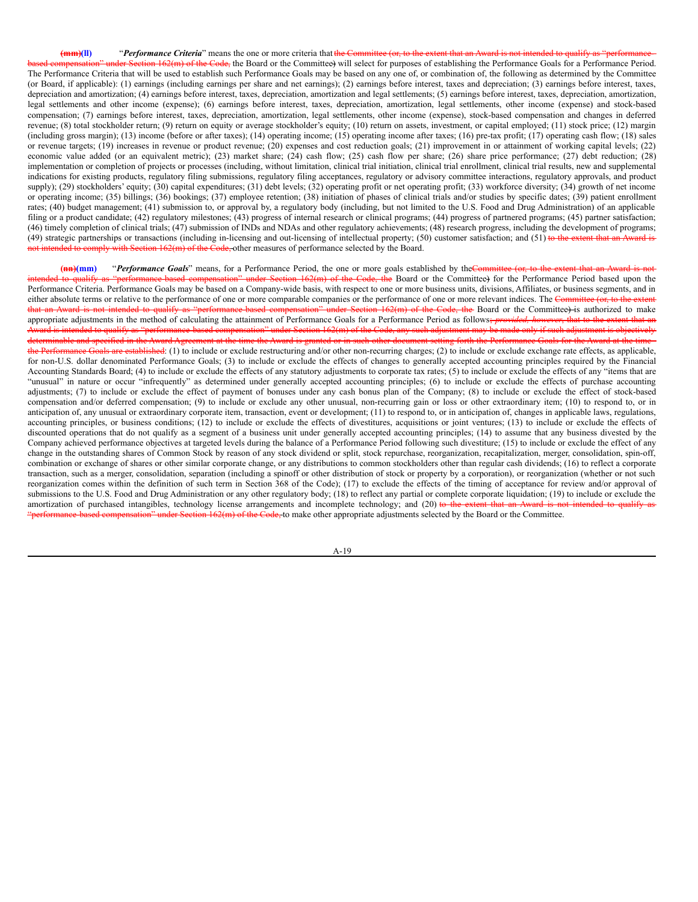~~(mm)~~**(ll)** "***Performance Criteria***" means the one or more criteria that ~~the Committee (or, to the extent that an Award is not intended to qualify as "performance-based compensation" under Section 162(m) of the Code,~~ the Board or the Committee~~)~~ will select for purposes of establishing the Performance Goals for a Performance Period. The Performance Criteria that will be used to establish such Performance Goals may be based on any one of, or combination of, the following as determined by the Committee (or Board, if applicable): (1) earnings (including earnings per share and net earnings); (2) earnings before interest, taxes and depreciation; (3) earnings before interest, taxes, depreciation and amortization; (4) earnings before interest, taxes, depreciation, amortization and legal settlements; (5) earnings before interest, taxes, depreciation, amortization, legal settlements and other income (expense); (6) earnings before interest, taxes, depreciation, amortization, legal settlements, other income (expense) and stock-based compensation; (7) earnings before interest, taxes, depreciation, amortization, legal settlements, other income (expense), stock-based compensation and changes in deferred revenue; (8) total stockholder return; (9) return on equity or average stockholder's equity; (10) return on assets, investment, or capital employed; (11) stock price; (12) margin (including gross margin); (13) income (before or after taxes); (14) operating income; (15) operating income after taxes; (16) pre-tax profit; (17) operating cash flow; (18) sales or revenue targets; (19) increases in revenue or product revenue; (20) expenses and cost reduction goals; (21) improvement in or attainment of working capital levels; (22) economic value added (or an equivalent metric); (23) market share; (24) cash flow; (25) cash flow per share; (26) share price performance; (27) debt reduction; (28) implementation or completion of projects or processes (including, without limitation, clinical trial initiation, clinical trial enrollment, clinical trial results, new and supplemental indications for existing products, regulatory filing submissions, regulatory filing acceptances, regulatory or advisory committee interactions, regulatory approvals, and product supply); (29) stockholders' equity; (30) capital expenditures; (31) debt levels; (32) operating profit or net operating profit; (33) workforce diversity; (34) growth of net income or operating income; (35) billings; (36) bookings; (37) employee retention; (38) initiation of phases of clinical trials and/or studies by specific dates; (39) patient enrollment rates; (40) budget management; (41) submission to, or approval by, a regulatory body (including, but not limited to the U.S. Food and Drug Administration) of an applicable filing or a product candidate; (42) regulatory milestones; (43) progress of internal research or clinical programs; (44) progress of partnered programs; (45) partner satisfaction; (46) timely completion of clinical trials; (47) submission of INDs and NDAs and other regulatory achievements; (48) research progress, including the development of programs; (49) strategic partnerships or transactions (including in-licensing and out-licensing of intellectual property; (50) customer satisfaction; and (51) ~~to the extent that an Award is not intended to comply with Section 162(m) of the Code,~~ other measures of performance selected by the Board.

~~(nn)~~**(mm)** "***Performance Goals***" means, for a Performance Period, the one or more goals established by the ~~Committee (or, to the extent that an Award is not intended to qualify as "performance-based compensation" under Section 162(m) of the Code, the~~ Board or the Committee~~)~~ for the Performance Period based upon the Performance Criteria. Performance Goals may be based on a Company-wide basis, with respect to one or more business units, divisions, Affiliates, or business segments, and in either absolute terms or relative to the performance of one or more comparable companies or the performance of one or more relevant indices. The ~~Committee (or, to the extent that an Award is not intended to qualify as "performance-based compensation" under Section 162(m) of the Code, the~~ Board or the Committee~~)~~ is authorized to make appropriate adjustments in the method of calculating the attainment of Performance Goals for a Performance Period as follows~~; *provided, however*, that to the extent that an Award is intended to qualify as "performance-based compensation" under Section 162(m) of the Code, any such adjustment may be made only if such adjustment is objectively determinable and specified in the Award Agreement at the time the Award is granted or in such other document setting forth the Performance Goals for the Award at the time the Performance Goals are established~~: (1) to include or exclude restructuring and/or other non-recurring charges; (2) to include or exclude exchange rate effects, as applicable, for non-U.S. dollar denominated Performance Goals; (3) to include or exclude the effects of changes to generally accepted accounting principles required by the Financial Accounting Standards Board; (4) to include or exclude the effects of any statutory adjustments to corporate tax rates; (5) to include or exclude the effects of any "items that are "unusual" in nature or occur "infrequently" as determined under generally accepted accounting principles; (6) to include or exclude the effects of purchase accounting adjustments; (7) to include or exclude the effect of payment of bonuses under any cash bonus plan of the Company; (8) to include or exclude the effect of stock-based compensation and/or deferred compensation; (9) to include or exclude any other unusual, non-recurring gain or loss or other extraordinary item; (10) to respond to, or in anticipation of, any unusual or extraordinary corporate item, transaction, event or development; (11) to respond to, or in anticipation of, changes in applicable laws, regulations, accounting principles, or business conditions; (12) to include or exclude the effects of divestitures, acquisitions or joint ventures; (13) to include or exclude the effects of discounted operations that do not qualify as a segment of a business unit under generally accepted accounting principles; (14) to assume that any business divested by the Company achieved performance objectives at targeted levels during the balance of a Performance Period following such divestiture; (15) to include or exclude the effect of any change in the outstanding shares of Common Stock by reason of any stock dividend or split, stock repurchase, reorganization, recapitalization, merger, consolidation, spin-off, combination or exchange of shares or other similar corporate change, or any distributions to common stockholders other than regular cash dividends; (16) to reflect a corporate transaction, such as a merger, consolidation, separation (including a spinoff or other distribution of stock or property by a corporation), or reorganization (whether or not such reorganization comes within the definition of such term in Section 368 of the Code); (17) to exclude the effects of the timing of acceptance for review and/or approval of submissions to the U.S. Food and Drug Administration or any other regulatory body; (18) to reflect any partial or complete corporate liquidation; (19) to include or exclude the amortization of purchased intangibles, technology license arrangements and incomplete technology; and (20) ~~to the extent that an Award is not intended to qualify as "performance-based compensation" under Section 162(m) of the Code,~~ to make other appropriate adjustments selected by the Board or the Committee.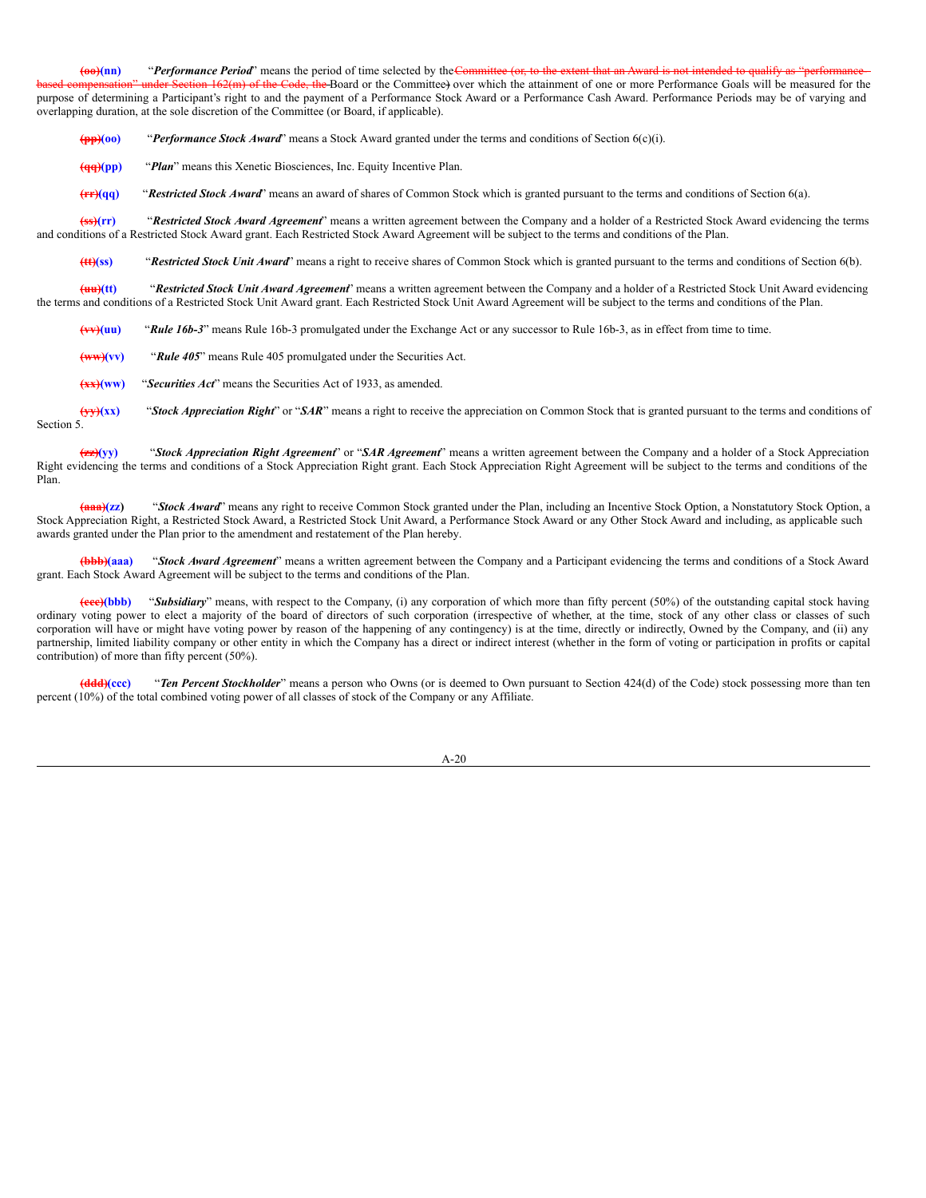~~(oo)~~**(nn)** "***Performance Period***" means the period of time selected by the ~~Committee (or, to the extent that an Award is not intended to qualify as "performance-based compensation" under Section 162(m) of the Code, the~~ Board or the Committee~~)~~ over which the attainment of one or more Performance Goals will be measured for the purpose of determining a Participant's right to and the payment of a Performance Stock Award or a Performance Cash Award. Performance Periods may be of varying and overlapping duration, at the sole discretion of the Committee (or Board, if applicable).

~~(pp)~~**(oo)** "***Performance Stock Award***" means a Stock Award granted under the terms and conditions of Section 6(c)(i).

~~(qq)~~**(pp)** "***Plan***" means this Xenetic Biosciences, Inc. Equity Incentive Plan.

~~(rr)~~**(qq)** "***Restricted Stock Award***" means an award of shares of Common Stock which is granted pursuant to the terms and conditions of Section 6(a).

~~(ss)~~**(rr)** "***Restricted Stock Award Agreement***" means a written agreement between the Company and a holder of a Restricted Stock Award evidencing the terms and conditions of a Restricted Stock Award grant. Each Restricted Stock Award Agreement will be subject to the terms and conditions of the Plan.

~~(tt)~~**(ss)** "***Restricted Stock Unit Award***" means a right to receive shares of Common Stock which is granted pursuant to the terms and conditions of Section 6(b).

~~(uu)~~**(tt)** "***Restricted Stock Unit Award Agreement***" means a written agreement between the Company and a holder of a Restricted Stock Unit Award evidencing the terms and conditions of a Restricted Stock Unit Award grant. Each Restricted Stock Unit Award Agreement will be subject to the terms and conditions of the Plan.

~~(vv)~~**(uu)** "***Rule 16b-3***" means Rule 16b-3 promulgated under the Exchange Act or any successor to Rule 16b-3, as in effect from time to time.

~~(ww)~~**(vv)** "***Rule 405***" means Rule 405 promulgated under the Securities Act.

~~(xx)~~**(ww)** "***Securities Act***" means the Securities Act of 1933, as amended.

~~(yy)~~**(xx)** "***Stock Appreciation Right***" or "***SAR***" means a right to receive the appreciation on Common Stock that is granted pursuant to the terms and conditions of Section 5.

~~(zz)~~**(yy)** "***Stock Appreciation Right Agreement***" or "***SAR Agreement***" means a written agreement between the Company and a holder of a Stock Appreciation Right evidencing the terms and conditions of a Stock Appreciation Right grant. Each Stock Appreciation Right Agreement will be subject to the terms and conditions of the Plan.

~~(aaa)~~**(zz)** "***Stock Award***" means any right to receive Common Stock granted under the Plan, including an Incentive Stock Option, a Nonstatutory Stock Option, a Stock Appreciation Right, a Restricted Stock Award, a Restricted Stock Unit Award, a Performance Stock Award or any Other Stock Award and including, as applicable such awards granted under the Plan prior to the amendment and restatement of the Plan hereby.

~~(bbb)~~**(aaa)** "***Stock Award Agreement***" means a written agreement between the Company and a Participant evidencing the terms and conditions of a Stock Award grant. Each Stock Award Agreement will be subject to the terms and conditions of the Plan.

~~(ccc)~~**(bbb)** "***Subsidiary***" means, with respect to the Company, (i) any corporation of which more than fifty percent (50%) of the outstanding capital stock having ordinary voting power to elect a majority of the board of directors of such corporation (irrespective of whether, at the time, stock of any other class or classes of such corporation will have or might have voting power by reason of the happening of any contingency) is at the time, directly or indirectly, Owned by the Company, and (ii) any partnership, limited liability company or other entity in which the Company has a direct or indirect interest (whether in the form of voting or participation in profits or capital contribution) of more than fifty percent (50%).

~~(ddd)~~**(ccc)** "***Ten Percent Stockholder***" means a person who Owns (or is deemed to Own pursuant to Section 424(d) of the Code) stock possessing more than ten percent (10%) of the total combined voting power of all classes of stock of the Company or any Affiliate.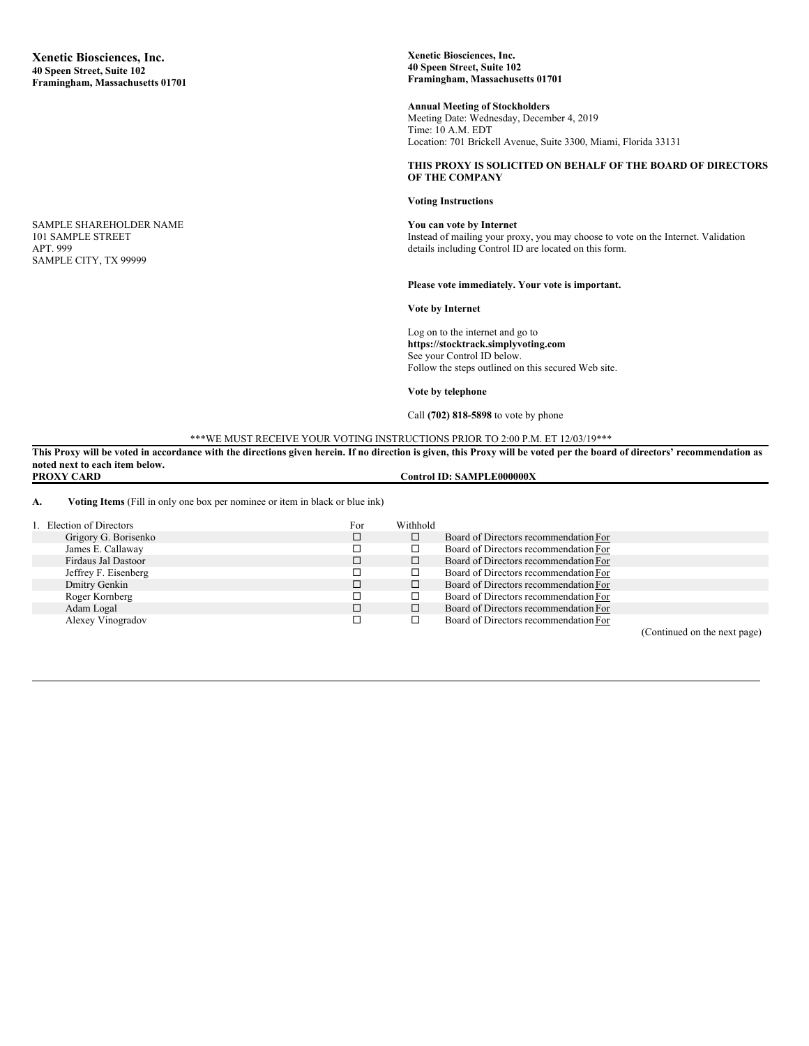**Xenetic Biosciences, Inc.**
**40 Speen Street, Suite 102**
**Framingham, Massachusetts 01701**

SAMPLE SHAREHOLDER NAME
101 SAMPLE STREET
APT. 999
SAMPLE CITY, TX 99999

**Xenetic Biosciences, Inc.**
**40 Speen Street, Suite 102**
**Framingham, Massachusetts 01701**

**Annual Meeting of Stockholders**
Meeting Date: Wednesday, December 4, 2019
Time: 10 A.M. EDT
Location: 701 Brickell Avenue, Suite 3300, Miami, Florida 33131

**THIS PROXY IS SOLICITED ON BEHALF OF THE BOARD OF DIRECTORS OF THE COMPANY**

**Voting Instructions**

**You can vote by Internet**
Instead of mailing your proxy, you may choose to vote on the Internet. Validation details including Control ID are located on this form.

**Please vote immediately. Your vote is important.**

**Vote by Internet**

Log on to the internet and go to
**https://stocktrack.simplyvoting.com**
See your Control ID below.
Follow the steps outlined on this secured Web site.

**Vote by telephone**

Call **(702) 818-5898** to vote by phone

***WE MUST RECEIVE YOUR VOTING INSTRUCTIONS PRIOR TO 2:00 P.M. ET 12/03/19***

**This Proxy will be voted in accordance with the directions given herein. If no direction is given, this Proxy will be voted per the board of directors' recommendation as noted next to each item below.**

**PROXY CARD** **Control ID: SAMPLE000000X**

**A. Voting Items** (Fill in only one box per nominee or item in black or blue ink)

| 1. Election of Directors | For | Withhold | |
|---|---|---|---|
| Grigory G. Borisenko | ☐ | ☐ | Board of Directors recommendation For |
| James E. Callaway | ☐ | ☐ | Board of Directors recommendation For |
| Firdaus Jal Dastoor | ☐ | ☐ | Board of Directors recommendation For |
| Jeffrey F. Eisenberg | ☐ | ☐ | Board of Directors recommendation For |
| Dmitry Genkin | ☐ | ☐ | Board of Directors recommendation For |
| Roger Kornberg | ☐ | ☐ | Board of Directors recommendation For |
| Adam Logal | ☐ | ☐ | Board of Directors recommendation For |
| Alexey Vinogradov | ☐ | ☐ | Board of Directors recommendation For |

(Continued on the next page)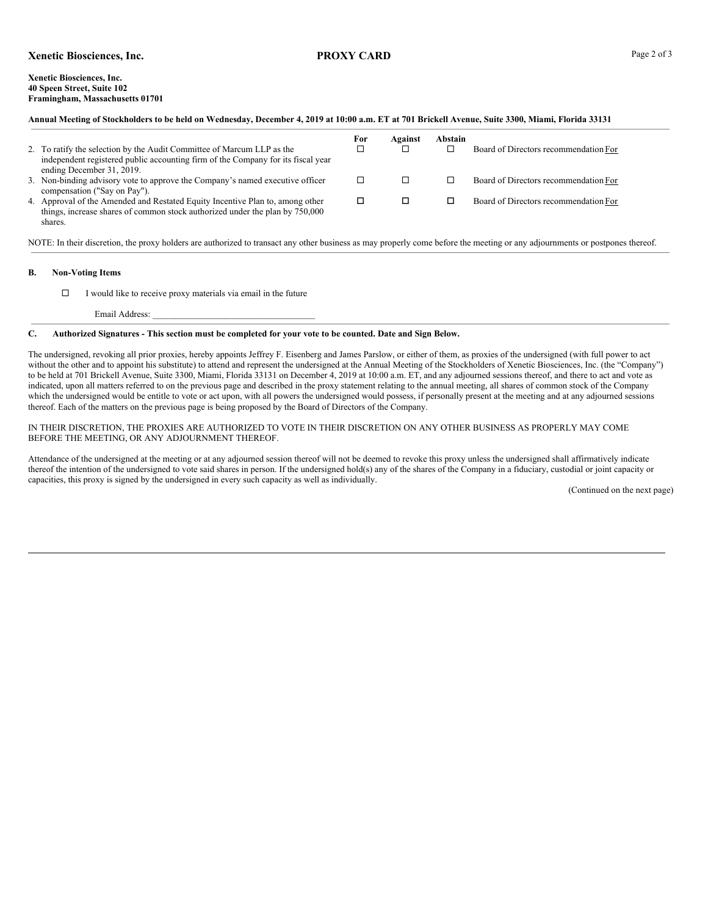**Xenetic Biosciences, Inc.** **PROXY CARD**

**Xenetic Biosciences, Inc.**
**40 Speen Street, Suite 102**
**Framingham, Massachusetts 01701**

**Annual Meeting of Stockholders to be held on Wednesday, December 4, 2019 at 10:00 a.m. ET at 701 Brickell Avenue, Suite 3300, Miami, Florida 33131**

| | For | Against | Abstain | |
|---|---|---|---|---|
| 2. To ratify the selection by the Audit Committee of Marcum LLP as the independent registered public accounting firm of the Company for its fiscal year ending December 31, 2019. | ☐ | ☐ | ☐ | Board of Directors recommendation For |
| 3. Non-binding advisory vote to approve the Company's named executive officer compensation ("Say on Pay"). | ☐ | ☐ | ☐ | Board of Directors recommendation For |
| 4. Approval of the Amended and Restated Equity Incentive Plan to, among other things, increase shares of common stock authorized under the plan by 750,000 shares. | ☐ | ☐ | ☐ | Board of Directors recommendation For |

NOTE: In their discretion, the proxy holders are authorized to transact any other business as may properly come before the meeting or any adjournments or postpones thereof.

**B. Non-Voting Items**

☐ I would like to receive proxy materials via email in the future

Email Address: ___________________________________

**C. Authorized Signatures - This section must be completed for your vote to be counted. Date and Sign Below.**

The undersigned, revoking all prior proxies, hereby appoints Jeffrey F. Eisenberg and James Parslow, or either of them, as proxies of the undersigned (with full power to act without the other and to appoint his substitute) to attend and represent the undersigned at the Annual Meeting of the Stockholders of Xenetic Biosciences, Inc. (the "Company") to be held at 701 Brickell Avenue, Suite 3300, Miami, Florida 33131 on December 4, 2019 at 10:00 a.m. ET, and any adjourned sessions thereof, and there to act and vote as indicated, upon all matters referred to on the previous page and described in the proxy statement relating to the annual meeting, all shares of common stock of the Company which the undersigned would be entitle to vote or act upon, with all powers the undersigned would possess, if personally present at the meeting and at any adjourned sessions thereof. Each of the matters on the previous page is being proposed by the Board of Directors of the Company.

IN THEIR DISCRETION, THE PROXIES ARE AUTHORIZED TO VOTE IN THEIR DISCRETION ON ANY OTHER BUSINESS AS PROPERLY MAY COME BEFORE THE MEETING, OR ANY ADJOURNMENT THEREOF.

Attendance of the undersigned at the meeting or at any adjourned session thereof will not be deemed to revoke this proxy unless the undersigned shall affirmatively indicate thereof the intention of the undersigned to vote said shares in person. If the undersigned hold(s) any of the shares of the Company in a fiduciary, custodial or joint capacity or capacities, this proxy is signed by the undersigned in every such capacity as well as individually.

(Continued on the next page)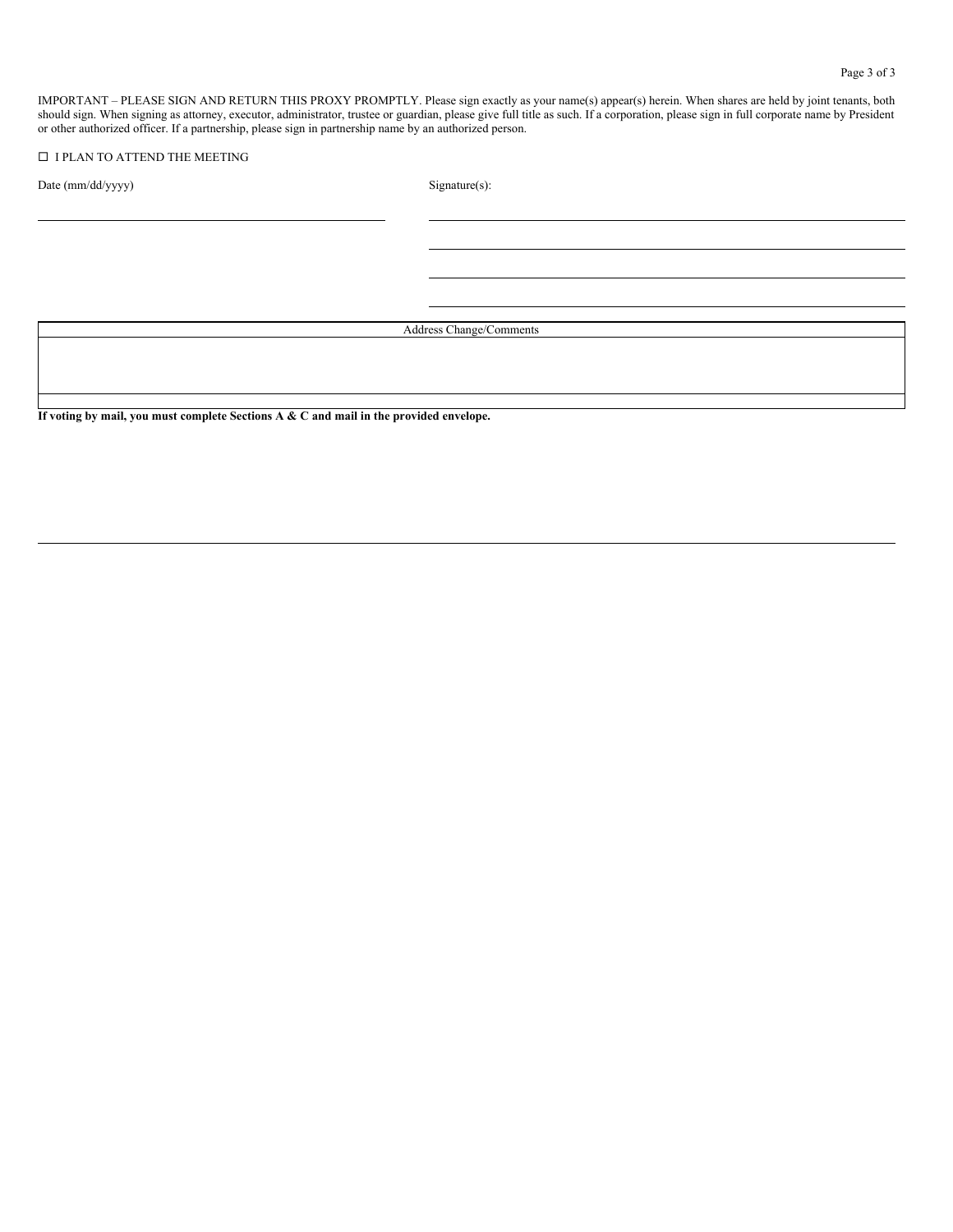IMPORTANT – PLEASE SIGN AND RETURN THIS PROXY PROMPTLY. Please sign exactly as your name(s) appear(s) herein. When shares are held by joint tenants, both should sign. When signing as attorney, executor, administrator, trustee or guardian, please give full title as such. If a corporation, please sign in full corporate name by President or other authorized officer. If a partnership, please sign in partnership name by an authorized person.

☐ I PLAN TO ATTEND THE MEETING

Date (mm/dd/yyyy) ______________________

Signature(s): ______________________

______________________

______________________

______________________

| Address Change/Comments |
| --- |
| |
| |

**If voting by mail, you must complete Sections A & C and mail in the provided envelope.**